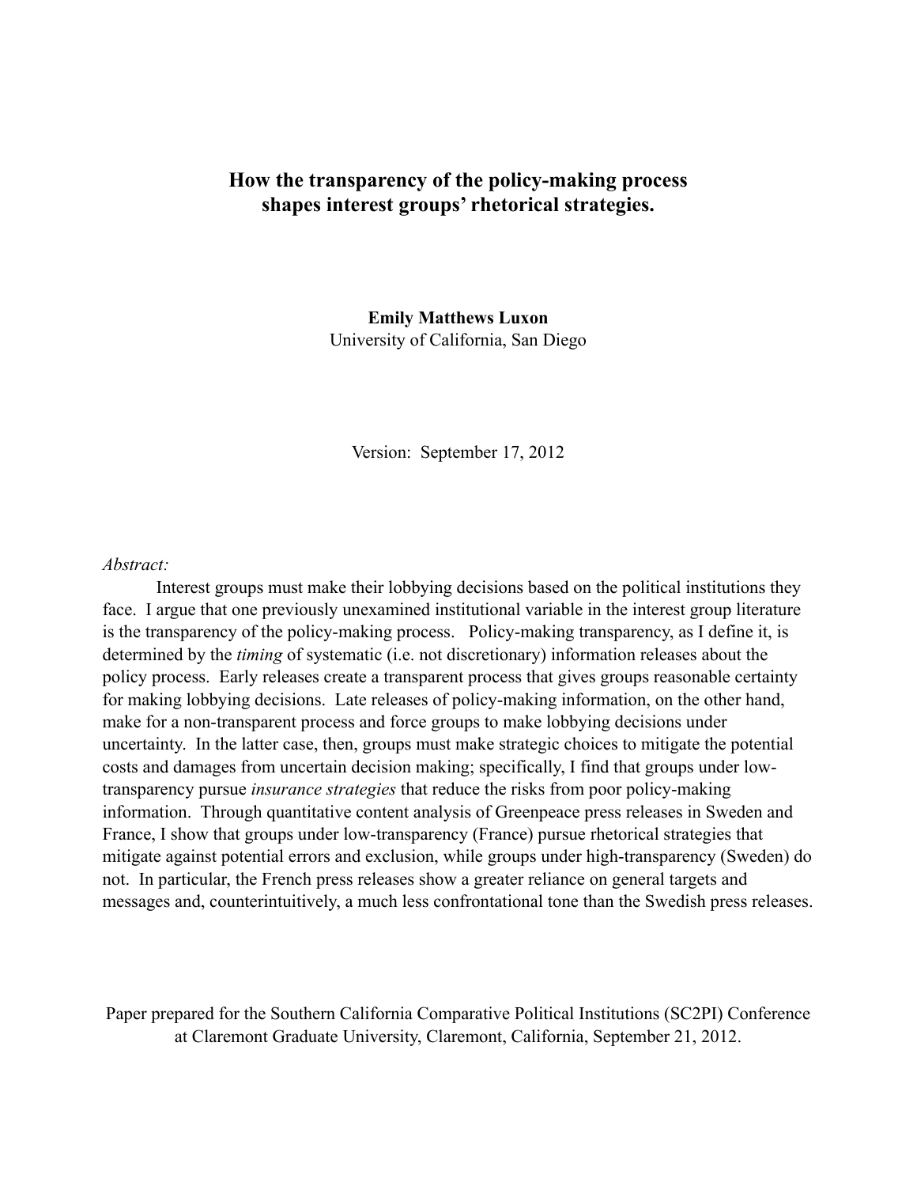# How the transparency of the policy-making process shapes interest groups' rhetorical strategies.

**Emily Matthews Luxon**
University of California, San Diego

Version: September 17, 2012

*Abstract:*

Interest groups must make their lobbying decisions based on the political institutions they face. I argue that one previously unexamined institutional variable in the interest group literature is the transparency of the policy-making process. Policy-making transparency, as I define it, is determined by the *timing* of systematic (i.e. not discretionary) information releases about the policy process. Early releases create a transparent process that gives groups reasonable certainty for making lobbying decisions. Late releases of policy-making information, on the other hand, make for a non-transparent process and force groups to make lobbying decisions under uncertainty. In the latter case, then, groups must make strategic choices to mitigate the potential costs and damages from uncertain decision making; specifically, I find that groups under low-transparency pursue *insurance strategies* that reduce the risks from poor policy-making information. Through quantitative content analysis of Greenpeace press releases in Sweden and France, I show that groups under low-transparency (France) pursue rhetorical strategies that mitigate against potential errors and exclusion, while groups under high-transparency (Sweden) do not. In particular, the French press releases show a greater reliance on general targets and messages and, counterintuitively, a much less confrontational tone than the Swedish press releases.

Paper prepared for the Southern California Comparative Political Institutions (SC2PI) Conference at Claremont Graduate University, Claremont, California, September 21, 2012.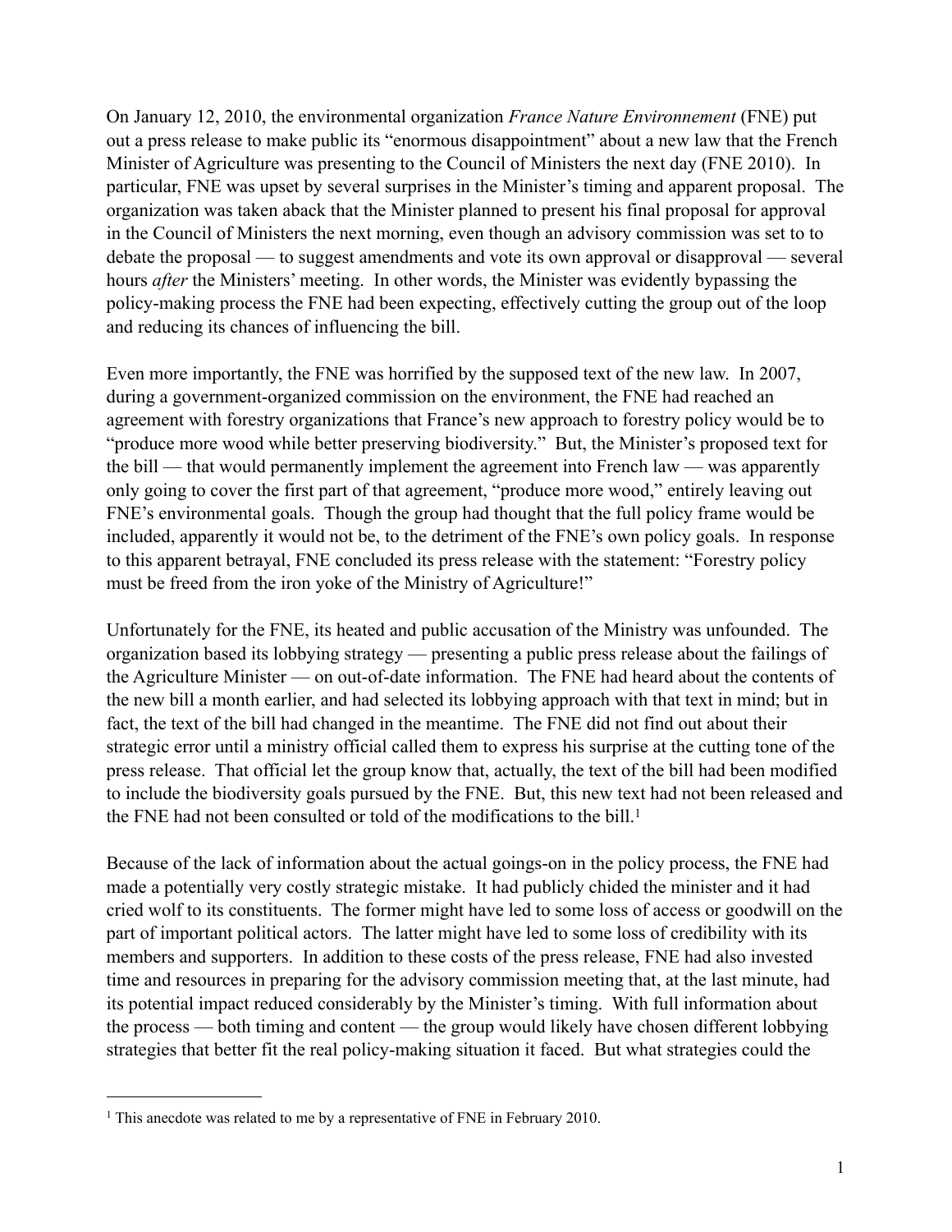On January 12, 2010, the environmental organization *France Nature Environnement* (FNE) put out a press release to make public its "enormous disappointment" about a new law that the French Minister of Agriculture was presenting to the Council of Ministers the next day (FNE 2010). In particular, FNE was upset by several surprises in the Minister's timing and apparent proposal. The organization was taken aback that the Minister planned to present his final proposal for approval in the Council of Ministers the next morning, even though an advisory commission was set to to debate the proposal — to suggest amendments and vote its own approval or disapproval — several hours *after* the Ministers' meeting. In other words, the Minister was evidently bypassing the policy-making process the FNE had been expecting, effectively cutting the group out of the loop and reducing its chances of influencing the bill.

Even more importantly, the FNE was horrified by the supposed text of the new law. In 2007, during a government-organized commission on the environment, the FNE had reached an agreement with forestry organizations that France's new approach to forestry policy would be to "produce more wood while better preserving biodiversity." But, the Minister's proposed text for the bill — that would permanently implement the agreement into French law — was apparently only going to cover the first part of that agreement, "produce more wood," entirely leaving out FNE's environmental goals. Though the group had thought that the full policy frame would be included, apparently it would not be, to the detriment of the FNE's own policy goals. In response to this apparent betrayal, FNE concluded its press release with the statement: "Forestry policy must be freed from the iron yoke of the Ministry of Agriculture!"

Unfortunately for the FNE, its heated and public accusation of the Ministry was unfounded. The organization based its lobbying strategy — presenting a public press release about the failings of the Agriculture Minister — on out-of-date information. The FNE had heard about the contents of the new bill a month earlier, and had selected its lobbying approach with that text in mind; but in fact, the text of the bill had changed in the meantime. The FNE did not find out about their strategic error until a ministry official called them to express his surprise at the cutting tone of the press release. That official let the group know that, actually, the text of the bill had been modified to include the biodiversity goals pursued by the FNE. But, this new text had not been released and the FNE had not been consulted or told of the modifications to the bill.[1]

Because of the lack of information about the actual goings-on in the policy process, the FNE had made a potentially very costly strategic mistake. It had publicly chided the minister and it had cried wolf to its constituents. The former might have led to some loss of access or goodwill on the part of important political actors. The latter might have led to some loss of credibility with its members and supporters. In addition to these costs of the press release, FNE had also invested time and resources in preparing for the advisory commission meeting that, at the last minute, had its potential impact reduced considerably by the Minister's timing. With full information about the process — both timing and content — the group would likely have chosen different lobbying strategies that better fit the real policy-making situation it faced. But what strategies could the

[1] This anecdote was related to me by a representative of FNE in February 2010.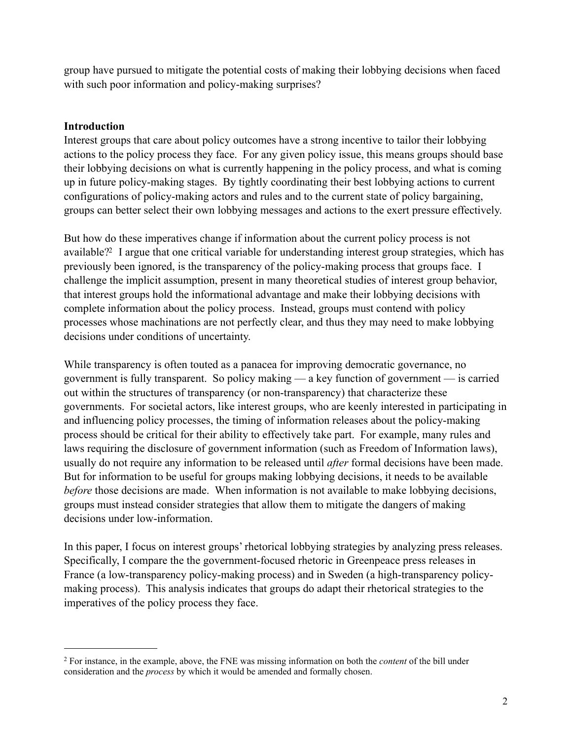group have pursued to mitigate the potential costs of making their lobbying decisions when faced with such poor information and policy-making surprises?

**Introduction**

Interest groups that care about policy outcomes have a strong incentive to tailor their lobbying actions to the policy process they face. For any given policy issue, this means groups should base their lobbying decisions on what is currently happening in the policy process, and what is coming up in future policy-making stages. By tightly coordinating their best lobbying actions to current configurations of policy-making actors and rules and to the current state of policy bargaining, groups can better select their own lobbying messages and actions to the exert pressure effectively.

But how do these imperatives change if information about the current policy process is not available?[2] I argue that one critical variable for understanding interest group strategies, which has previously been ignored, is the transparency of the policy-making process that groups face. I challenge the implicit assumption, present in many theoretical studies of interest group behavior, that interest groups hold the informational advantage and make their lobbying decisions with complete information about the policy process. Instead, groups must contend with policy processes whose machinations are not perfectly clear, and thus they may need to make lobbying decisions under conditions of uncertainty.

While transparency is often touted as a panacea for improving democratic governance, no government is fully transparent. So policy making — a key function of government — is carried out within the structures of transparency (or non-transparency) that characterize these governments. For societal actors, like interest groups, who are keenly interested in participating in and influencing policy processes, the timing of information releases about the policy-making process should be critical for their ability to effectively take part. For example, many rules and laws requiring the disclosure of government information (such as Freedom of Information laws), usually do not require any information to be released until *after* formal decisions have been made. But for information to be useful for groups making lobbying decisions, it needs to be available *before* those decisions are made. When information is not available to make lobbying decisions, groups must instead consider strategies that allow them to mitigate the dangers of making decisions under low-information.

In this paper, I focus on interest groups' rhetorical lobbying strategies by analyzing press releases. Specifically, I compare the the government-focused rhetoric in Greenpeace press releases in France (a low-transparency policy-making process) and in Sweden (a high-transparency policy-making process). This analysis indicates that groups do adapt their rhetorical strategies to the imperatives of the policy process they face.

[2] For instance, in the example, above, the FNE was missing information on both the *content* of the bill under consideration and the *process* by which it would be amended and formally chosen.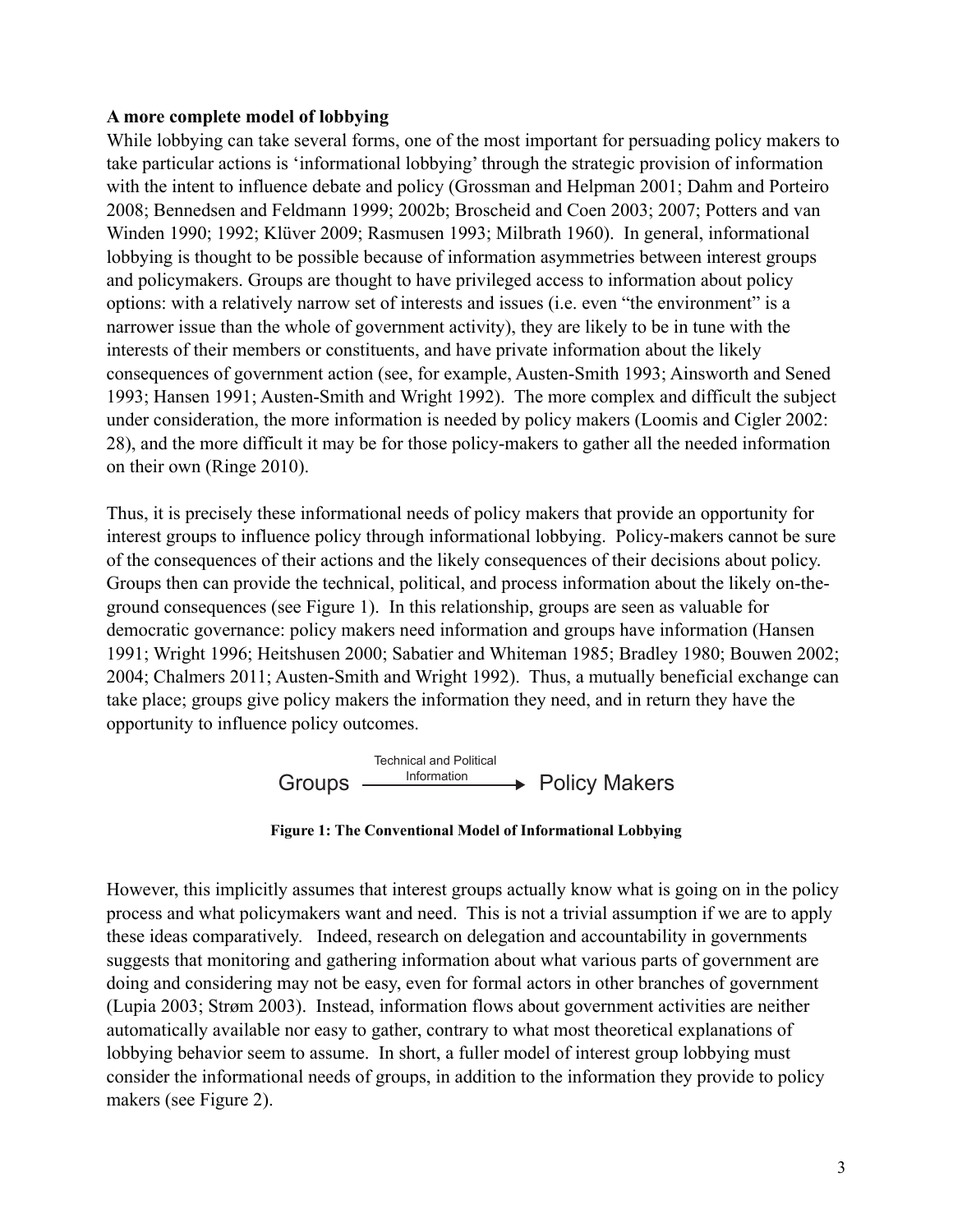**A more complete model of lobbying**

While lobbying can take several forms, one of the most important for persuading policy makers to take particular actions is 'informational lobbying' through the strategic provision of information with the intent to influence debate and policy (Grossman and Helpman 2001; Dahm and Porteiro 2008; Bennedsen and Feldmann 1999; 2002b; Broscheid and Coen 2003; 2007; Potters and van Winden 1990; 1992; Klüver 2009; Rasmusen 1993; Milbrath 1960). In general, informational lobbying is thought to be possible because of information asymmetries between interest groups and policymakers. Groups are thought to have privileged access to information about policy options: with a relatively narrow set of interests and issues (i.e. even "the environment" is a narrower issue than the whole of government activity), they are likely to be in tune with the interests of their members or constituents, and have private information about the likely consequences of government action (see, for example, Austen-Smith 1993; Ainsworth and Sened 1993; Hansen 1991; Austen-Smith and Wright 1992). The more complex and difficult the subject under consideration, the more information is needed by policy makers (Loomis and Cigler 2002: 28), and the more difficult it may be for those policy-makers to gather all the needed information on their own (Ringe 2010).

Thus, it is precisely these informational needs of policy makers that provide an opportunity for interest groups to influence policy through informational lobbying. Policy-makers cannot be sure of the consequences of their actions and the likely consequences of their decisions about policy. Groups then can provide the technical, political, and process information about the likely on-the-ground consequences (see Figure 1). In this relationship, groups are seen as valuable for democratic governance: policy makers need information and groups have information (Hansen 1991; Wright 1996; Heitshusen 2000; Sabatier and Whiteman 1985; Bradley 1980; Bouwen 2002; 2004; Chalmers 2011; Austen-Smith and Wright 1992). Thus, a mutually beneficial exchange can take place; groups give policy makers the information they need, and in return they have the opportunity to influence policy outcomes.

Groups —Technical and Political Information→ Policy Makers

**Figure 1: The Conventional Model of Informational Lobbying**

However, this implicitly assumes that interest groups actually know what is going on in the policy process and what policymakers want and need. This is not a trivial assumption if we are to apply these ideas comparatively. Indeed, research on delegation and accountability in governments suggests that monitoring and gathering information about what various parts of government are doing and considering may not be easy, even for formal actors in other branches of government (Lupia 2003; Strøm 2003). Instead, information flows about government activities are neither automatically available nor easy to gather, contrary to what most theoretical explanations of lobbying behavior seem to assume. In short, a fuller model of interest group lobbying must consider the informational needs of groups, in addition to the information they provide to policy makers (see Figure 2).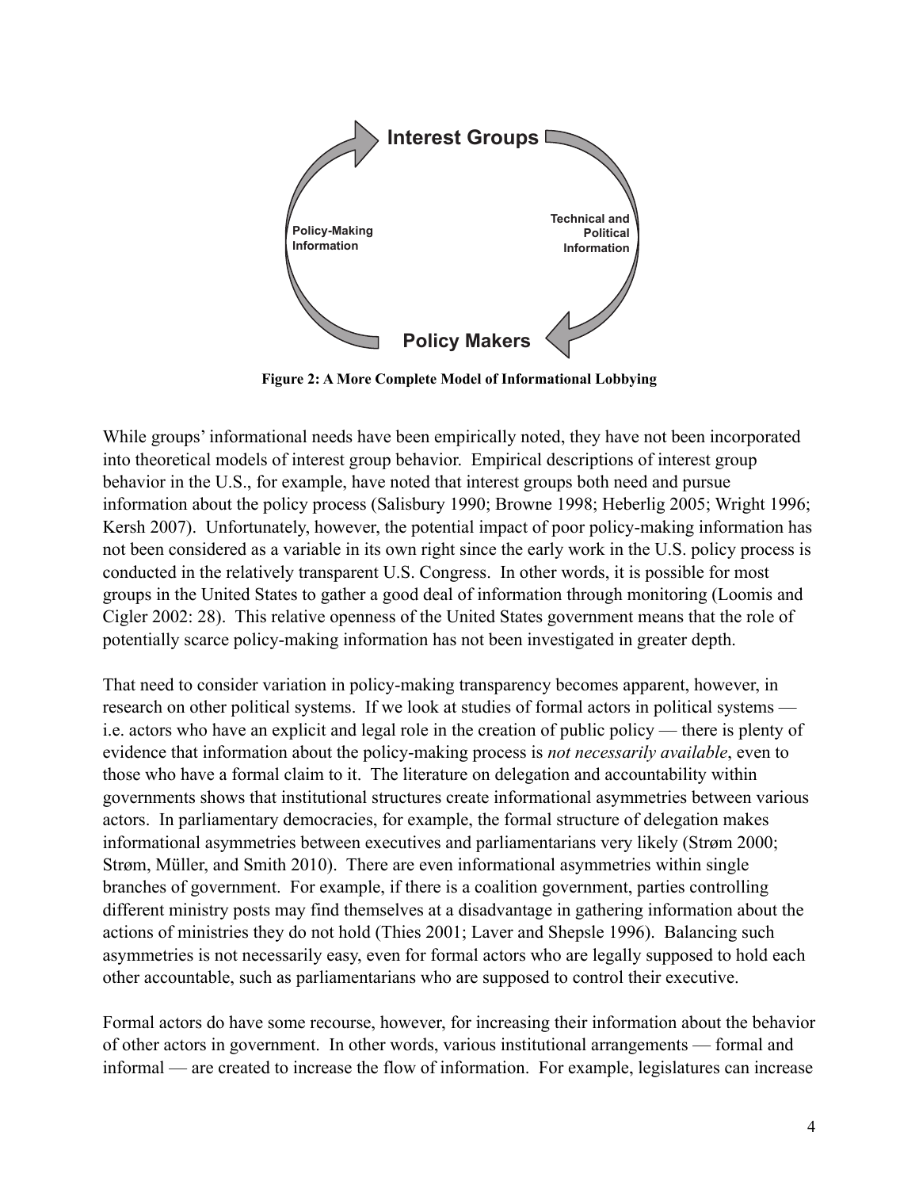Interest Groups

Policy-Making Information

Technical and Political Information

Policy Makers

**Figure 2: A More Complete Model of Informational Lobbying**

While groups' informational needs have been empirically noted, they have not been incorporated into theoretical models of interest group behavior. Empirical descriptions of interest group behavior in the U.S., for example, have noted that interest groups both need and pursue information about the policy process (Salisbury 1990; Browne 1998; Heberlig 2005; Wright 1996; Kersh 2007). Unfortunately, however, the potential impact of poor policy-making information has not been considered as a variable in its own right since the early work in the U.S. policy process is conducted in the relatively transparent U.S. Congress. In other words, it is possible for most groups in the United States to gather a good deal of information through monitoring (Loomis and Cigler 2002: 28). This relative openness of the United States government means that the role of potentially scarce policy-making information has not been investigated in greater depth.

That need to consider variation in policy-making transparency becomes apparent, however, in research on other political systems. If we look at studies of formal actors in political systems — i.e. actors who have an explicit and legal role in the creation of public policy — there is plenty of evidence that information about the policy-making process is *not necessarily available*, even to those who have a formal claim to it. The literature on delegation and accountability within governments shows that institutional structures create informational asymmetries between various actors. In parliamentary democracies, for example, the formal structure of delegation makes informational asymmetries between executives and parliamentarians very likely (Strøm 2000; Strøm, Müller, and Smith 2010). There are even informational asymmetries within single branches of government. For example, if there is a coalition government, parties controlling different ministry posts may find themselves at a disadvantage in gathering information about the actions of ministries they do not hold (Thies 2001; Laver and Shepsle 1996). Balancing such asymmetries is not necessarily easy, even for formal actors who are legally supposed to hold each other accountable, such as parliamentarians who are supposed to control their executive.

Formal actors do have some recourse, however, for increasing their information about the behavior of other actors in government. In other words, various institutional arrangements — formal and informal — are created to increase the flow of information. For example, legislatures can increase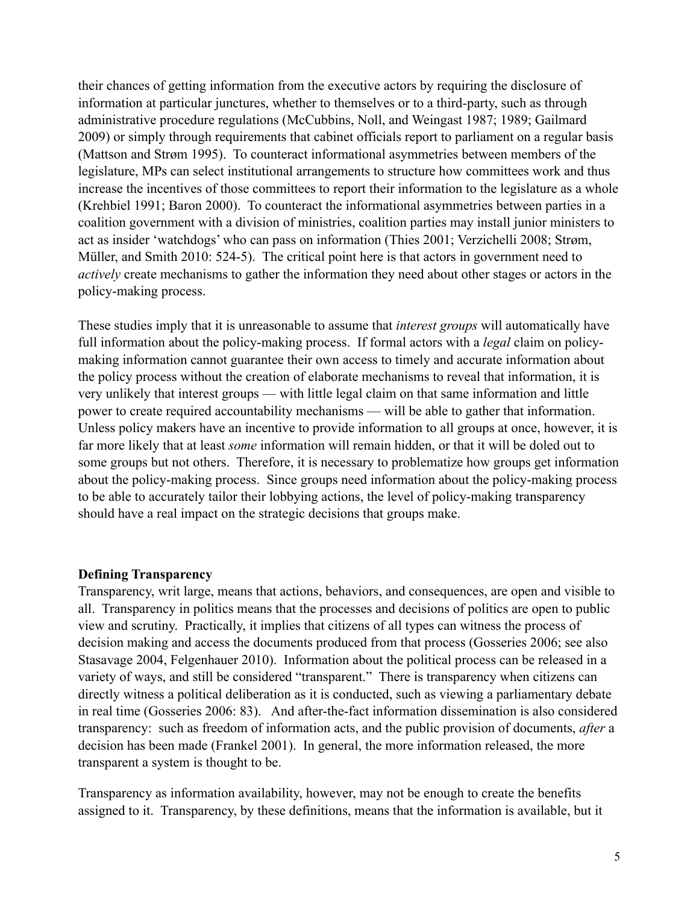their chances of getting information from the executive actors by requiring the disclosure of information at particular junctures, whether to themselves or to a third-party, such as through administrative procedure regulations (McCubbins, Noll, and Weingast 1987; 1989; Gailmard 2009) or simply through requirements that cabinet officials report to parliament on a regular basis (Mattson and Strøm 1995). To counteract informational asymmetries between members of the legislature, MPs can select institutional arrangements to structure how committees work and thus increase the incentives of those committees to report their information to the legislature as a whole (Krehbiel 1991; Baron 2000). To counteract the informational asymmetries between parties in a coalition government with a division of ministries, coalition parties may install junior ministers to act as insider 'watchdogs' who can pass on information (Thies 2001; Verzichelli 2008; Strøm, Müller, and Smith 2010: 524-5). The critical point here is that actors in government need to *actively* create mechanisms to gather the information they need about other stages or actors in the policy-making process.

These studies imply that it is unreasonable to assume that *interest groups* will automatically have full information about the policy-making process. If formal actors with a *legal* claim on policy-making information cannot guarantee their own access to timely and accurate information about the policy process without the creation of elaborate mechanisms to reveal that information, it is very unlikely that interest groups — with little legal claim on that same information and little power to create required accountability mechanisms — will be able to gather that information. Unless policy makers have an incentive to provide information to all groups at once, however, it is far more likely that at least *some* information will remain hidden, or that it will be doled out to some groups but not others. Therefore, it is necessary to problematize how groups get information about the policy-making process. Since groups need information about the policy-making process to be able to accurately tailor their lobbying actions, the level of policy-making transparency should have a real impact on the strategic decisions that groups make.

**Defining Transparency**

Transparency, writ large, means that actions, behaviors, and consequences, are open and visible to all. Transparency in politics means that the processes and decisions of politics are open to public view and scrutiny. Practically, it implies that citizens of all types can witness the process of decision making and access the documents produced from that process (Gosseries 2006; see also Stasavage 2004, Felgenhauer 2010). Information about the political process can be released in a variety of ways, and still be considered "transparent." There is transparency when citizens can directly witness a political deliberation as it is conducted, such as viewing a parliamentary debate in real time (Gosseries 2006: 83). And after-the-fact information dissemination is also considered transparency: such as freedom of information acts, and the public provision of documents, *after* a decision has been made (Frankel 2001). In general, the more information released, the more transparent a system is thought to be.

Transparency as information availability, however, may not be enough to create the benefits assigned to it. Transparency, by these definitions, means that the information is available, but it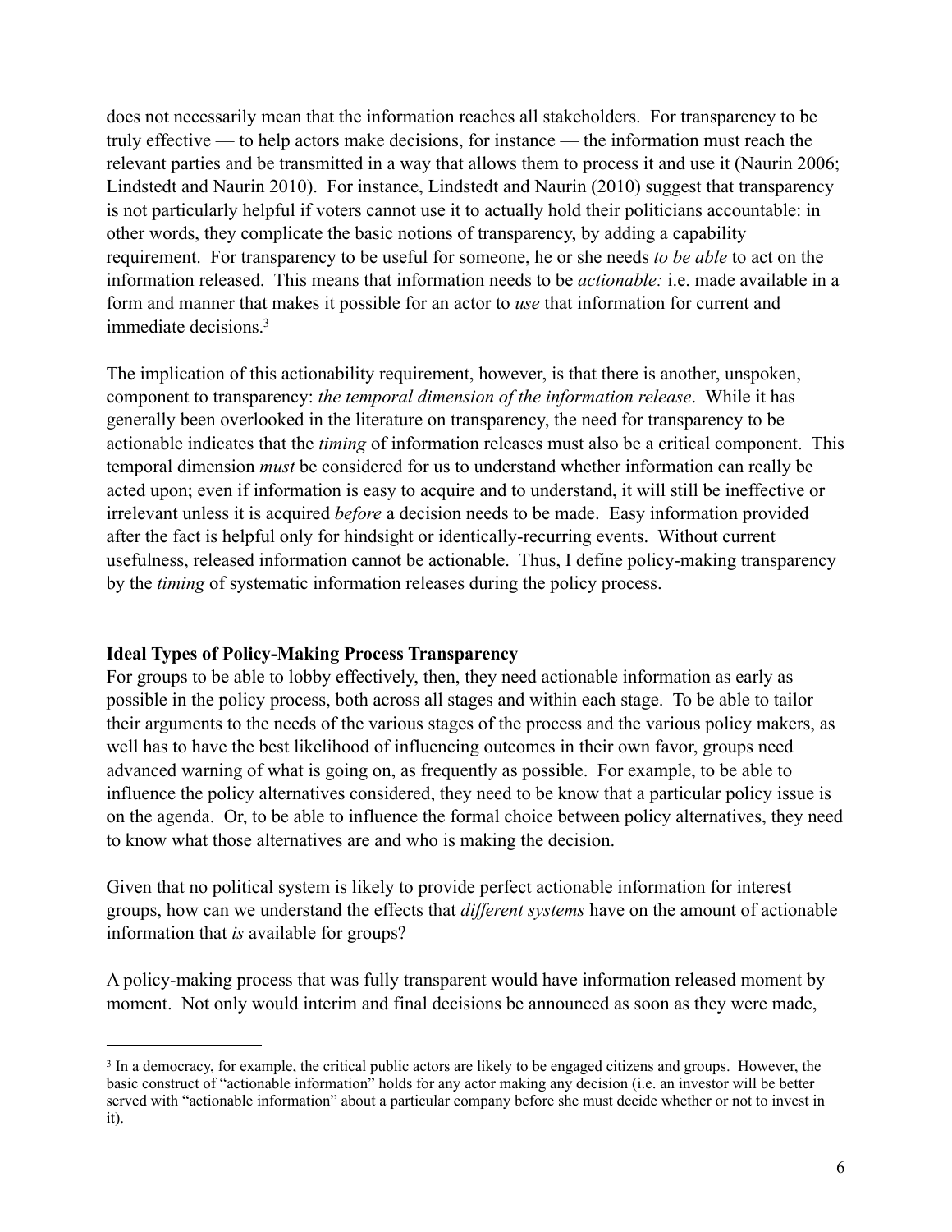does not necessarily mean that the information reaches all stakeholders. For transparency to be truly effective — to help actors make decisions, for instance — the information must reach the relevant parties and be transmitted in a way that allows them to process it and use it (Naurin 2006; Lindstedt and Naurin 2010). For instance, Lindstedt and Naurin (2010) suggest that transparency is not particularly helpful if voters cannot use it to actually hold their politicians accountable: in other words, they complicate the basic notions of transparency, by adding a capability requirement. For transparency to be useful for someone, he or she needs *to be able* to act on the information released. This means that information needs to be *actionable:* i.e. made available in a form and manner that makes it possible for an actor to *use* that information for current and immediate decisions.[3]

The implication of this actionability requirement, however, is that there is another, unspoken, component to transparency: *the temporal dimension of the information release*. While it has generally been overlooked in the literature on transparency, the need for transparency to be actionable indicates that the *timing* of information releases must also be a critical component. This temporal dimension *must* be considered for us to understand whether information can really be acted upon; even if information is easy to acquire and to understand, it will still be ineffective or irrelevant unless it is acquired *before* a decision needs to be made. Easy information provided after the fact is helpful only for hindsight or identically-recurring events. Without current usefulness, released information cannot be actionable. Thus, I define policy-making transparency by the *timing* of systematic information releases during the policy process.

**Ideal Types of Policy-Making Process Transparency**

For groups to be able to lobby effectively, then, they need actionable information as early as possible in the policy process, both across all stages and within each stage. To be able to tailor their arguments to the needs of the various stages of the process and the various policy makers, as well has to have the best likelihood of influencing outcomes in their own favor, groups need advanced warning of what is going on, as frequently as possible. For example, to be able to influence the policy alternatives considered, they need to be know that a particular policy issue is on the agenda. Or, to be able to influence the formal choice between policy alternatives, they need to know what those alternatives are and who is making the decision.

Given that no political system is likely to provide perfect actionable information for interest groups, how can we understand the effects that *different systems* have on the amount of actionable information that *is* available for groups?

A policy-making process that was fully transparent would have information released moment by moment. Not only would interim and final decisions be announced as soon as they were made,

[3] In a democracy, for example, the critical public actors are likely to be engaged citizens and groups. However, the basic construct of "actionable information" holds for any actor making any decision (i.e. an investor will be better served with "actionable information" about a particular company before she must decide whether or not to invest in it).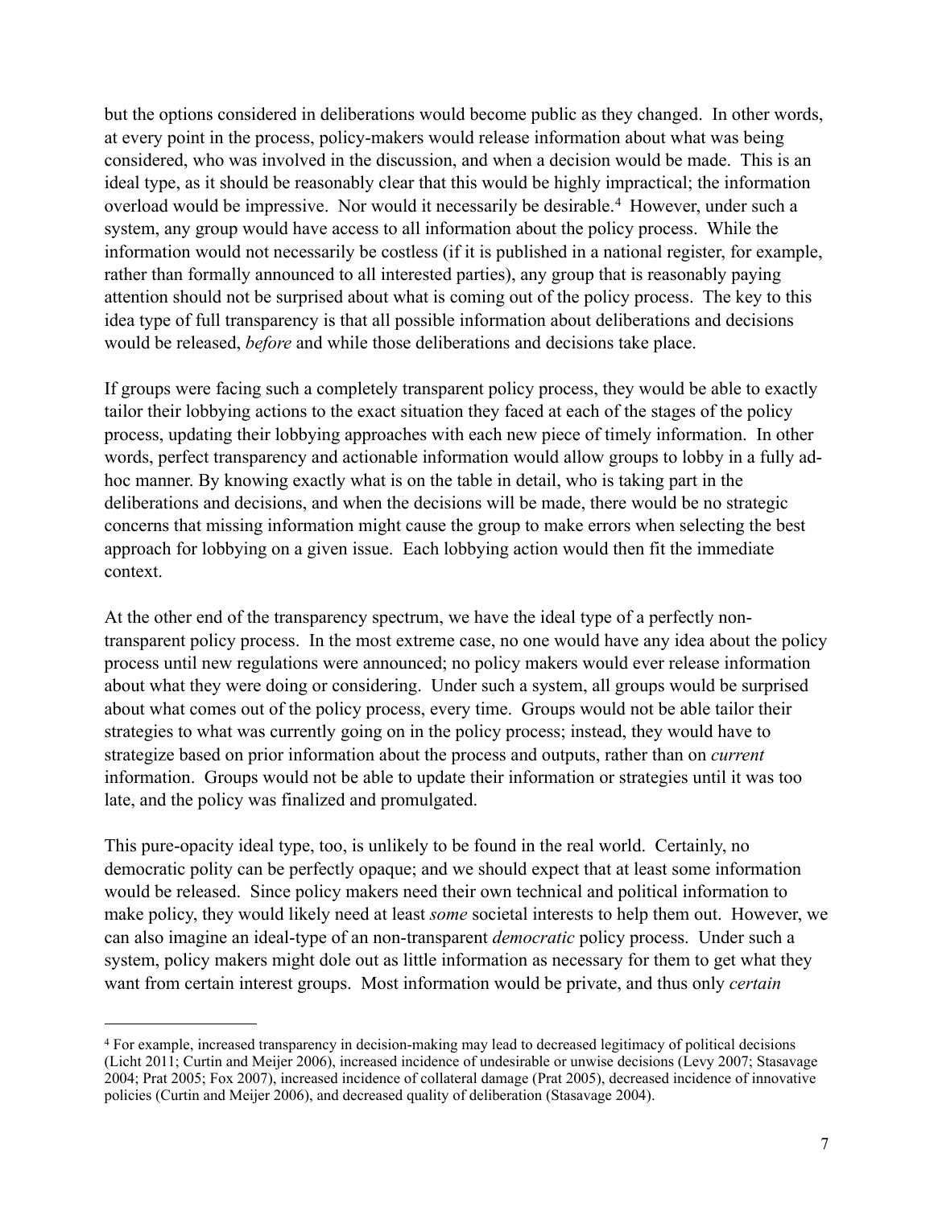but the options considered in deliberations would become public as they changed. In other words, at every point in the process, policy-makers would release information about what was being considered, who was involved in the discussion, and when a decision would be made. This is an ideal type, as it should be reasonably clear that this would be highly impractical; the information overload would be impressive. Nor would it necessarily be desirable.[4] However, under such a system, any group would have access to all information about the policy process. While the information would not necessarily be costless (if it is published in a national register, for example, rather than formally announced to all interested parties), any group that is reasonably paying attention should not be surprised about what is coming out of the policy process. The key to this idea type of full transparency is that all possible information about deliberations and decisions would be released, *before* and while those deliberations and decisions take place.

If groups were facing such a completely transparent policy process, they would be able to exactly tailor their lobbying actions to the exact situation they faced at each of the stages of the policy process, updating their lobbying approaches with each new piece of timely information. In other words, perfect transparency and actionable information would allow groups to lobby in a fully ad-hoc manner. By knowing exactly what is on the table in detail, who is taking part in the deliberations and decisions, and when the decisions will be made, there would be no strategic concerns that missing information might cause the group to make errors when selecting the best approach for lobbying on a given issue. Each lobbying action would then fit the immediate context.

At the other end of the transparency spectrum, we have the ideal type of a perfectly non-transparent policy process. In the most extreme case, no one would have any idea about the policy process until new regulations were announced; no policy makers would ever release information about what they were doing or considering. Under such a system, all groups would be surprised about what comes out of the policy process, every time. Groups would not be able tailor their strategies to what was currently going on in the policy process; instead, they would have to strategize based on prior information about the process and outputs, rather than on *current* information. Groups would not be able to update their information or strategies until it was too late, and the policy was finalized and promulgated.

This pure-opacity ideal type, too, is unlikely to be found in the real world. Certainly, no democratic polity can be perfectly opaque; and we should expect that at least some information would be released. Since policy makers need their own technical and political information to make policy, they would likely need at least *some* societal interests to help them out. However, we can also imagine an ideal-type of an non-transparent *democratic* policy process. Under such a system, policy makers might dole out as little information as necessary for them to get what they want from certain interest groups. Most information would be private, and thus only *certain*

[4] For example, increased transparency in decision-making may lead to decreased legitimacy of political decisions (Licht 2011; Curtin and Meijer 2006), increased incidence of undesirable or unwise decisions (Levy 2007; Stasavage 2004; Prat 2005; Fox 2007), increased incidence of collateral damage (Prat 2005), decreased incidence of innovative policies (Curtin and Meijer 2006), and decreased quality of deliberation (Stasavage 2004).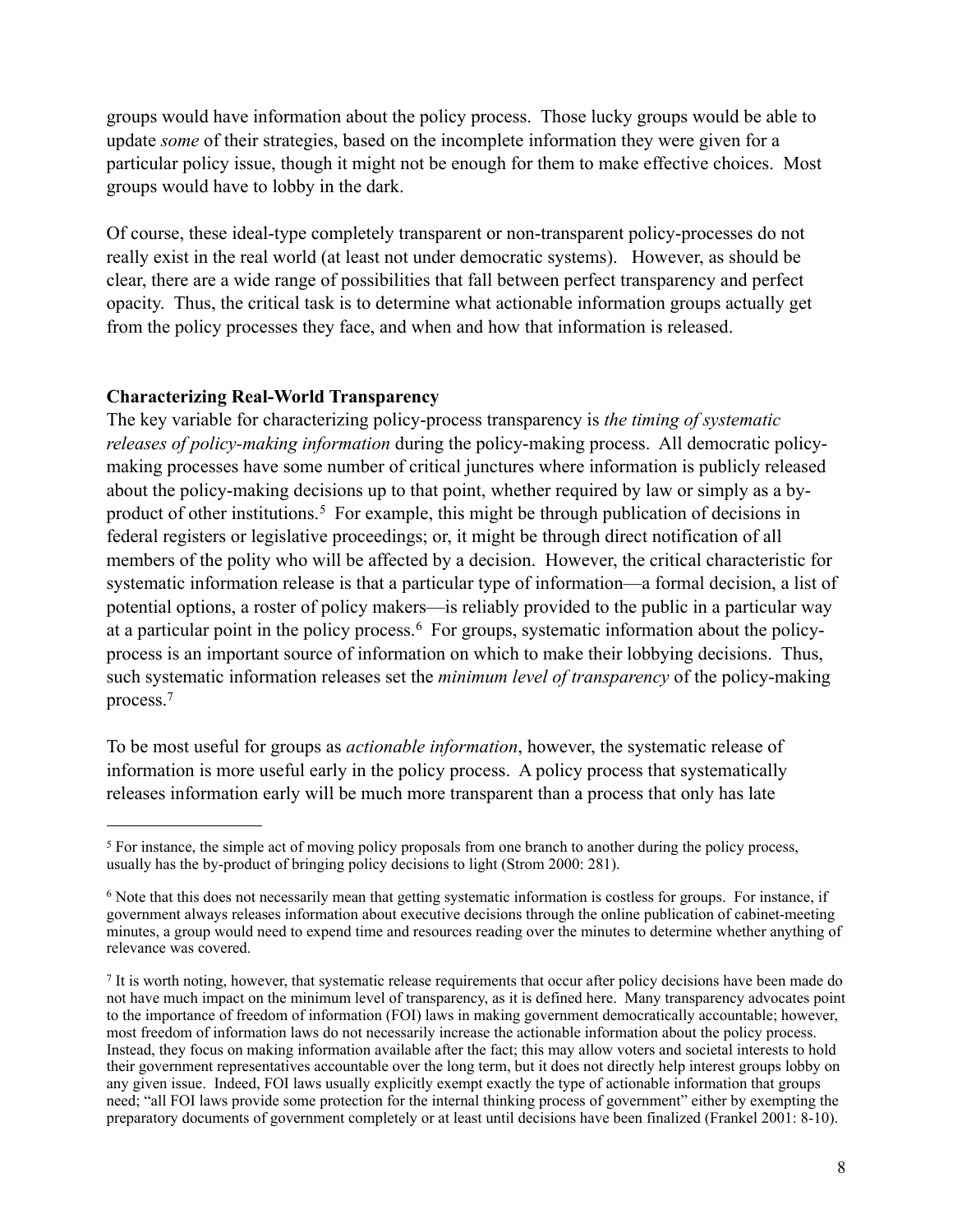groups would have information about the policy process. Those lucky groups would be able to update *some* of their strategies, based on the incomplete information they were given for a particular policy issue, though it might not be enough for them to make effective choices. Most groups would have to lobby in the dark.

Of course, these ideal-type completely transparent or non-transparent policy-processes do not really exist in the real world (at least not under democratic systems). However, as should be clear, there are a wide range of possibilities that fall between perfect transparency and perfect opacity. Thus, the critical task is to determine what actionable information groups actually get from the policy processes they face, and when and how that information is released.

**Characterizing Real-World Transparency**

The key variable for characterizing policy-process transparency is *the timing of systematic releases of policy-making information* during the policy-making process. All democratic policy-making processes have some number of critical junctures where information is publicly released about the policy-making decisions up to that point, whether required by law or simply as a by-product of other institutions.[5] For example, this might be through publication of decisions in federal registers or legislative proceedings; or, it might be through direct notification of all members of the polity who will be affected by a decision. However, the critical characteristic for systematic information release is that a particular type of information—a formal decision, a list of potential options, a roster of policy makers—is reliably provided to the public in a particular way at a particular point in the policy process.[6] For groups, systematic information about the policy-process is an important source of information on which to make their lobbying decisions. Thus, such systematic information releases set the *minimum level of transparency* of the policy-making process.[7]

To be most useful for groups as *actionable information*, however, the systematic release of information is more useful early in the policy process. A policy process that systematically releases information early will be much more transparent than a process that only has late

---

[5] For instance, the simple act of moving policy proposals from one branch to another during the policy process, usually has the by-product of bringing policy decisions to light (Strom 2000: 281).

[6] Note that this does not necessarily mean that getting systematic information is costless for groups. For instance, if government always releases information about executive decisions through the online publication of cabinet-meeting minutes, a group would need to expend time and resources reading over the minutes to determine whether anything of relevance was covered.

[7] It is worth noting, however, that systematic release requirements that occur after policy decisions have been made do not have much impact on the minimum level of transparency, as it is defined here. Many transparency advocates point to the importance of freedom of information (FOI) laws in making government democratically accountable; however, most freedom of information laws do not necessarily increase the actionable information about the policy process. Instead, they focus on making information available after the fact; this may allow voters and societal interests to hold their government representatives accountable over the long term, but it does not directly help interest groups lobby on any given issue. Indeed, FOI laws usually explicitly exempt exactly the type of actionable information that groups need; "all FOI laws provide some protection for the internal thinking process of government" either by exempting the preparatory documents of government completely or at least until decisions have been finalized (Frankel 2001: 8-10).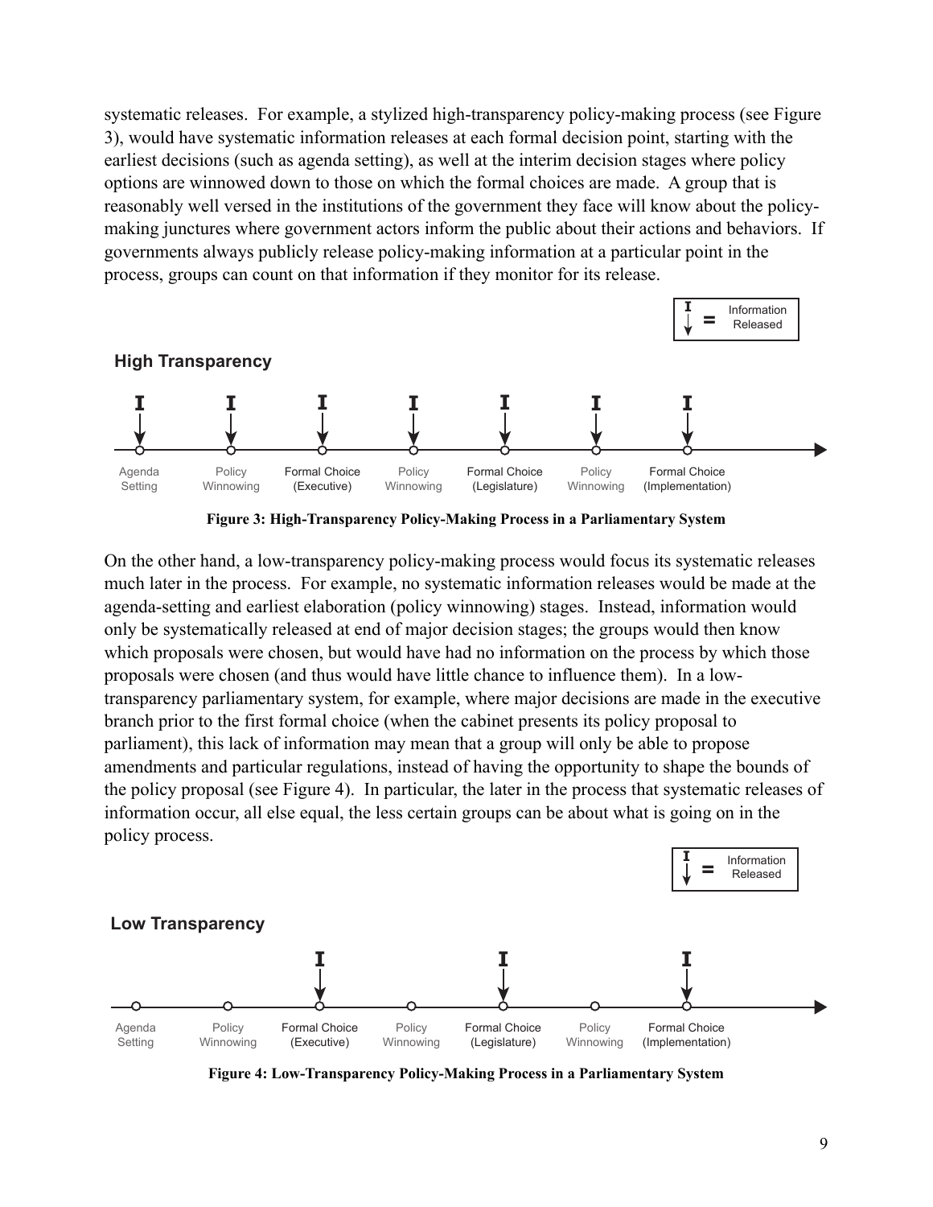systematic releases. For example, a stylized high-transparency policy-making process (see Figure 3), would have systematic information releases at each formal decision point, starting with the earliest decisions (such as agenda setting), as well at the interim decision stages where policy options are winnowed down to those on which the formal choices are made. A group that is reasonably well versed in the institutions of the government they face will know about the policy-making junctures where government actors inform the public about their actions and behaviors. If governments always publicly release policy-making information at a particular point in the process, groups can count on that information if they monitor for its release.

**Figure 3: High-Transparency Policy-Making Process in a Parliamentary System**

On the other hand, a low-transparency policy-making process would focus its systematic releases much later in the process. For example, no systematic information releases would be made at the agenda-setting and earliest elaboration (policy winnowing) stages. Instead, information would only be systematically released at end of major decision stages; the groups would then know which proposals were chosen, but would have had no information on the process by which those proposals were chosen (and thus would have little chance to influence them). In a low-transparency parliamentary system, for example, where major decisions are made in the executive branch prior to the first formal choice (when the cabinet presents its policy proposal to parliament), this lack of information may mean that a group will only be able to propose amendments and particular regulations, instead of having the opportunity to shape the bounds of the policy proposal (see Figure 4). In particular, the later in the process that systematic releases of information occur, all else equal, the less certain groups can be about what is going on in the policy process.

**Figure 4: Low-Transparency Policy-Making Process in a Parliamentary System**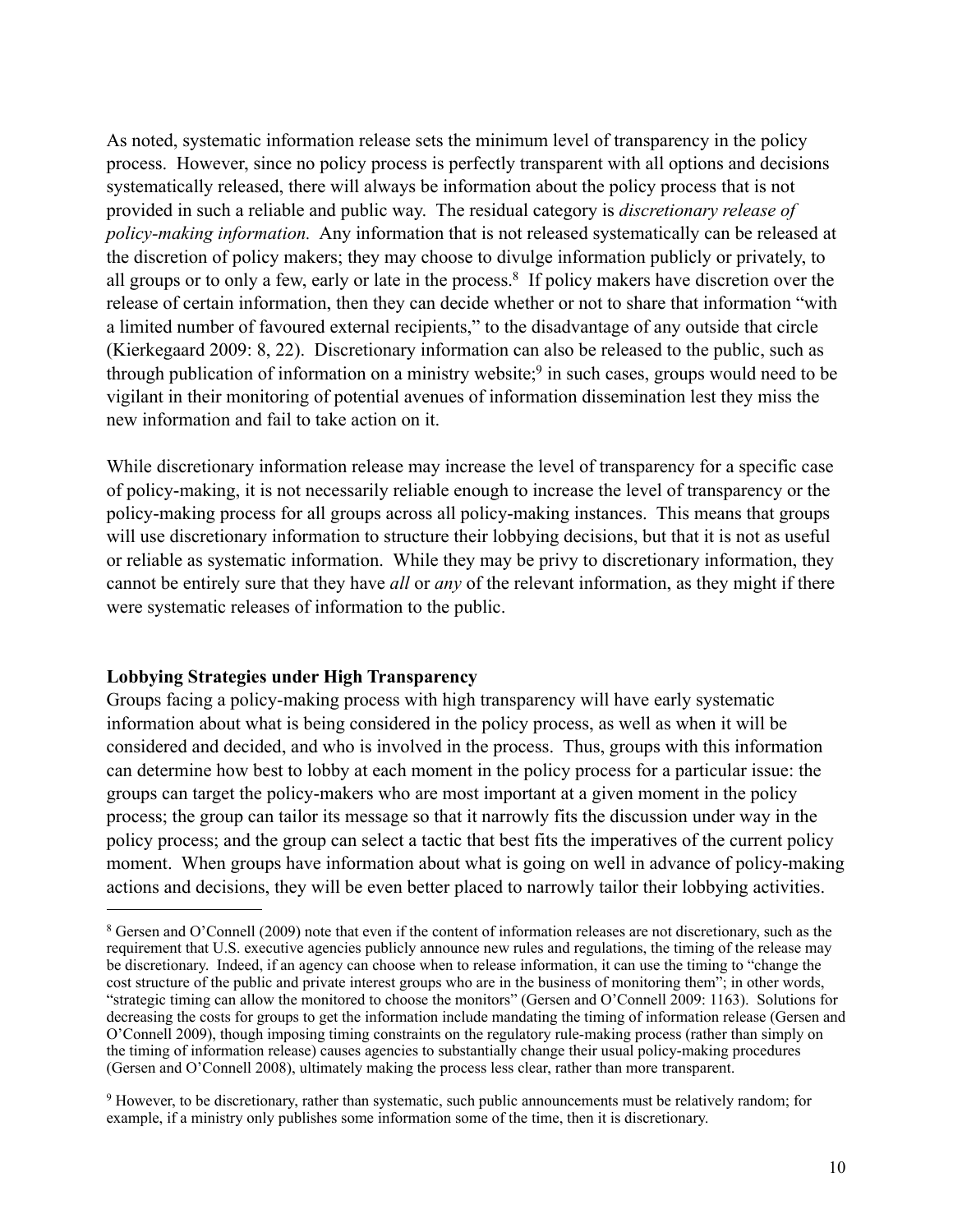As noted, systematic information release sets the minimum level of transparency in the policy process. However, since no policy process is perfectly transparent with all options and decisions systematically released, there will always be information about the policy process that is not provided in such a reliable and public way. The residual category is *discretionary release of policy-making information.* Any information that is not released systematically can be released at the discretion of policy makers; they may choose to divulge information publicly or privately, to all groups or to only a few, early or late in the process.[8] If policy makers have discretion over the release of certain information, then they can decide whether or not to share that information "with a limited number of favoured external recipients," to the disadvantage of any outside that circle (Kierkegaard 2009: 8, 22). Discretionary information can also be released to the public, such as through publication of information on a ministry website;[9] in such cases, groups would need to be vigilant in their monitoring of potential avenues of information dissemination lest they miss the new information and fail to take action on it.

While discretionary information release may increase the level of transparency for a specific case of policy-making, it is not necessarily reliable enough to increase the level of transparency or the policy-making process for all groups across all policy-making instances. This means that groups will use discretionary information to structure their lobbying decisions, but that it is not as useful or reliable as systematic information. While they may be privy to discretionary information, they cannot be entirely sure that they have *all* or *any* of the relevant information, as they might if there were systematic releases of information to the public.

**Lobbying Strategies under High Transparency**

Groups facing a policy-making process with high transparency will have early systematic information about what is being considered in the policy process, as well as when it will be considered and decided, and who is involved in the process. Thus, groups with this information can determine how best to lobby at each moment in the policy process for a particular issue: the groups can target the policy-makers who are most important at a given moment in the policy process; the group can tailor its message so that it narrowly fits the discussion under way in the policy process; and the group can select a tactic that best fits the imperatives of the current policy moment. When groups have information about what is going on well in advance of policy-making actions and decisions, they will be even better placed to narrowly tailor their lobbying activities.

---

[8] Gersen and O'Connell (2009) note that even if the content of information releases are not discretionary, such as the requirement that U.S. executive agencies publicly announce new rules and regulations, the timing of the release may be discretionary. Indeed, if an agency can choose when to release information, it can use the timing to "change the cost structure of the public and private interest groups who are in the business of monitoring them"; in other words, "strategic timing can allow the monitored to choose the monitors" (Gersen and O'Connell 2009: 1163). Solutions for decreasing the costs for groups to get the information include mandating the timing of information release (Gersen and O'Connell 2009), though imposing timing constraints on the regulatory rule-making process (rather than simply on the timing of information release) causes agencies to substantially change their usual policy-making procedures (Gersen and O'Connell 2008), ultimately making the process less clear, rather than more transparent.

[9] However, to be discretionary, rather than systematic, such public announcements must be relatively random; for example, if a ministry only publishes some information some of the time, then it is discretionary.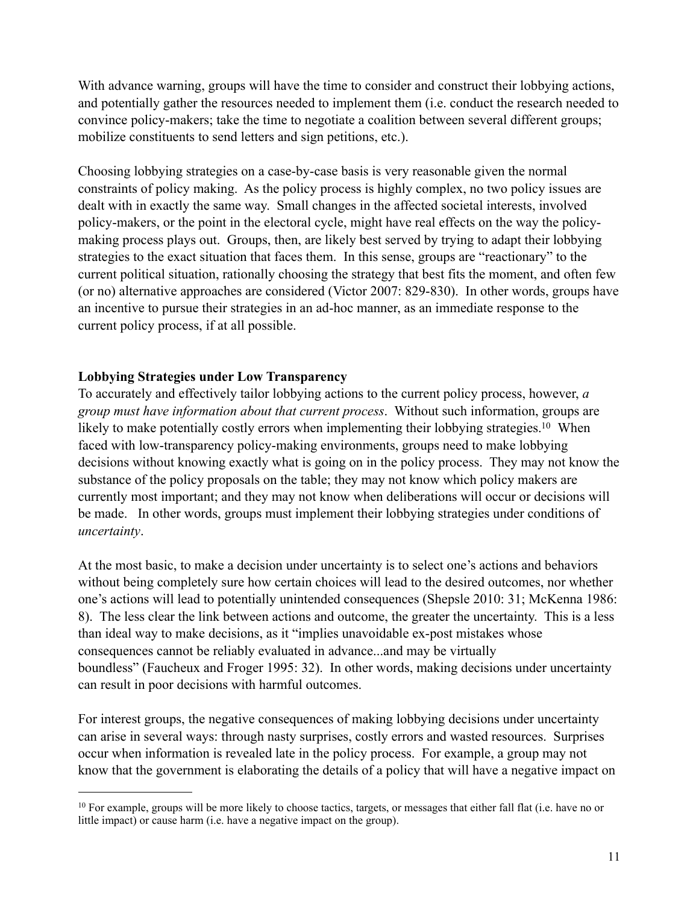With advance warning, groups will have the time to consider and construct their lobbying actions, and potentially gather the resources needed to implement them (i.e. conduct the research needed to convince policy-makers; take the time to negotiate a coalition between several different groups; mobilize constituents to send letters and sign petitions, etc.).

Choosing lobbying strategies on a case-by-case basis is very reasonable given the normal constraints of policy making. As the policy process is highly complex, no two policy issues are dealt with in exactly the same way. Small changes in the affected societal interests, involved policy-makers, or the point in the electoral cycle, might have real effects on the way the policy-making process plays out. Groups, then, are likely best served by trying to adapt their lobbying strategies to the exact situation that faces them. In this sense, groups are "reactionary" to the current political situation, rationally choosing the strategy that best fits the moment, and often few (or no) alternative approaches are considered (Victor 2007: 829-830). In other words, groups have an incentive to pursue their strategies in an ad-hoc manner, as an immediate response to the current policy process, if at all possible.

**Lobbying Strategies under Low Transparency**

To accurately and effectively tailor lobbying actions to the current policy process, however, *a group must have information about that current process*. Without such information, groups are likely to make potentially costly errors when implementing their lobbying strategies.[10] When faced with low-transparency policy-making environments, groups need to make lobbying decisions without knowing exactly what is going on in the policy process. They may not know the substance of the policy proposals on the table; they may not know which policy makers are currently most important; and they may not know when deliberations will occur or decisions will be made. In other words, groups must implement their lobbying strategies under conditions of *uncertainty*.

At the most basic, to make a decision under uncertainty is to select one's actions and behaviors without being completely sure how certain choices will lead to the desired outcomes, nor whether one's actions will lead to potentially unintended consequences (Shepsle 2010: 31; McKenna 1986: 8). The less clear the link between actions and outcome, the greater the uncertainty. This is a less than ideal way to make decisions, as it "implies unavoidable ex-post mistakes whose consequences cannot be reliably evaluated in advance...and may be virtually boundless" (Faucheux and Froger 1995: 32). In other words, making decisions under uncertainty can result in poor decisions with harmful outcomes.

For interest groups, the negative consequences of making lobbying decisions under uncertainty can arise in several ways: through nasty surprises, costly errors and wasted resources. Surprises occur when information is revealed late in the policy process. For example, a group may not know that the government is elaborating the details of a policy that will have a negative impact on

[10] For example, groups will be more likely to choose tactics, targets, or messages that either fall flat (i.e. have no or little impact) or cause harm (i.e. have a negative impact on the group).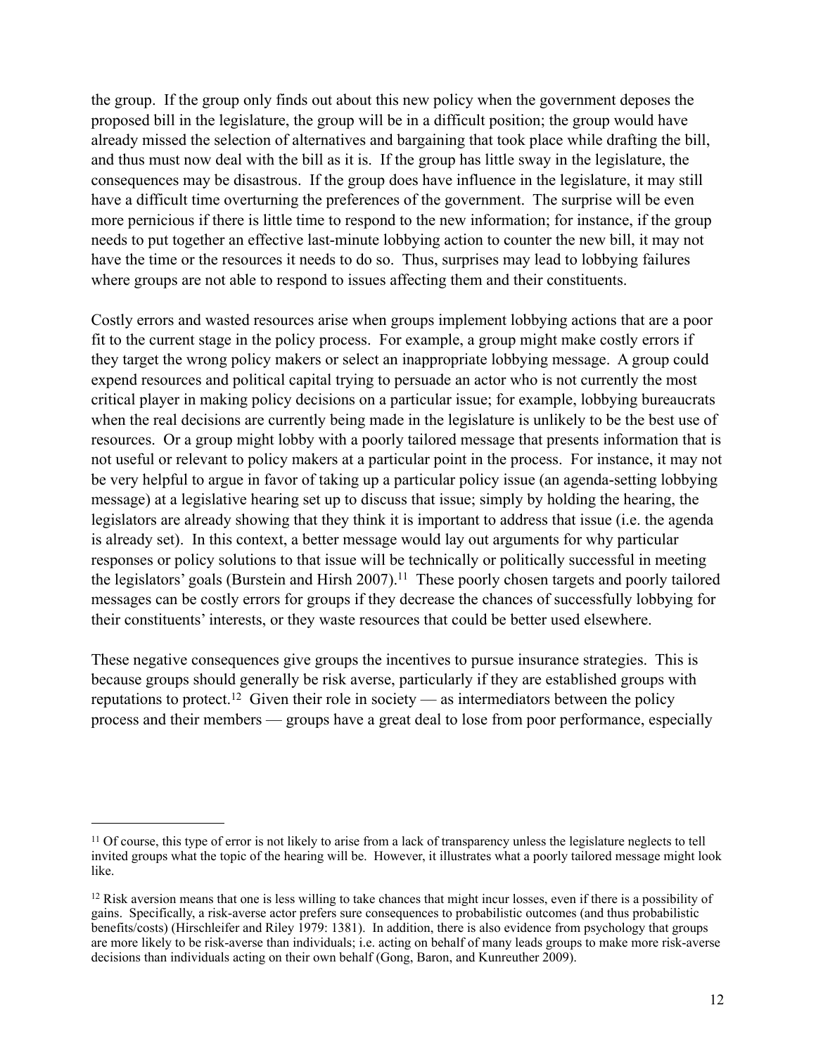the group. If the group only finds out about this new policy when the government deposes the proposed bill in the legislature, the group will be in a difficult position; the group would have already missed the selection of alternatives and bargaining that took place while drafting the bill, and thus must now deal with the bill as it is. If the group has little sway in the legislature, the consequences may be disastrous. If the group does have influence in the legislature, it may still have a difficult time overturning the preferences of the government. The surprise will be even more pernicious if there is little time to respond to the new information; for instance, if the group needs to put together an effective last-minute lobbying action to counter the new bill, it may not have the time or the resources it needs to do so. Thus, surprises may lead to lobbying failures where groups are not able to respond to issues affecting them and their constituents.

Costly errors and wasted resources arise when groups implement lobbying actions that are a poor fit to the current stage in the policy process. For example, a group might make costly errors if they target the wrong policy makers or select an inappropriate lobbying message. A group could expend resources and political capital trying to persuade an actor who is not currently the most critical player in making policy decisions on a particular issue; for example, lobbying bureaucrats when the real decisions are currently being made in the legislature is unlikely to be the best use of resources. Or a group might lobby with a poorly tailored message that presents information that is not useful or relevant to policy makers at a particular point in the process. For instance, it may not be very helpful to argue in favor of taking up a particular policy issue (an agenda-setting lobbying message) at a legislative hearing set up to discuss that issue; simply by holding the hearing, the legislators are already showing that they think it is important to address that issue (i.e. the agenda is already set). In this context, a better message would lay out arguments for why particular responses or policy solutions to that issue will be technically or politically successful in meeting the legislators' goals (Burstein and Hirsh 2007).[11] These poorly chosen targets and poorly tailored messages can be costly errors for groups if they decrease the chances of successfully lobbying for their constituents' interests, or they waste resources that could be better used elsewhere.

These negative consequences give groups the incentives to pursue insurance strategies. This is because groups should generally be risk averse, particularly if they are established groups with reputations to protect.[12] Given their role in society — as intermediators between the policy process and their members — groups have a great deal to lose from poor performance, especially

---

[11] Of course, this type of error is not likely to arise from a lack of transparency unless the legislature neglects to tell invited groups what the topic of the hearing will be. However, it illustrates what a poorly tailored message might look like.

[12] Risk aversion means that one is less willing to take chances that might incur losses, even if there is a possibility of gains. Specifically, a risk-averse actor prefers sure consequences to probabilistic outcomes (and thus probabilistic benefits/costs) (Hirschleifer and Riley 1979: 1381). In addition, there is also evidence from psychology that groups are more likely to be risk-averse than individuals; i.e. acting on behalf of many leads groups to make more risk-averse decisions than individuals acting on their own behalf (Gong, Baron, and Kunreuther 2009).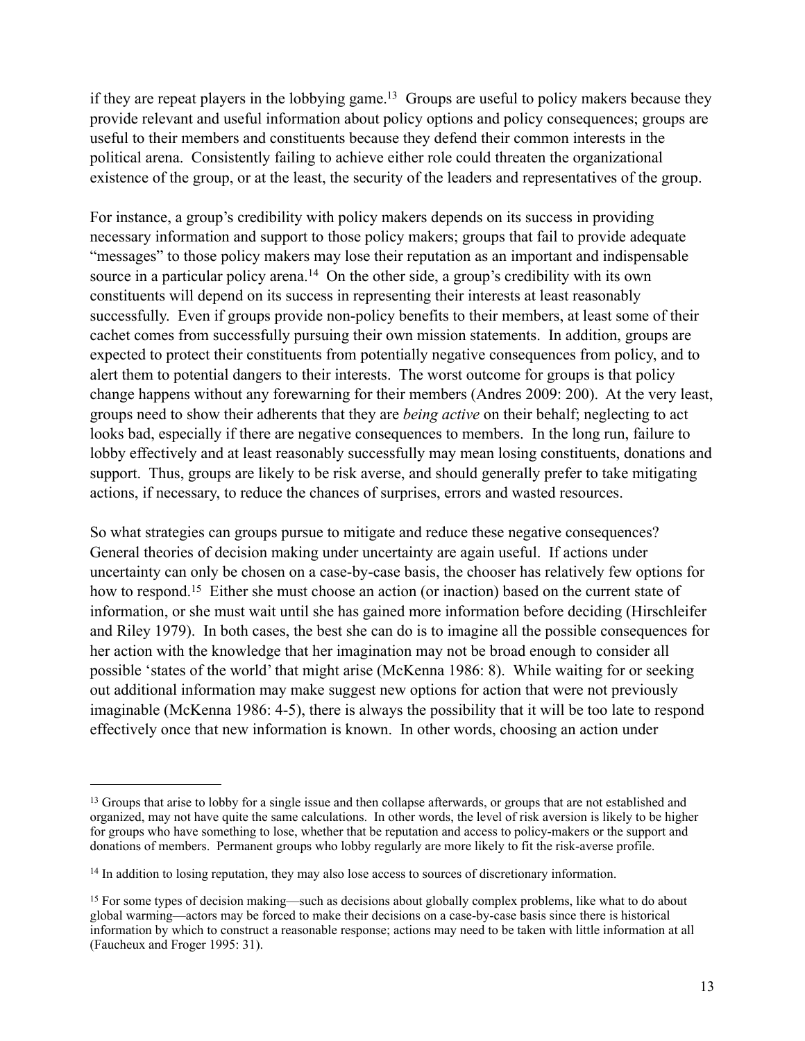if they are repeat players in the lobbying game.[13] Groups are useful to policy makers because they provide relevant and useful information about policy options and policy consequences; groups are useful to their members and constituents because they defend their common interests in the political arena. Consistently failing to achieve either role could threaten the organizational existence of the group, or at the least, the security of the leaders and representatives of the group.

For instance, a group's credibility with policy makers depends on its success in providing necessary information and support to those policy makers; groups that fail to provide adequate "messages" to those policy makers may lose their reputation as an important and indispensable source in a particular policy arena.[14] On the other side, a group's credibility with its own constituents will depend on its success in representing their interests at least reasonably successfully. Even if groups provide non-policy benefits to their members, at least some of their cachet comes from successfully pursuing their own mission statements. In addition, groups are expected to protect their constituents from potentially negative consequences from policy, and to alert them to potential dangers to their interests. The worst outcome for groups is that policy change happens without any forewarning for their members (Andres 2009: 200). At the very least, groups need to show their adherents that they are *being active* on their behalf; neglecting to act looks bad, especially if there are negative consequences to members. In the long run, failure to lobby effectively and at least reasonably successfully may mean losing constituents, donations and support. Thus, groups are likely to be risk averse, and should generally prefer to take mitigating actions, if necessary, to reduce the chances of surprises, errors and wasted resources.

So what strategies can groups pursue to mitigate and reduce these negative consequences? General theories of decision making under uncertainty are again useful. If actions under uncertainty can only be chosen on a case-by-case basis, the chooser has relatively few options for how to respond.[15] Either she must choose an action (or inaction) based on the current state of information, or she must wait until she has gained more information before deciding (Hirschleifer and Riley 1979). In both cases, the best she can do is to imagine all the possible consequences for her action with the knowledge that her imagination may not be broad enough to consider all possible 'states of the world' that might arise (McKenna 1986: 8). While waiting for or seeking out additional information may make suggest new options for action that were not previously imaginable (McKenna 1986: 4-5), there is always the possibility that it will be too late to respond effectively once that new information is known. In other words, choosing an action under

---

[13] Groups that arise to lobby for a single issue and then collapse afterwards, or groups that are not established and organized, may not have quite the same calculations. In other words, the level of risk aversion is likely to be higher for groups who have something to lose, whether that be reputation and access to policy-makers or the support and donations of members. Permanent groups who lobby regularly are more likely to fit the risk-averse profile.

[14] In addition to losing reputation, they may also lose access to sources of discretionary information.

[15] For some types of decision making—such as decisions about globally complex problems, like what to do about global warming—actors may be forced to make their decisions on a case-by-case basis since there is historical information by which to construct a reasonable response; actions may need to be taken with little information at all (Faucheux and Froger 1995: 31).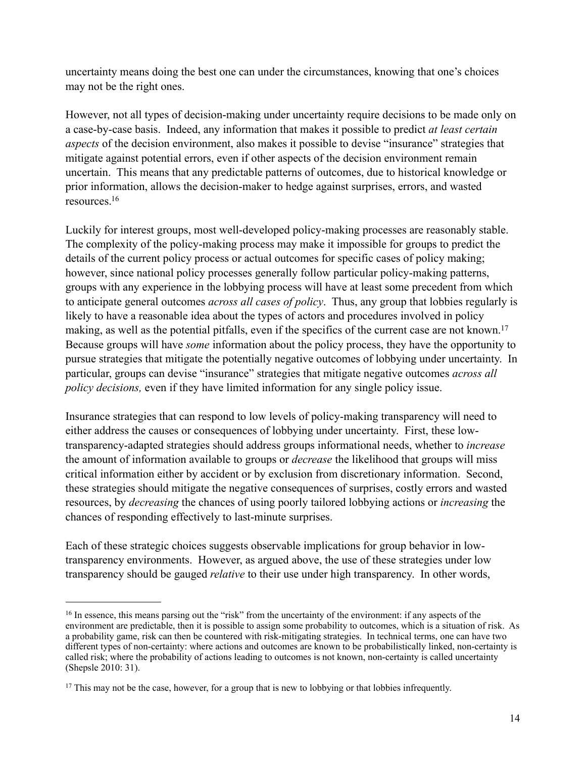uncertainty means doing the best one can under the circumstances, knowing that one's choices may not be the right ones.

However, not all types of decision-making under uncertainty require decisions to be made only on a case-by-case basis. Indeed, any information that makes it possible to predict *at least certain aspects* of the decision environment, also makes it possible to devise "insurance" strategies that mitigate against potential errors, even if other aspects of the decision environment remain uncertain. This means that any predictable patterns of outcomes, due to historical knowledge or prior information, allows the decision-maker to hedge against surprises, errors, and wasted resources.[16]

Luckily for interest groups, most well-developed policy-making processes are reasonably stable. The complexity of the policy-making process may make it impossible for groups to predict the details of the current policy process or actual outcomes for specific cases of policy making; however, since national policy processes generally follow particular policy-making patterns, groups with any experience in the lobbying process will have at least some precedent from which to anticipate general outcomes *across all cases of policy*. Thus, any group that lobbies regularly is likely to have a reasonable idea about the types of actors and procedures involved in policy making, as well as the potential pitfalls, even if the specifics of the current case are not known.[17] Because groups will have *some* information about the policy process, they have the opportunity to pursue strategies that mitigate the potentially negative outcomes of lobbying under uncertainty. In particular, groups can devise "insurance" strategies that mitigate negative outcomes *across all policy decisions,* even if they have limited information for any single policy issue.

Insurance strategies that can respond to low levels of policy-making transparency will need to either address the causes or consequences of lobbying under uncertainty. First, these low-transparency-adapted strategies should address groups informational needs, whether to *increase* the amount of information available to groups or *decrease* the likelihood that groups will miss critical information either by accident or by exclusion from discretionary information. Second, these strategies should mitigate the negative consequences of surprises, costly errors and wasted resources, by *decreasing* the chances of using poorly tailored lobbying actions or *increasing* the chances of responding effectively to last-minute surprises.

Each of these strategic choices suggests observable implications for group behavior in low-transparency environments. However, as argued above, the use of these strategies under low transparency should be gauged *relative* to their use under high transparency. In other words,

---

[16] In essence, this means parsing out the "risk" from the uncertainty of the environment: if any aspects of the environment are predictable, then it is possible to assign some probability to outcomes, which is a situation of risk. As a probability game, risk can then be countered with risk-mitigating strategies. In technical terms, one can have two different types of non-certainty: where actions and outcomes are known to be probabilistically linked, non-certainty is called risk; where the probability of actions leading to outcomes is not known, non-certainty is called uncertainty (Shepsle 2010: 31).

[17] This may not be the case, however, for a group that is new to lobbying or that lobbies infrequently.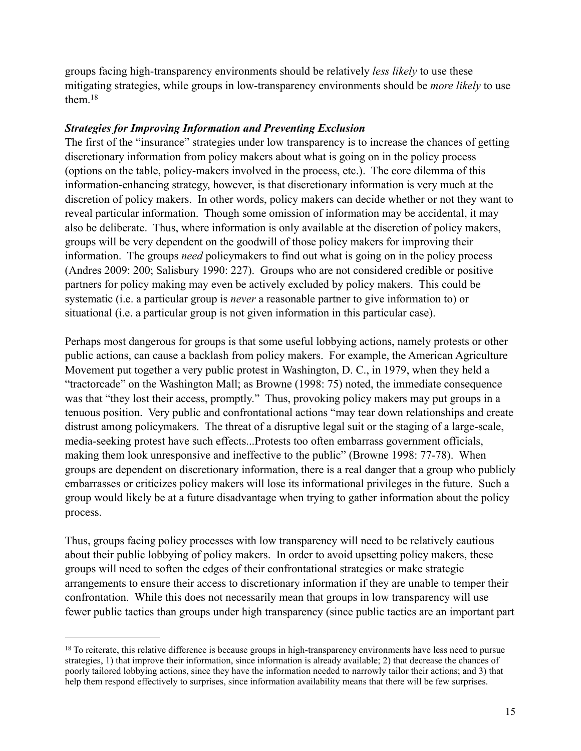groups facing high-transparency environments should be relatively *less likely* to use these mitigating strategies, while groups in low-transparency environments should be *more likely* to use them.[18]

***Strategies for Improving Information and Preventing Exclusion***

The first of the "insurance" strategies under low transparency is to increase the chances of getting discretionary information from policy makers about what is going on in the policy process (options on the table, policy-makers involved in the process, etc.). The core dilemma of this information-enhancing strategy, however, is that discretionary information is very much at the discretion of policy makers. In other words, policy makers can decide whether or not they want to reveal particular information. Though some omission of information may be accidental, it may also be deliberate. Thus, where information is only available at the discretion of policy makers, groups will be very dependent on the goodwill of those policy makers for improving their information. The groups *need* policymakers to find out what is going on in the policy process (Andres 2009: 200; Salisbury 1990: 227). Groups who are not considered credible or positive partners for policy making may even be actively excluded by policy makers. This could be systematic (i.e. a particular group is *never* a reasonable partner to give information to) or situational (i.e. a particular group is not given information in this particular case).

Perhaps most dangerous for groups is that some useful lobbying actions, namely protests or other public actions, can cause a backlash from policy makers. For example, the American Agriculture Movement put together a very public protest in Washington, D. C., in 1979, when they held a "tractorcade" on the Washington Mall; as Browne (1998: 75) noted, the immediate consequence was that "they lost their access, promptly." Thus, provoking policy makers may put groups in a tenuous position. Very public and confrontational actions "may tear down relationships and create distrust among policymakers. The threat of a disruptive legal suit or the staging of a large-scale, media-seeking protest have such effects...Protests too often embarrass government officials, making them look unresponsive and ineffective to the public" (Browne 1998: 77-78). When groups are dependent on discretionary information, there is a real danger that a group who publicly embarrasses or criticizes policy makers will lose its informational privileges in the future. Such a group would likely be at a future disadvantage when trying to gather information about the policy process.

Thus, groups facing policy processes with low transparency will need to be relatively cautious about their public lobbying of policy makers. In order to avoid upsetting policy makers, these groups will need to soften the edges of their confrontational strategies or make strategic arrangements to ensure their access to discretionary information if they are unable to temper their confrontation. While this does not necessarily mean that groups in low transparency will use fewer public tactics than groups under high transparency (since public tactics are an important part

---

[18] To reiterate, this relative difference is because groups in high-transparency environments have less need to pursue strategies, 1) that improve their information, since information is already available; 2) that decrease the chances of poorly tailored lobbying actions, since they have the information needed to narrowly tailor their actions; and 3) that help them respond effectively to surprises, since information availability means that there will be few surprises.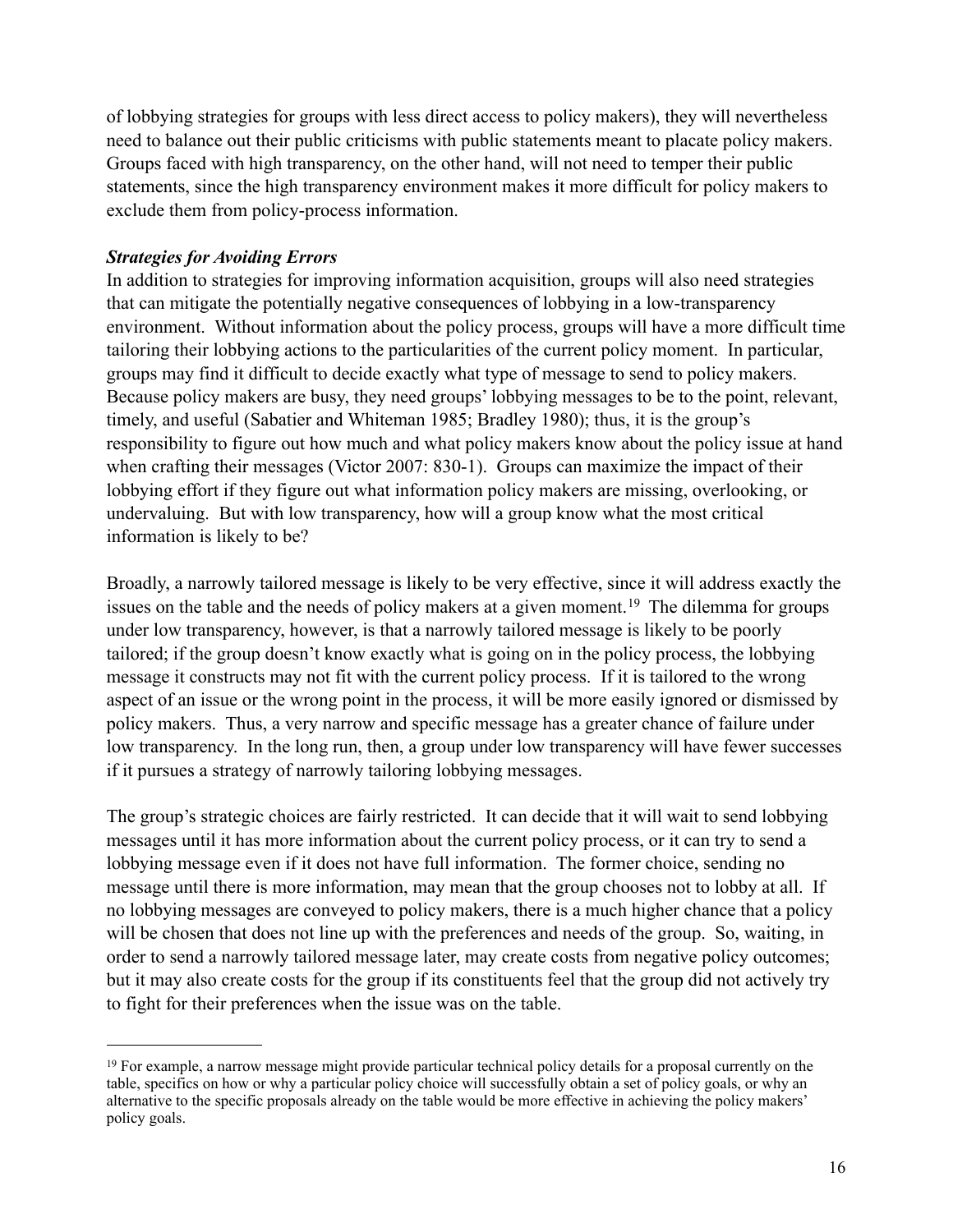of lobbying strategies for groups with less direct access to policy makers), they will nevertheless need to balance out their public criticisms with public statements meant to placate policy makers. Groups faced with high transparency, on the other hand, will not need to temper their public statements, since the high transparency environment makes it more difficult for policy makers to exclude them from policy-process information.

***Strategies for Avoiding Errors***

In addition to strategies for improving information acquisition, groups will also need strategies that can mitigate the potentially negative consequences of lobbying in a low-transparency environment. Without information about the policy process, groups will have a more difficult time tailoring their lobbying actions to the particularities of the current policy moment. In particular, groups may find it difficult to decide exactly what type of message to send to policy makers. Because policy makers are busy, they need groups' lobbying messages to be to the point, relevant, timely, and useful (Sabatier and Whiteman 1985; Bradley 1980); thus, it is the group's responsibility to figure out how much and what policy makers know about the policy issue at hand when crafting their messages (Victor 2007: 830-1). Groups can maximize the impact of their lobbying effort if they figure out what information policy makers are missing, overlooking, or undervaluing. But with low transparency, how will a group know what the most critical information is likely to be?

Broadly, a narrowly tailored message is likely to be very effective, since it will address exactly the issues on the table and the needs of policy makers at a given moment.[19] The dilemma for groups under low transparency, however, is that a narrowly tailored message is likely to be poorly tailored; if the group doesn't know exactly what is going on in the policy process, the lobbying message it constructs may not fit with the current policy process. If it is tailored to the wrong aspect of an issue or the wrong point in the process, it will be more easily ignored or dismissed by policy makers. Thus, a very narrow and specific message has a greater chance of failure under low transparency. In the long run, then, a group under low transparency will have fewer successes if it pursues a strategy of narrowly tailoring lobbying messages.

The group's strategic choices are fairly restricted. It can decide that it will wait to send lobbying messages until it has more information about the current policy process, or it can try to send a lobbying message even if it does not have full information. The former choice, sending no message until there is more information, may mean that the group chooses not to lobby at all. If no lobbying messages are conveyed to policy makers, there is a much higher chance that a policy will be chosen that does not line up with the preferences and needs of the group. So, waiting, in order to send a narrowly tailored message later, may create costs from negative policy outcomes; but it may also create costs for the group if its constituents feel that the group did not actively try to fight for their preferences when the issue was on the table.

---

[19] For example, a narrow message might provide particular technical policy details for a proposal currently on the table, specifics on how or why a particular policy choice will successfully obtain a set of policy goals, or why an alternative to the specific proposals already on the table would be more effective in achieving the policy makers' policy goals.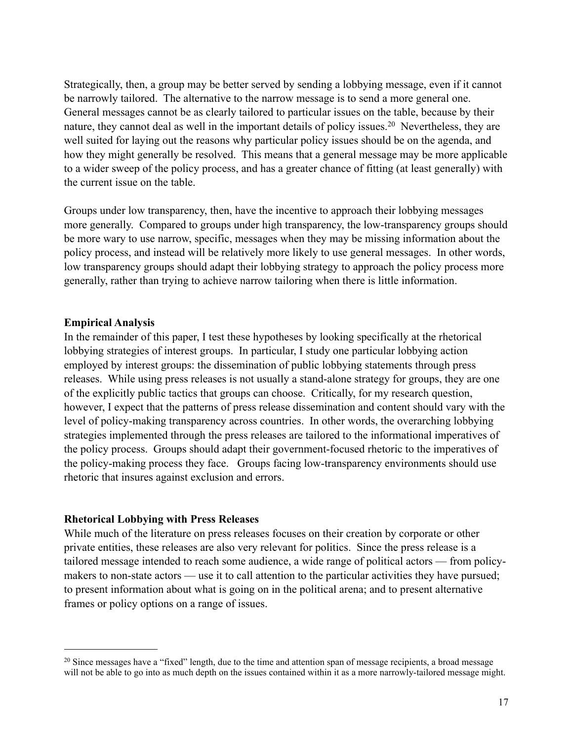Strategically, then, a group may be better served by sending a lobbying message, even if it cannot be narrowly tailored. The alternative to the narrow message is to send a more general one. General messages cannot be as clearly tailored to particular issues on the table, because by their nature, they cannot deal as well in the important details of policy issues.[20] Nevertheless, they are well suited for laying out the reasons why particular policy issues should be on the agenda, and how they might generally be resolved. This means that a general message may be more applicable to a wider sweep of the policy process, and has a greater chance of fitting (at least generally) with the current issue on the table.

Groups under low transparency, then, have the incentive to approach their lobbying messages more generally. Compared to groups under high transparency, the low-transparency groups should be more wary to use narrow, specific, messages when they may be missing information about the policy process, and instead will be relatively more likely to use general messages. In other words, low transparency groups should adapt their lobbying strategy to approach the policy process more generally, rather than trying to achieve narrow tailoring when there is little information.

**Empirical Analysis**

In the remainder of this paper, I test these hypotheses by looking specifically at the rhetorical lobbying strategies of interest groups. In particular, I study one particular lobbying action employed by interest groups: the dissemination of public lobbying statements through press releases. While using press releases is not usually a stand-alone strategy for groups, they are one of the explicitly public tactics that groups can choose. Critically, for my research question, however, I expect that the patterns of press release dissemination and content should vary with the level of policy-making transparency across countries. In other words, the overarching lobbying strategies implemented through the press releases are tailored to the informational imperatives of the policy process. Groups should adapt their government-focused rhetoric to the imperatives of the policy-making process they face. Groups facing low-transparency environments should use rhetoric that insures against exclusion and errors.

**Rhetorical Lobbying with Press Releases**

While much of the literature on press releases focuses on their creation by corporate or other private entities, these releases are also very relevant for politics. Since the press release is a tailored message intended to reach some audience, a wide range of political actors — from policy-makers to non-state actors — use it to call attention to the particular activities they have pursued; to present information about what is going on in the political arena; and to present alternative frames or policy options on a range of issues.

[20] Since messages have a "fixed" length, due to the time and attention span of message recipients, a broad message will not be able to go into as much depth on the issues contained within it as a more narrowly-tailored message might.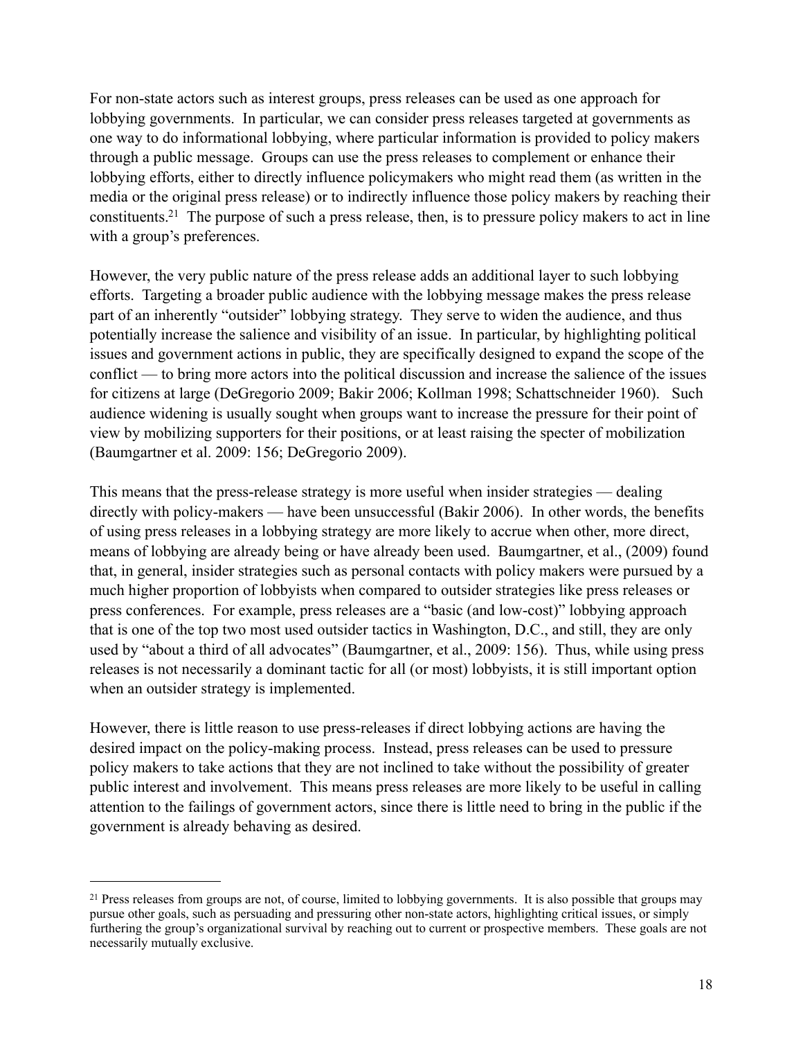For non-state actors such as interest groups, press releases can be used as one approach for lobbying governments. In particular, we can consider press releases targeted at governments as one way to do informational lobbying, where particular information is provided to policy makers through a public message. Groups can use the press releases to complement or enhance their lobbying efforts, either to directly influence policymakers who might read them (as written in the media or the original press release) or to indirectly influence those policy makers by reaching their constituents.[21] The purpose of such a press release, then, is to pressure policy makers to act in line with a group's preferences.

However, the very public nature of the press release adds an additional layer to such lobbying efforts. Targeting a broader public audience with the lobbying message makes the press release part of an inherently "outsider" lobbying strategy. They serve to widen the audience, and thus potentially increase the salience and visibility of an issue. In particular, by highlighting political issues and government actions in public, they are specifically designed to expand the scope of the conflict — to bring more actors into the political discussion and increase the salience of the issues for citizens at large (DeGregorio 2009; Bakir 2006; Kollman 1998; Schattschneider 1960). Such audience widening is usually sought when groups want to increase the pressure for their point of view by mobilizing supporters for their positions, or at least raising the specter of mobilization (Baumgartner et al. 2009: 156; DeGregorio 2009).

This means that the press-release strategy is more useful when insider strategies — dealing directly with policy-makers — have been unsuccessful (Bakir 2006). In other words, the benefits of using press releases in a lobbying strategy are more likely to accrue when other, more direct, means of lobbying are already being or have already been used. Baumgartner, et al., (2009) found that, in general, insider strategies such as personal contacts with policy makers were pursued by a much higher proportion of lobbyists when compared to outsider strategies like press releases or press conferences. For example, press releases are a "basic (and low-cost)" lobbying approach that is one of the top two most used outsider tactics in Washington, D.C., and still, they are only used by "about a third of all advocates" (Baumgartner, et al., 2009: 156). Thus, while using press releases is not necessarily a dominant tactic for all (or most) lobbyists, it is still important option when an outsider strategy is implemented.

However, there is little reason to use press-releases if direct lobbying actions are having the desired impact on the policy-making process. Instead, press releases can be used to pressure policy makers to take actions that they are not inclined to take without the possibility of greater public interest and involvement. This means press releases are more likely to be useful in calling attention to the failings of government actors, since there is little need to bring in the public if the government is already behaving as desired.

---

[21] Press releases from groups are not, of course, limited to lobbying governments. It is also possible that groups may pursue other goals, such as persuading and pressuring other non-state actors, highlighting critical issues, or simply furthering the group's organizational survival by reaching out to current or prospective members. These goals are not necessarily mutually exclusive.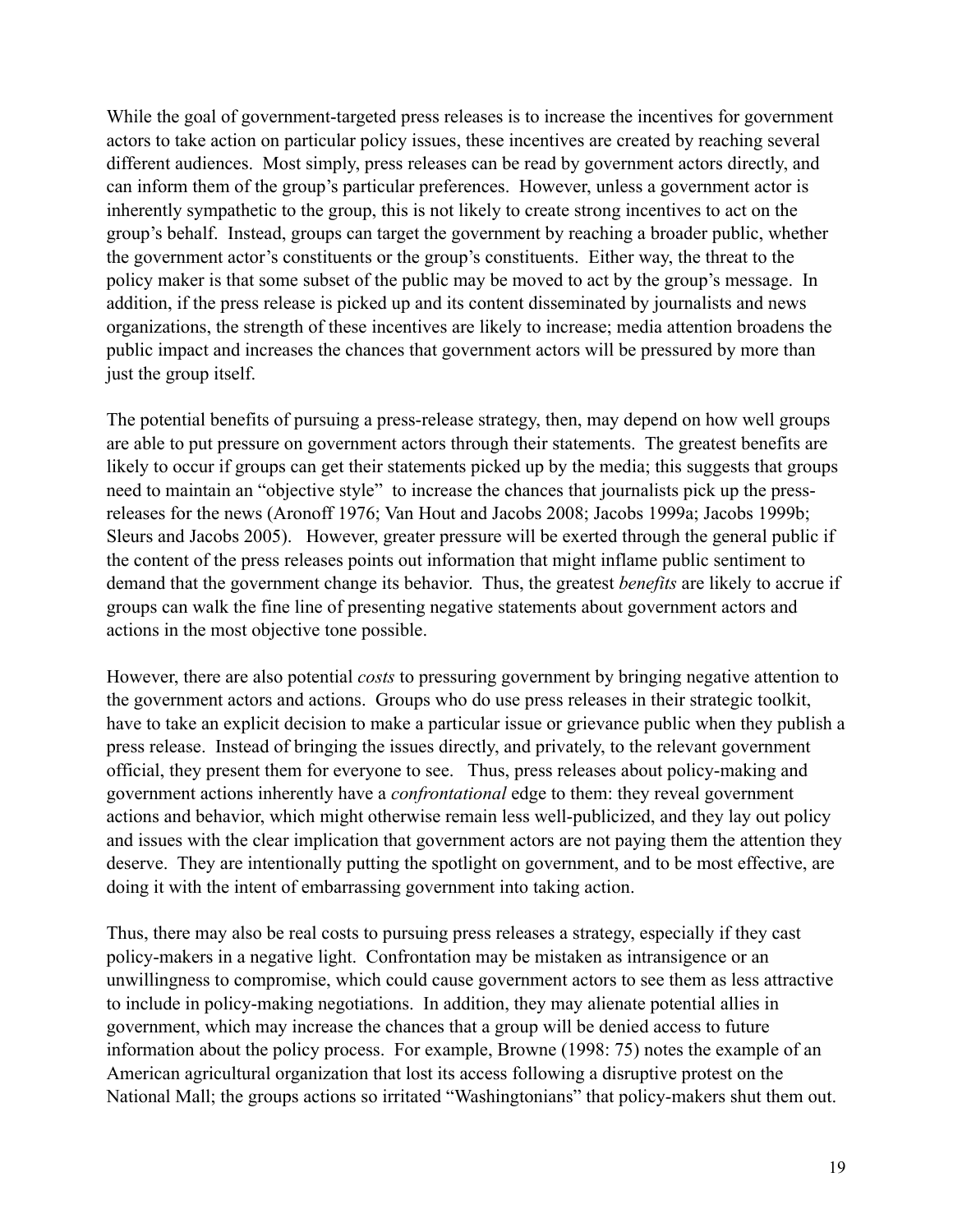While the goal of government-targeted press releases is to increase the incentives for government actors to take action on particular policy issues, these incentives are created by reaching several different audiences. Most simply, press releases can be read by government actors directly, and can inform them of the group's particular preferences. However, unless a government actor is inherently sympathetic to the group, this is not likely to create strong incentives to act on the group's behalf. Instead, groups can target the government by reaching a broader public, whether the government actor's constituents or the group's constituents. Either way, the threat to the policy maker is that some subset of the public may be moved to act by the group's message. In addition, if the press release is picked up and its content disseminated by journalists and news organizations, the strength of these incentives are likely to increase; media attention broadens the public impact and increases the chances that government actors will be pressured by more than just the group itself.

The potential benefits of pursuing a press-release strategy, then, may depend on how well groups are able to put pressure on government actors through their statements. The greatest benefits are likely to occur if groups can get their statements picked up by the media; this suggests that groups need to maintain an "objective style" to increase the chances that journalists pick up the press-releases for the news (Aronoff 1976; Van Hout and Jacobs 2008; Jacobs 1999a; Jacobs 1999b; Sleurs and Jacobs 2005). However, greater pressure will be exerted through the general public if the content of the press releases points out information that might inflame public sentiment to demand that the government change its behavior. Thus, the greatest *benefits* are likely to accrue if groups can walk the fine line of presenting negative statements about government actors and actions in the most objective tone possible.

However, there are also potential *costs* to pressuring government by bringing negative attention to the government actors and actions. Groups who do use press releases in their strategic toolkit, have to take an explicit decision to make a particular issue or grievance public when they publish a press release. Instead of bringing the issues directly, and privately, to the relevant government official, they present them for everyone to see. Thus, press releases about policy-making and government actions inherently have a *confrontational* edge to them: they reveal government actions and behavior, which might otherwise remain less well-publicized, and they lay out policy and issues with the clear implication that government actors are not paying them the attention they deserve. They are intentionally putting the spotlight on government, and to be most effective, are doing it with the intent of embarrassing government into taking action.

Thus, there may also be real costs to pursuing press releases a strategy, especially if they cast policy-makers in a negative light. Confrontation may be mistaken as intransigence or an unwillingness to compromise, which could cause government actors to see them as less attractive to include in policy-making negotiations. In addition, they may alienate potential allies in government, which may increase the chances that a group will be denied access to future information about the policy process. For example, Browne (1998: 75) notes the example of an American agricultural organization that lost its access following a disruptive protest on the National Mall; the groups actions so irritated "Washingtonians" that policy-makers shut them out.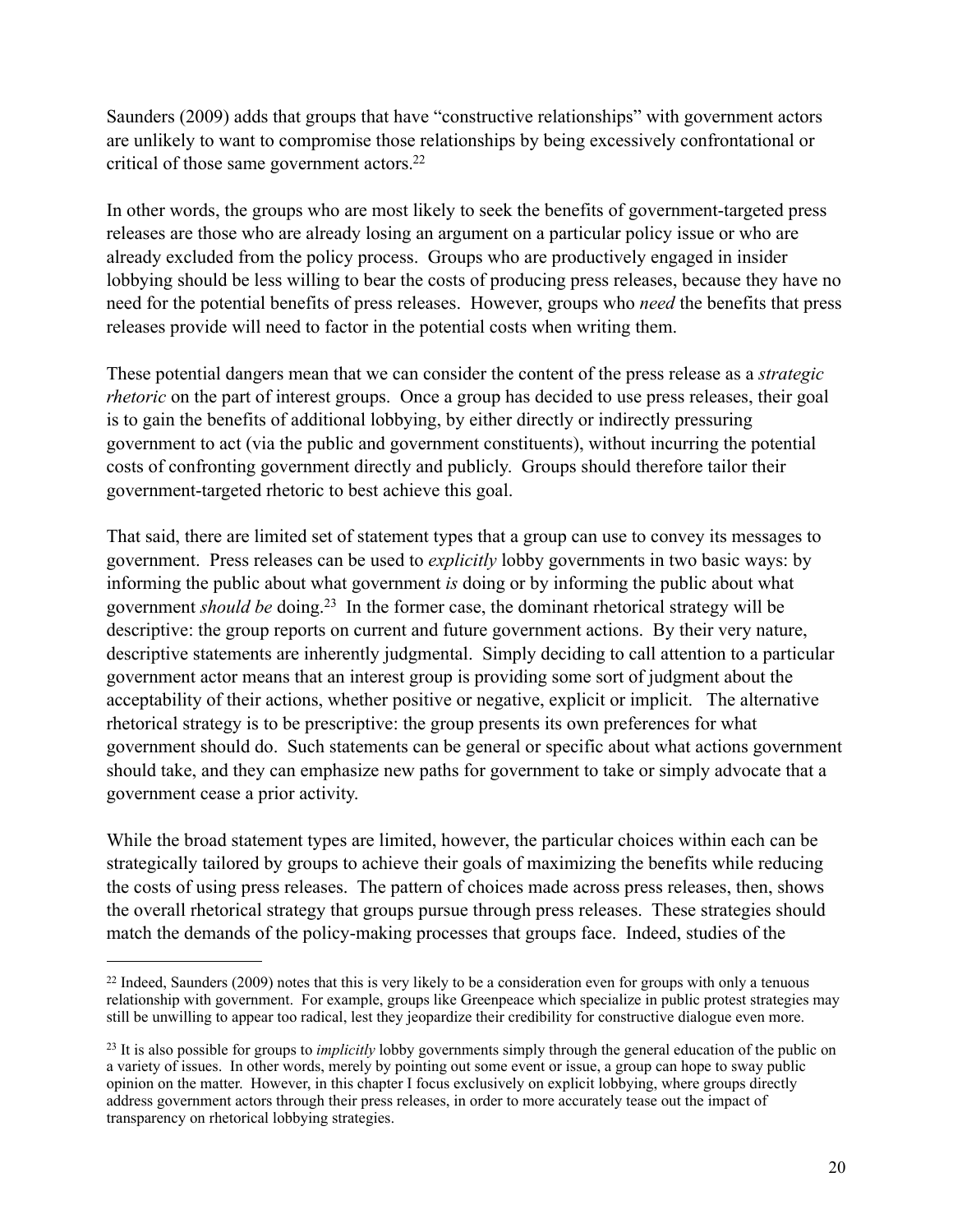Saunders (2009) adds that groups that have "constructive relationships" with government actors are unlikely to want to compromise those relationships by being excessively confrontational or critical of those same government actors.[22]

In other words, the groups who are most likely to seek the benefits of government-targeted press releases are those who are already losing an argument on a particular policy issue or who are already excluded from the policy process. Groups who are productively engaged in insider lobbying should be less willing to bear the costs of producing press releases, because they have no need for the potential benefits of press releases. However, groups who *need* the benefits that press releases provide will need to factor in the potential costs when writing them.

These potential dangers mean that we can consider the content of the press release as a *strategic rhetoric* on the part of interest groups. Once a group has decided to use press releases, their goal is to gain the benefits of additional lobbying, by either directly or indirectly pressuring government to act (via the public and government constituents), without incurring the potential costs of confronting government directly and publicly. Groups should therefore tailor their government-targeted rhetoric to best achieve this goal.

That said, there are limited set of statement types that a group can use to convey its messages to government. Press releases can be used to *explicitly* lobby governments in two basic ways: by informing the public about what government *is* doing or by informing the public about what government *should be* doing.[23] In the former case, the dominant rhetorical strategy will be descriptive: the group reports on current and future government actions. By their very nature, descriptive statements are inherently judgmental. Simply deciding to call attention to a particular government actor means that an interest group is providing some sort of judgment about the acceptability of their actions, whether positive or negative, explicit or implicit. The alternative rhetorical strategy is to be prescriptive: the group presents its own preferences for what government should do. Such statements can be general or specific about what actions government should take, and they can emphasize new paths for government to take or simply advocate that a government cease a prior activity.

While the broad statement types are limited, however, the particular choices within each can be strategically tailored by groups to achieve their goals of maximizing the benefits while reducing the costs of using press releases. The pattern of choices made across press releases, then, shows the overall rhetorical strategy that groups pursue through press releases. These strategies should match the demands of the policy-making processes that groups face. Indeed, studies of the

---

[22] Indeed, Saunders (2009) notes that this is very likely to be a consideration even for groups with only a tenuous relationship with government. For example, groups like Greenpeace which specialize in public protest strategies may still be unwilling to appear too radical, lest they jeopardize their credibility for constructive dialogue even more.

[23] It is also possible for groups to *implicitly* lobby governments simply through the general education of the public on a variety of issues. In other words, merely by pointing out some event or issue, a group can hope to sway public opinion on the matter. However, in this chapter I focus exclusively on explicit lobbying, where groups directly address government actors through their press releases, in order to more accurately tease out the impact of transparency on rhetorical lobbying strategies.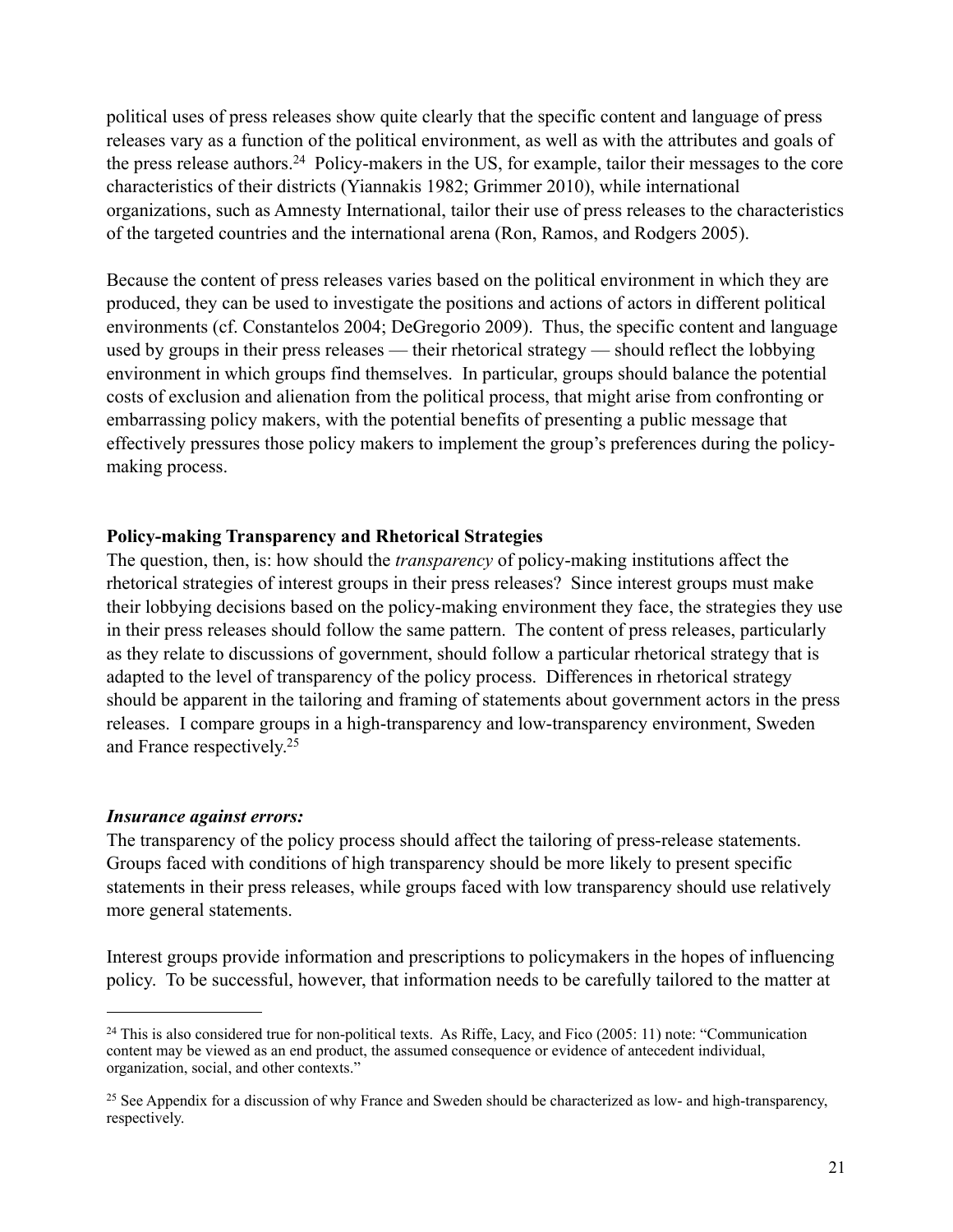political uses of press releases show quite clearly that the specific content and language of press releases vary as a function of the political environment, as well as with the attributes and goals of the press release authors.[24] Policy-makers in the US, for example, tailor their messages to the core characteristics of their districts (Yiannakis 1982; Grimmer 2010), while international organizations, such as Amnesty International, tailor their use of press releases to the characteristics of the targeted countries and the international arena (Ron, Ramos, and Rodgers 2005).

Because the content of press releases varies based on the political environment in which they are produced, they can be used to investigate the positions and actions of actors in different political environments (cf. Constantelos 2004; DeGregorio 2009). Thus, the specific content and language used by groups in their press releases — their rhetorical strategy — should reflect the lobbying environment in which groups find themselves. In particular, groups should balance the potential costs of exclusion and alienation from the political process, that might arise from confronting or embarrassing policy makers, with the potential benefits of presenting a public message that effectively pressures those policy makers to implement the group's preferences during the policy-making process.

**Policy-making Transparency and Rhetorical Strategies**

The question, then, is: how should the *transparency* of policy-making institutions affect the rhetorical strategies of interest groups in their press releases? Since interest groups must make their lobbying decisions based on the policy-making environment they face, the strategies they use in their press releases should follow the same pattern. The content of press releases, particularly as they relate to discussions of government, should follow a particular rhetorical strategy that is adapted to the level of transparency of the policy process. Differences in rhetorical strategy should be apparent in the tailoring and framing of statements about government actors in the press releases. I compare groups in a high-transparency and low-transparency environment, Sweden and France respectively.[25]

***Insurance against errors:***

The transparency of the policy process should affect the tailoring of press-release statements. Groups faced with conditions of high transparency should be more likely to present specific statements in their press releases, while groups faced with low transparency should use relatively more general statements.

Interest groups provide information and prescriptions to policymakers in the hopes of influencing policy. To be successful, however, that information needs to be carefully tailored to the matter at

---

[24] This is also considered true for non-political texts. As Riffe, Lacy, and Fico (2005: 11) note: "Communication content may be viewed as an end product, the assumed consequence or evidence of antecedent individual, organization, social, and other contexts."

[25] See Appendix for a discussion of why France and Sweden should be characterized as low- and high-transparency, respectively.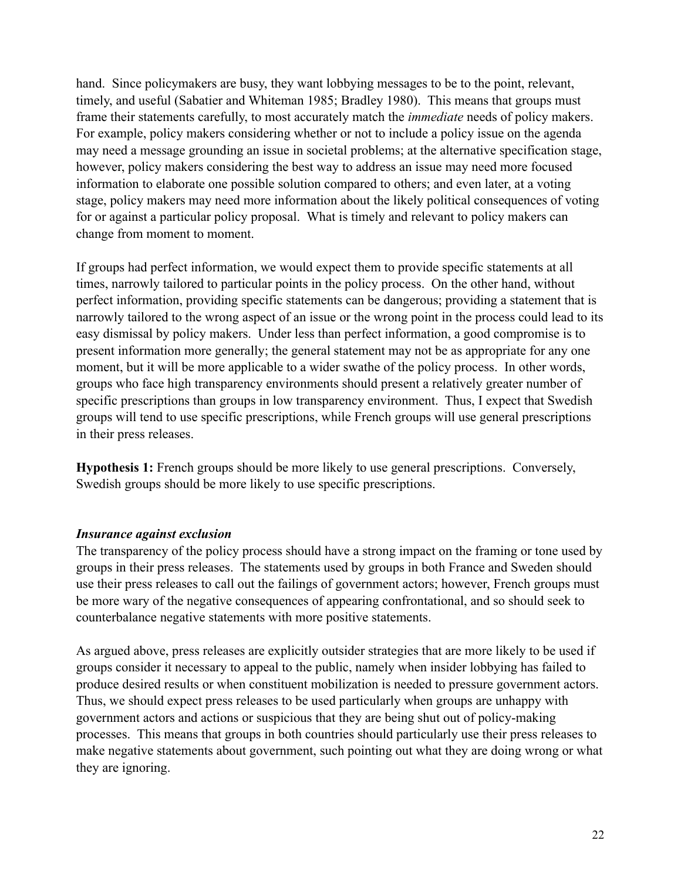hand. Since policymakers are busy, they want lobbying messages to be to the point, relevant, timely, and useful (Sabatier and Whiteman 1985; Bradley 1980). This means that groups must frame their statements carefully, to most accurately match the *immediate* needs of policy makers. For example, policy makers considering whether or not to include a policy issue on the agenda may need a message grounding an issue in societal problems; at the alternative specification stage, however, policy makers considering the best way to address an issue may need more focused information to elaborate one possible solution compared to others; and even later, at a voting stage, policy makers may need more information about the likely political consequences of voting for or against a particular policy proposal. What is timely and relevant to policy makers can change from moment to moment.

If groups had perfect information, we would expect them to provide specific statements at all times, narrowly tailored to particular points in the policy process. On the other hand, without perfect information, providing specific statements can be dangerous; providing a statement that is narrowly tailored to the wrong aspect of an issue or the wrong point in the process could lead to its easy dismissal by policy makers. Under less than perfect information, a good compromise is to present information more generally; the general statement may not be as appropriate for any one moment, but it will be more applicable to a wider swathe of the policy process. In other words, groups who face high transparency environments should present a relatively greater number of specific prescriptions than groups in low transparency environment. Thus, I expect that Swedish groups will tend to use specific prescriptions, while French groups will use general prescriptions in their press releases.

**Hypothesis 1:** French groups should be more likely to use general prescriptions. Conversely, Swedish groups should be more likely to use specific prescriptions.

### *Insurance against exclusion*

The transparency of the policy process should have a strong impact on the framing or tone used by groups in their press releases. The statements used by groups in both France and Sweden should use their press releases to call out the failings of government actors; however, French groups must be more wary of the negative consequences of appearing confrontational, and so should seek to counterbalance negative statements with more positive statements.

As argued above, press releases are explicitly outsider strategies that are more likely to be used if groups consider it necessary to appeal to the public, namely when insider lobbying has failed to produce desired results or when constituent mobilization is needed to pressure government actors. Thus, we should expect press releases to be used particularly when groups are unhappy with government actors and actions or suspicious that they are being shut out of policy-making processes. This means that groups in both countries should particularly use their press releases to make negative statements about government, such pointing out what they are doing wrong or what they are ignoring.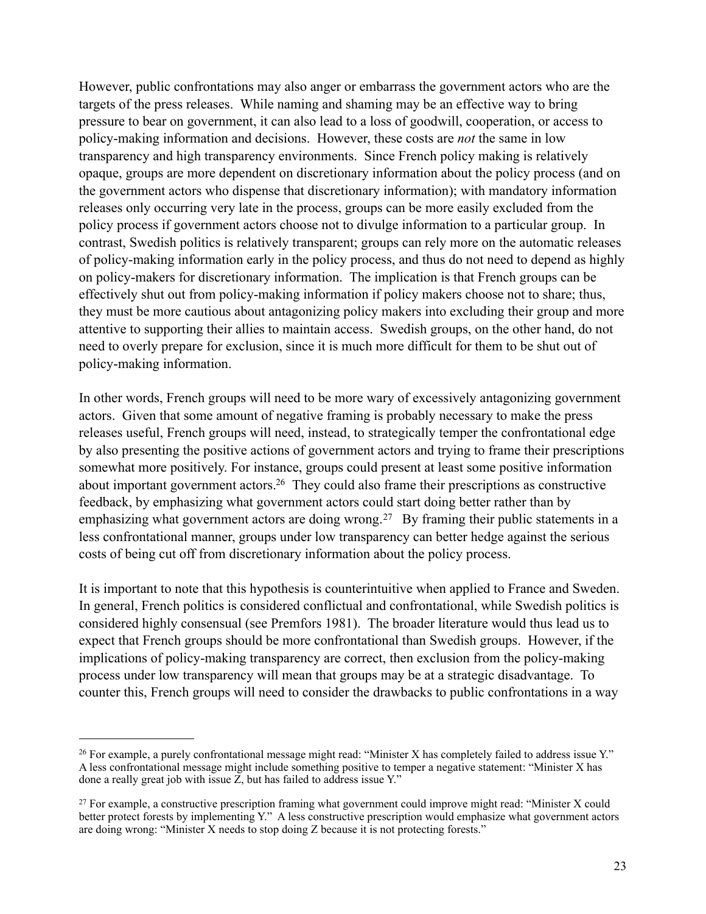However, public confrontations may also anger or embarrass the government actors who are the targets of the press releases. While naming and shaming may be an effective way to bring pressure to bear on government, it can also lead to a loss of goodwill, cooperation, or access to policy-making information and decisions. However, these costs are *not* the same in low transparency and high transparency environments. Since French policy making is relatively opaque, groups are more dependent on discretionary information about the policy process (and on the government actors who dispense that discretionary information); with mandatory information releases only occurring very late in the process, groups can be more easily excluded from the policy process if government actors choose not to divulge information to a particular group. In contrast, Swedish politics is relatively transparent; groups can rely more on the automatic releases of policy-making information early in the policy process, and thus do not need to depend as highly on policy-makers for discretionary information. The implication is that French groups can be effectively shut out from policy-making information if policy makers choose not to share; thus, they must be more cautious about antagonizing policy makers into excluding their group and more attentive to supporting their allies to maintain access. Swedish groups, on the other hand, do not need to overly prepare for exclusion, since it is much more difficult for them to be shut out of policy-making information.

In other words, French groups will need to be more wary of excessively antagonizing government actors. Given that some amount of negative framing is probably necessary to make the press releases useful, French groups will need, instead, to strategically temper the confrontational edge by also presenting the positive actions of government actors and trying to frame their prescriptions somewhat more positively. For instance, groups could present at least some positive information about important government actors.[26] They could also frame their prescriptions as constructive feedback, by emphasizing what government actors could start doing better rather than by emphasizing what government actors are doing wrong.[27] By framing their public statements in a less confrontational manner, groups under low transparency can better hedge against the serious costs of being cut off from discretionary information about the policy process.

It is important to note that this hypothesis is counterintuitive when applied to France and Sweden. In general, French politics is considered conflictual and confrontational, while Swedish politics is considered highly consensual (see Premfors 1981). The broader literature would thus lead us to expect that French groups should be more confrontational than Swedish groups. However, if the implications of policy-making transparency are correct, then exclusion from the policy-making process under low transparency will mean that groups may be at a strategic disadvantage. To counter this, French groups will need to consider the drawbacks to public confrontations in a way

---

[26] For example, a purely confrontational message might read: "Minister X has completely failed to address issue Y." A less confrontational message might include something positive to temper a negative statement: "Minister X has done a really great job with issue Z, but has failed to address issue Y."

[27] For example, a constructive prescription framing what government could improve might read: "Minister X could better protect forests by implementing Y." A less constructive prescription would emphasize what government actors are doing wrong: "Minister X needs to stop doing Z because it is not protecting forests."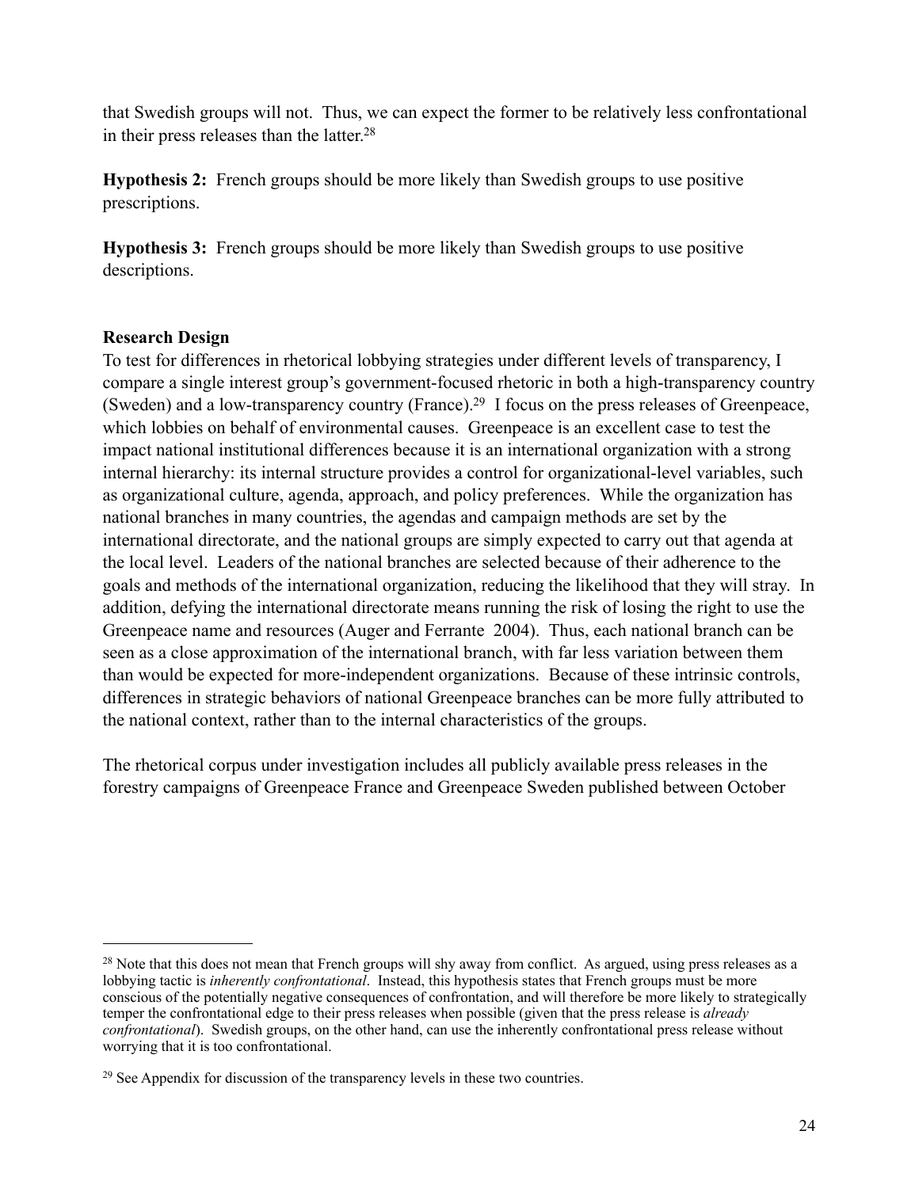that Swedish groups will not. Thus, we can expect the former to be relatively less confrontational in their press releases than the latter.[28]

**Hypothesis 2:** French groups should be more likely than Swedish groups to use positive prescriptions.

**Hypothesis 3:** French groups should be more likely than Swedish groups to use positive descriptions.

### Research Design

To test for differences in rhetorical lobbying strategies under different levels of transparency, I compare a single interest group's government-focused rhetoric in both a high-transparency country (Sweden) and a low-transparency country (France).[29] I focus on the press releases of Greenpeace, which lobbies on behalf of environmental causes. Greenpeace is an excellent case to test the impact national institutional differences because it is an international organization with a strong internal hierarchy: its internal structure provides a control for organizational-level variables, such as organizational culture, agenda, approach, and policy preferences. While the organization has national branches in many countries, the agendas and campaign methods are set by the international directorate, and the national groups are simply expected to carry out that agenda at the local level. Leaders of the national branches are selected because of their adherence to the goals and methods of the international organization, reducing the likelihood that they will stray. In addition, defying the international directorate means running the risk of losing the right to use the Greenpeace name and resources (Auger and Ferrante 2004). Thus, each national branch can be seen as a close approximation of the international branch, with far less variation between them than would be expected for more-independent organizations. Because of these intrinsic controls, differences in strategic behaviors of national Greenpeace branches can be more fully attributed to the national context, rather than to the internal characteristics of the groups.

The rhetorical corpus under investigation includes all publicly available press releases in the forestry campaigns of Greenpeace France and Greenpeace Sweden published between October

---

[28] Note that this does not mean that French groups will shy away from conflict. As argued, using press releases as a lobbying tactic is *inherently confrontational*. Instead, this hypothesis states that French groups must be more conscious of the potentially negative consequences of confrontation, and will therefore be more likely to strategically temper the confrontational edge to their press releases when possible (given that the press release is *already confrontational*). Swedish groups, on the other hand, can use the inherently confrontational press release without worrying that it is too confrontational.

[29] See Appendix for discussion of the transparency levels in these two countries.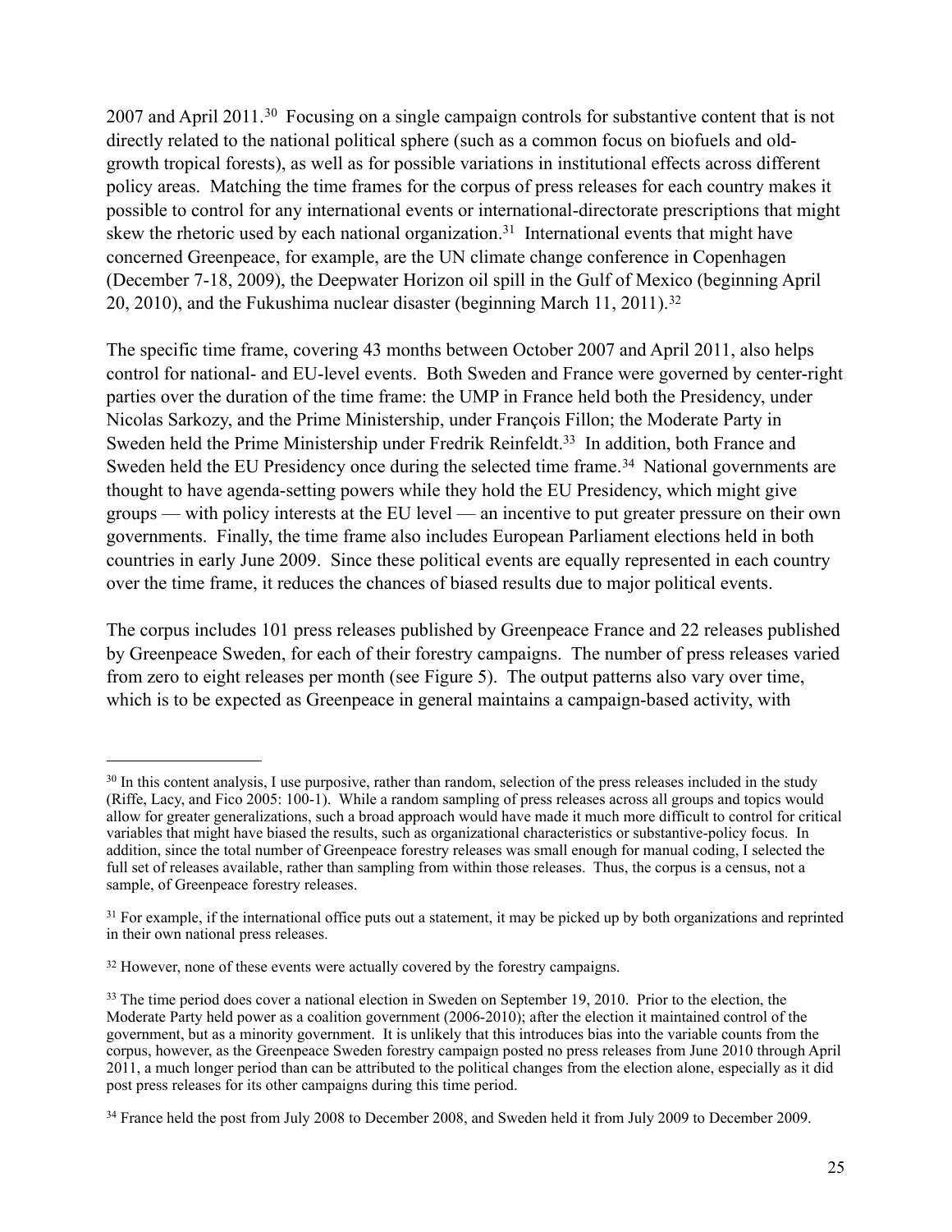2007 and April 2011.[30] Focusing on a single campaign controls for substantive content that is not directly related to the national political sphere (such as a common focus on biofuels and old-growth tropical forests), as well as for possible variations in institutional effects across different policy areas. Matching the time frames for the corpus of press releases for each country makes it possible to control for any international events or international-directorate prescriptions that might skew the rhetoric used by each national organization.[31] International events that might have concerned Greenpeace, for example, are the UN climate change conference in Copenhagen (December 7-18, 2009), the Deepwater Horizon oil spill in the Gulf of Mexico (beginning April 20, 2010), and the Fukushima nuclear disaster (beginning March 11, 2011).[32]

The specific time frame, covering 43 months between October 2007 and April 2011, also helps control for national- and EU-level events. Both Sweden and France were governed by center-right parties over the duration of the time frame: the UMP in France held both the Presidency, under Nicolas Sarkozy, and the Prime Ministership, under François Fillon; the Moderate Party in Sweden held the Prime Ministership under Fredrik Reinfeldt.[33] In addition, both France and Sweden held the EU Presidency once during the selected time frame.[34] National governments are thought to have agenda-setting powers while they hold the EU Presidency, which might give groups — with policy interests at the EU level — an incentive to put greater pressure on their own governments. Finally, the time frame also includes European Parliament elections held in both countries in early June 2009. Since these political events are equally represented in each country over the time frame, it reduces the chances of biased results due to major political events.

The corpus includes 101 press releases published by Greenpeace France and 22 releases published by Greenpeace Sweden, for each of their forestry campaigns. The number of press releases varied from zero to eight releases per month (see Figure 5). The output patterns also vary over time, which is to be expected as Greenpeace in general maintains a campaign-based activity, with

---

[30] In this content analysis, I use purposive, rather than random, selection of the press releases included in the study (Riffe, Lacy, and Fico 2005: 100-1). While a random sampling of press releases across all groups and topics would allow for greater generalizations, such a broad approach would have made it much more difficult to control for critical variables that might have biased the results, such as organizational characteristics or substantive-policy focus. In addition, since the total number of Greenpeace forestry releases was small enough for manual coding, I selected the full set of releases available, rather than sampling from within those releases. Thus, the corpus is a census, not a sample, of Greenpeace forestry releases.

[31] For example, if the international office puts out a statement, it may be picked up by both organizations and reprinted in their own national press releases.

[32] However, none of these events were actually covered by the forestry campaigns.

[33] The time period does cover a national election in Sweden on September 19, 2010. Prior to the election, the Moderate Party held power as a coalition government (2006-2010); after the election it maintained control of the government, but as a minority government. It is unlikely that this introduces bias into the variable counts from the corpus, however, as the Greenpeace Sweden forestry campaign posted no press releases from June 2010 through April 2011, a much longer period than can be attributed to the political changes from the election alone, especially as it did post press releases for its other campaigns during this time period.

[34] France held the post from July 2008 to December 2008, and Sweden held it from July 2009 to December 2009.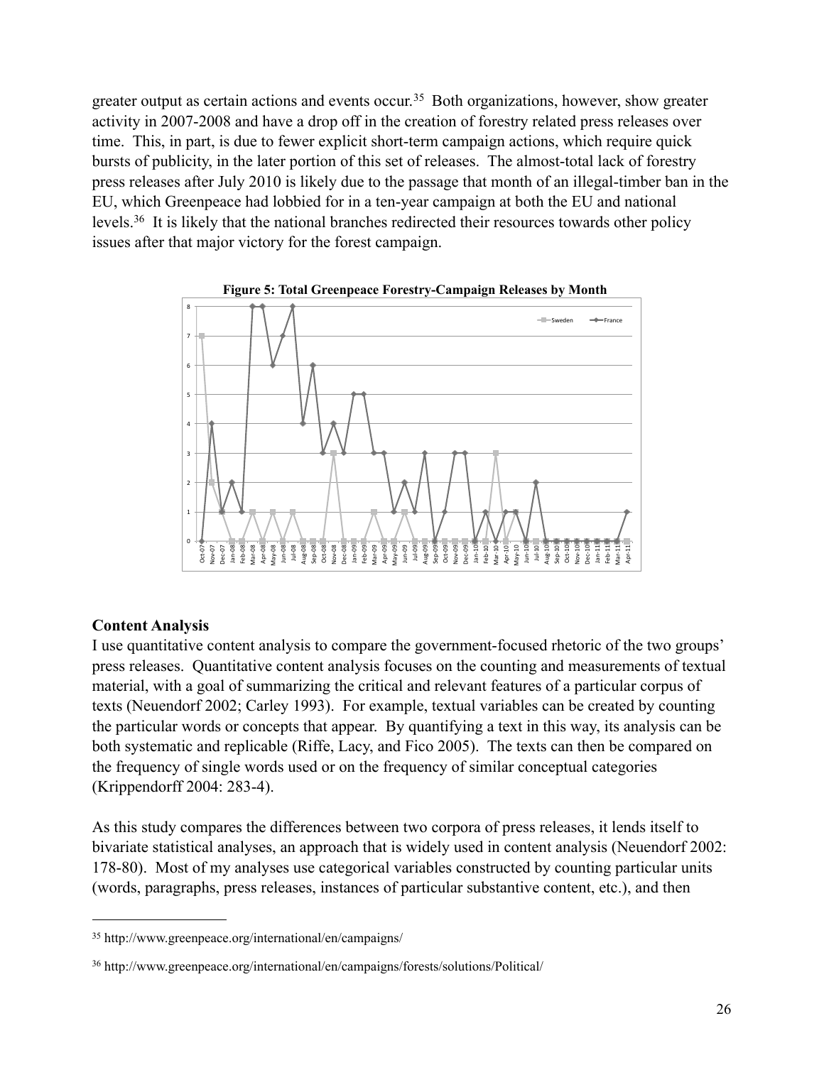greater output as certain actions and events occur.[35] Both organizations, however, show greater activity in 2007-2008 and have a drop off in the creation of forestry related press releases over time. This, in part, is due to fewer explicit short-term campaign actions, which require quick bursts of publicity, in the later portion of this set of releases. The almost-total lack of forestry press releases after July 2010 is likely due to the passage that month of an illegal-timber ban in the EU, which Greenpeace had lobbied for in a ten-year campaign at both the EU and national levels.[36] It is likely that the national branches redirected their resources towards other policy issues after that major victory for the forest campaign.

**Figure 5: Total Greenpeace Forestry-Campaign Releases by Month**

## Content Analysis

I use quantitative content analysis to compare the government-focused rhetoric of the two groups' press releases. Quantitative content analysis focuses on the counting and measurements of textual material, with a goal of summarizing the critical and relevant features of a particular corpus of texts (Neuendorf 2002; Carley 1993). For example, textual variables can be created by counting the particular words or concepts that appear. By quantifying a text in this way, its analysis can be both systematic and replicable (Riffe, Lacy, and Fico 2005). The texts can then be compared on the frequency of single words used or on the frequency of similar conceptual categories (Krippendorff 2004: 283-4).

As this study compares the differences between two corpora of press releases, it lends itself to bivariate statistical analyses, an approach that is widely used in content analysis (Neuendorf 2002: 178-80). Most of my analyses use categorical variables constructed by counting particular units (words, paragraphs, press releases, instances of particular substantive content, etc.), and then

---

[35] http://www.greenpeace.org/international/en/campaigns/

[36] http://www.greenpeace.org/international/en/campaigns/forests/solutions/Political/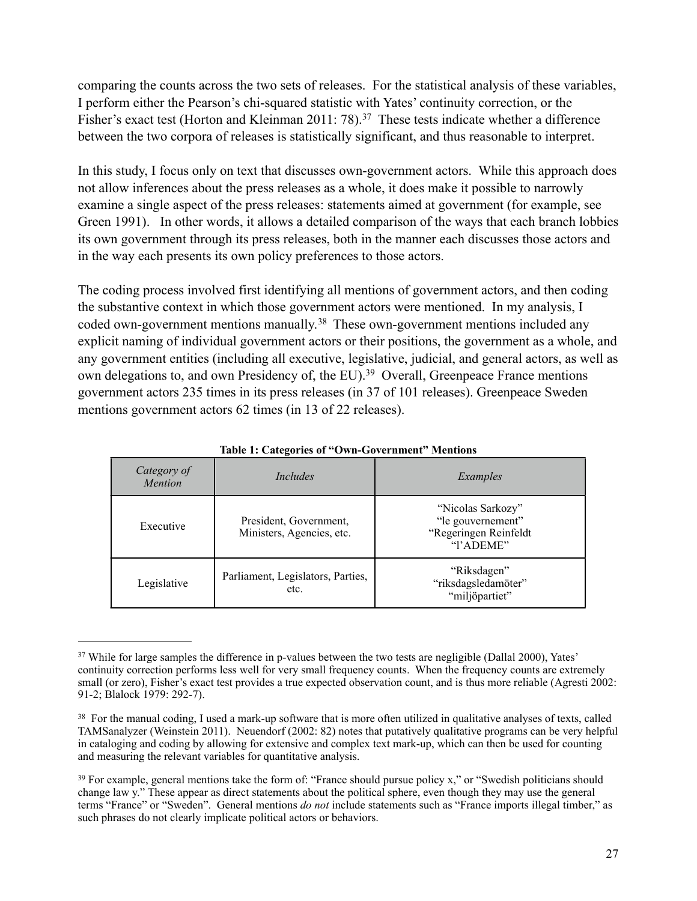comparing the counts across the two sets of releases. For the statistical analysis of these variables, I perform either the Pearson's chi-squared statistic with Yates' continuity correction, or the Fisher's exact test (Horton and Kleinman 2011: 78).[37] These tests indicate whether a difference between the two corpora of releases is statistically significant, and thus reasonable to interpret.

In this study, I focus only on text that discusses own-government actors. While this approach does not allow inferences about the press releases as a whole, it does make it possible to narrowly examine a single aspect of the press releases: statements aimed at government (for example, see Green 1991). In other words, it allows a detailed comparison of the ways that each branch lobbies its own government through its press releases, both in the manner each discusses those actors and in the way each presents its own policy preferences to those actors.

The coding process involved first identifying all mentions of government actors, and then coding the substantive context in which those government actors were mentioned. In my analysis, I coded own-government mentions manually.[38] These own-government mentions included any explicit naming of individual government actors or their positions, the government as a whole, and any government entities (including all executive, legislative, judicial, and general actors, as well as own delegations to, and own Presidency of, the EU).[39] Overall, Greenpeace France mentions government actors 235 times in its press releases (in 37 of 101 releases). Greenpeace Sweden mentions government actors 62 times (in 13 of 22 releases).

**Table 1: Categories of "Own-Government" Mentions**

| *Category of Mention* | *Includes* | *Examples* |
|---|---|---|
| Executive | President, Government, Ministers, Agencies, etc. | "Nicolas Sarkozy" "le gouvernement" "Regeringen Reinfeldt "l'ADEME" |
| Legislative | Parliament, Legislators, Parties, etc. | "Riksdagen" "riksdagsledamöter" "miljöpartiet" |

---

[37] While for large samples the difference in p-values between the two tests are negligible (Dallal 2000), Yates' continuity correction performs less well for very small frequency counts. When the frequency counts are extremely small (or zero), Fisher's exact test provides a true expected observation count, and is thus more reliable (Agresti 2002: 91-2; Blalock 1979: 292-7).

[38] For the manual coding, I used a mark-up software that is more often utilized in qualitative analyses of texts, called TAMSanalyzer (Weinstein 2011). Neuendorf (2002: 82) notes that putatively qualitative programs can be very helpful in cataloging and coding by allowing for extensive and complex text mark-up, which can then be used for counting and measuring the relevant variables for quantitative analysis.

[39] For example, general mentions take the form of: "France should pursue policy x," or "Swedish politicians should change law y." These appear as direct statements about the political sphere, even though they may use the general terms "France" or "Sweden". General mentions *do not* include statements such as "France imports illegal timber," as such phrases do not clearly implicate political actors or behaviors.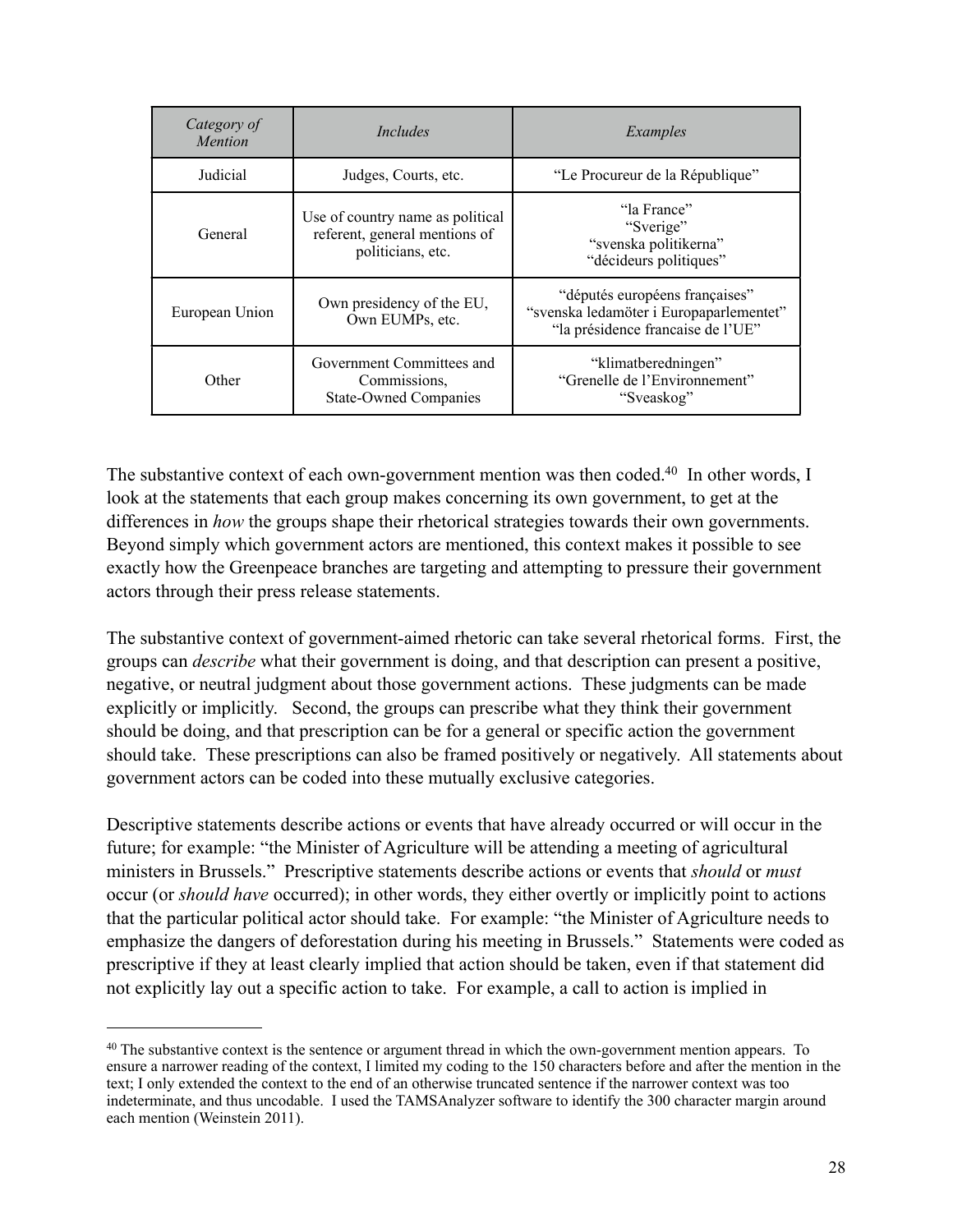| *Category of Mention* | *Includes* | *Examples* |
| --- | --- | --- |
| Judicial | Judges, Courts, etc. | "Le Procureur de la République" |
| General | Use of country name as political referent, general mentions of politicians, etc. | "la France"<br>"Sverige"<br>"svenska politikerna"<br>"décideurs politiques" |
| European Union | Own presidency of the EU, Own EUMPs, etc. | "députés européens françaises"<br>"svenska ledamöter i Europaparlementet"<br>"la présidence francaise de l'UE" |
| Other | Government Committees and Commissions, State-Owned Companies | "klimatberedningen"<br>"Grenelle de l'Environnement"<br>"Sveaskog" |

The substantive context of each own-government mention was then coded.[40] In other words, I look at the statements that each group makes concerning its own government, to get at the differences in *how* the groups shape their rhetorical strategies towards their own governments. Beyond simply which government actors are mentioned, this context makes it possible to see exactly how the Greenpeace branches are targeting and attempting to pressure their government actors through their press release statements.

The substantive context of government-aimed rhetoric can take several rhetorical forms. First, the groups can *describe* what their government is doing, and that description can present a positive, negative, or neutral judgment about those government actions. These judgments can be made explicitly or implicitly. Second, the groups can prescribe what they think their government should be doing, and that prescription can be for a general or specific action the government should take. These prescriptions can also be framed positively or negatively. All statements about government actors can be coded into these mutually exclusive categories.

Descriptive statements describe actions or events that have already occurred or will occur in the future; for example: "the Minister of Agriculture will be attending a meeting of agricultural ministers in Brussels." Prescriptive statements describe actions or events that *should* or *must* occur (or *should have* occurred); in other words, they either overtly or implicitly point to actions that the particular political actor should take. For example: "the Minister of Agriculture needs to emphasize the dangers of deforestation during his meeting in Brussels." Statements were coded as prescriptive if they at least clearly implied that action should be taken, even if that statement did not explicitly lay out a specific action to take. For example, a call to action is implied in

---

[40] The substantive context is the sentence or argument thread in which the own-government mention appears. To ensure a narrower reading of the context, I limited my coding to the 150 characters before and after the mention in the text; I only extended the context to the end of an otherwise truncated sentence if the narrower context was too indeterminate, and thus uncodable. I used the TAMSAnalyzer software to identify the 300 character margin around each mention (Weinstein 2011).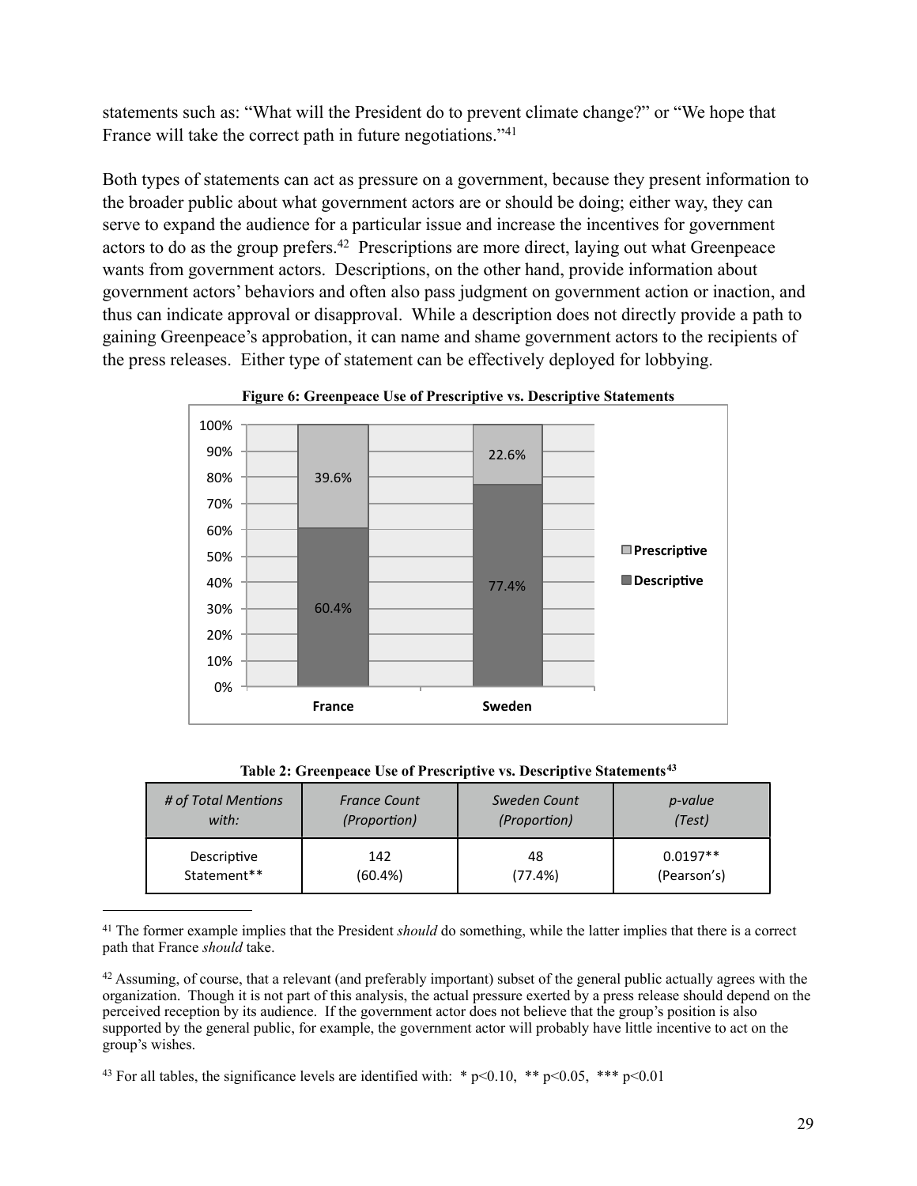statements such as: "What will the President do to prevent climate change?" or "We hope that France will take the correct path in future negotiations."[41]

Both types of statements can act as pressure on a government, because they present information to the broader public about what government actors are or should be doing; either way, they can serve to expand the audience for a particular issue and increase the incentives for government actors to do as the group prefers.[42] Prescriptions are more direct, laying out what Greenpeace wants from government actors. Descriptions, on the other hand, provide information about government actors' behaviors and often also pass judgment on government action or inaction, and thus can indicate approval or disapproval. While a description does not directly provide a path to gaining Greenpeace's approbation, it can name and shame government actors to the recipients of the press releases. Either type of statement can be effectively deployed for lobbying.

**Figure 6: Greenpeace Use of Prescriptive vs. Descriptive Statements**

| | France | Sweden |
|---|---|---|
| Prescriptive | 39.6% | 22.6% |
| Descriptive | 60.4% | 77.4% |

**Table 2: Greenpeace Use of Prescriptive vs. Descriptive Statements[43]**

| *# of Total Mentions with:* | *France Count (Proportion)* | *Sweden Count (Proportion)* | *p-value (Test)* |
|---|---|---|---|
| Descriptive Statement** | 142 (60.4%) | 48 (77.4%) | 0.0197** (Pearson's) |

---

[41] The former example implies that the President *should* do something, while the latter implies that there is a correct path that France *should* take.

[42] Assuming, of course, that a relevant (and preferably important) subset of the general public actually agrees with the organization. Though it is not part of this analysis, the actual pressure exerted by a press release should depend on the perceived reception by its audience. If the government actor does not believe that the group's position is also supported by the general public, for example, the government actor will probably have little incentive to act on the group's wishes.

[43] For all tables, the significance levels are identified with: * $p<0.10$, ** $p<0.05$, *** $p<0.01$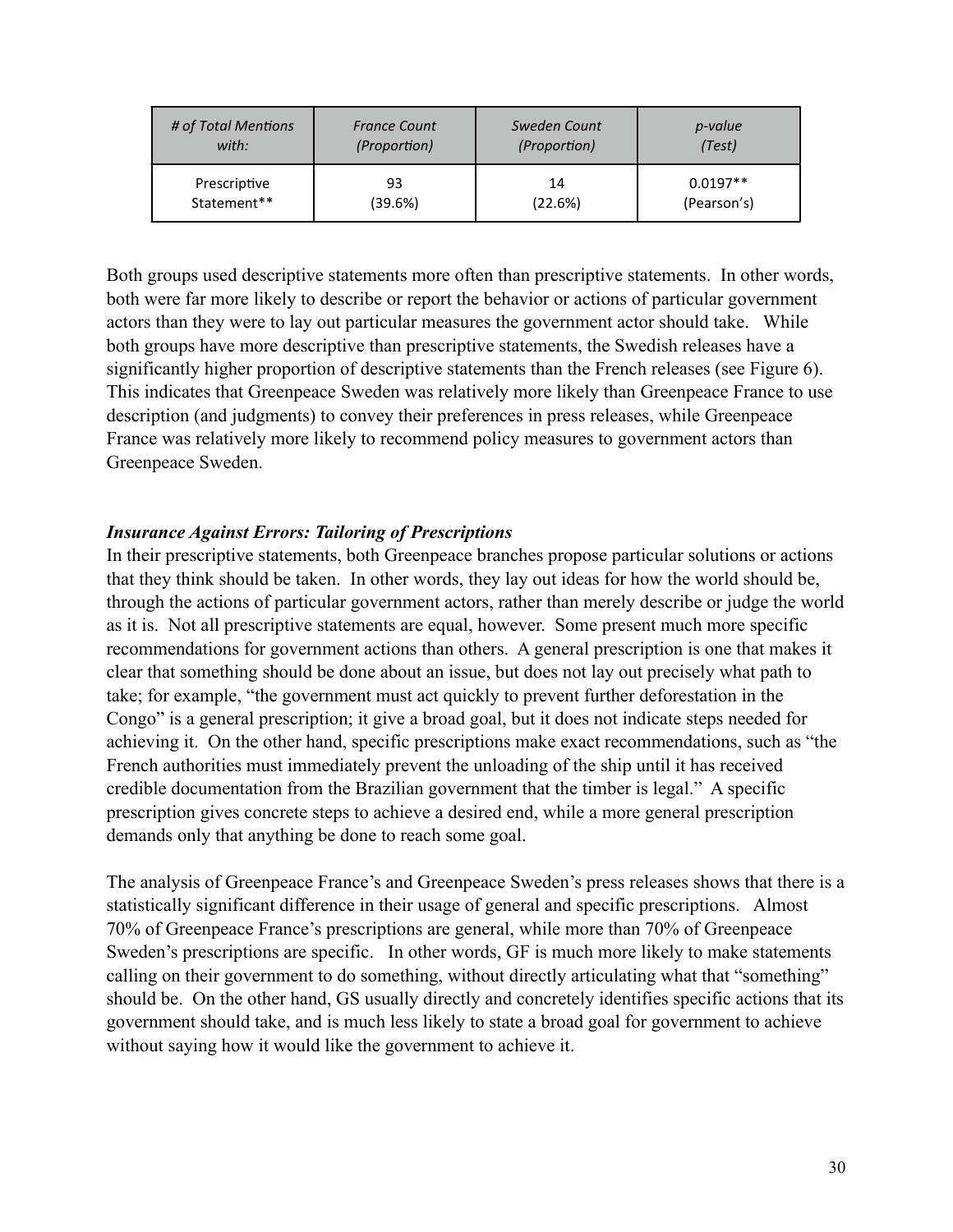| # of Total Mentions with: | France Count (Proportion) | Sweden Count (Proportion) | p-value (Test) |
|---|---|---|---|
| Prescriptive Statement** | 93 (39.6%) | 14 (22.6%) | 0.0197** (Pearson's) |

Both groups used descriptive statements more often than prescriptive statements. In other words, both were far more likely to describe or report the behavior or actions of particular government actors than they were to lay out particular measures the government actor should take. While both groups have more descriptive than prescriptive statements, the Swedish releases have a significantly higher proportion of descriptive statements than the French releases (see Figure 6). This indicates that Greenpeace Sweden was relatively more likely than Greenpeace France to use description (and judgments) to convey their preferences in press releases, while Greenpeace France was relatively more likely to recommend policy measures to government actors than Greenpeace Sweden.

***Insurance Against Errors: Tailoring of Prescriptions***

In their prescriptive statements, both Greenpeace branches propose particular solutions or actions that they think should be taken. In other words, they lay out ideas for how the world should be, through the actions of particular government actors, rather than merely describe or judge the world as it is. Not all prescriptive statements are equal, however. Some present much more specific recommendations for government actions than others. A general prescription is one that makes it clear that something should be done about an issue, but does not lay out precisely what path to take; for example, "the government must act quickly to prevent further deforestation in the Congo" is a general prescription; it give a broad goal, but it does not indicate steps needed for achieving it. On the other hand, specific prescriptions make exact recommendations, such as "the French authorities must immediately prevent the unloading of the ship until it has received credible documentation from the Brazilian government that the timber is legal." A specific prescription gives concrete steps to achieve a desired end, while a more general prescription demands only that anything be done to reach some goal.

The analysis of Greenpeace France's and Greenpeace Sweden's press releases shows that there is a statistically significant difference in their usage of general and specific prescriptions. Almost 70% of Greenpeace France's prescriptions are general, while more than 70% of Greenpeace Sweden's prescriptions are specific. In other words, GF is much more likely to make statements calling on their government to do something, without directly articulating what that "something" should be. On the other hand, GS usually directly and concretely identifies specific actions that its government should take, and is much less likely to state a broad goal for government to achieve without saying how it would like the government to achieve it.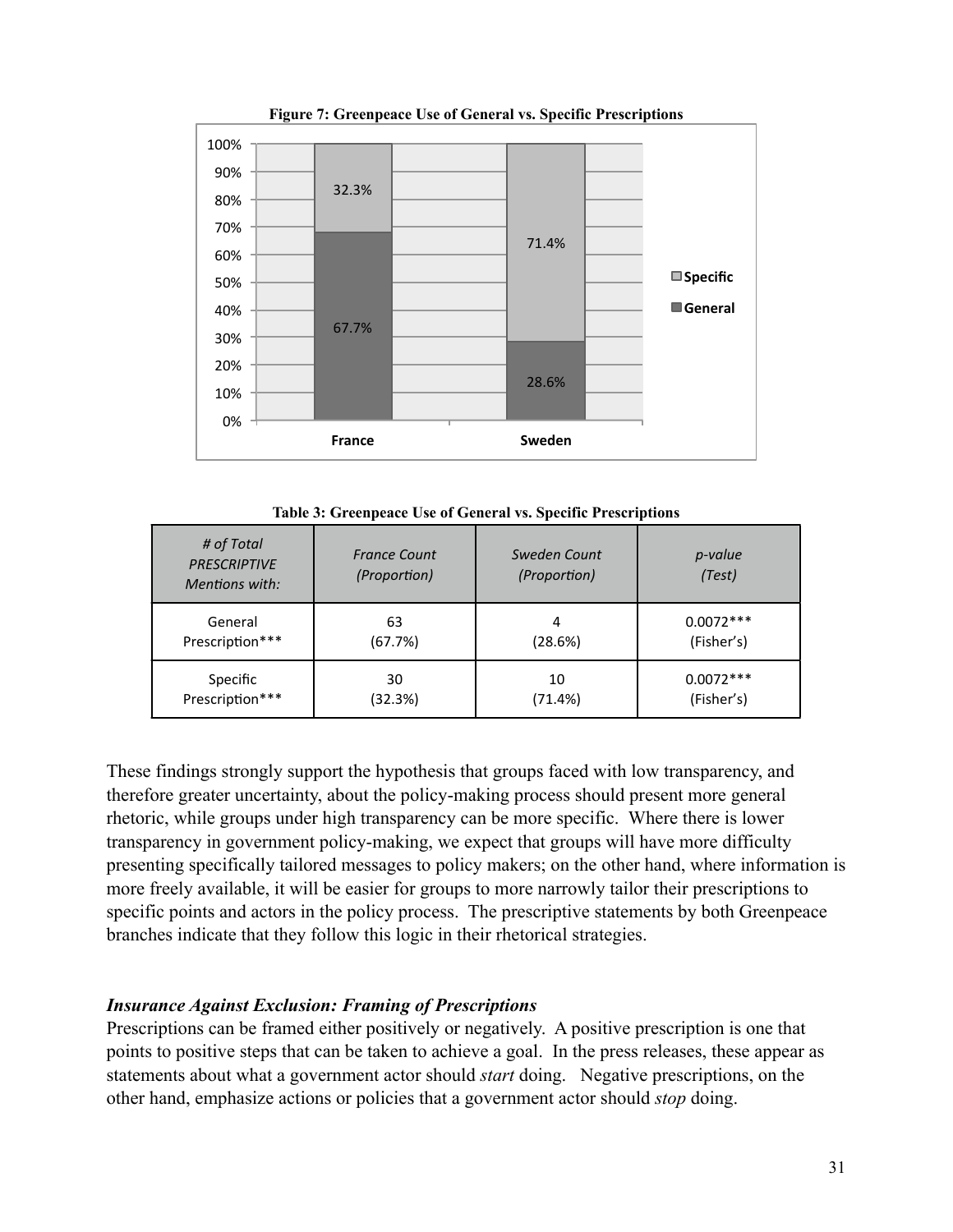**Figure 7: Greenpeace Use of General vs. Specific Prescriptions**

**Table 3: Greenpeace Use of General vs. Specific Prescriptions**

| *# of Total PRESCRIPTIVE Mentions with:* | *France Count (Proportion)* | *Sweden Count (Proportion)* | *p-value (Test)* |
|---|---|---|---|
| General Prescription*** | 63 (67.7%) | 4 (28.6%) | 0.0072*** (Fisher's) |
| Specific Prescription*** | 30 (32.3%) | 10 (71.4%) | 0.0072*** (Fisher's) |

These findings strongly support the hypothesis that groups faced with low transparency, and therefore greater uncertainty, about the policy-making process should present more general rhetoric, while groups under high transparency can be more specific. Where there is lower transparency in government policy-making, we expect that groups will have more difficulty presenting specifically tailored messages to policy makers; on the other hand, where information is more freely available, it will be easier for groups to more narrowly tailor their prescriptions to specific points and actors in the policy process. The prescriptive statements by both Greenpeace branches indicate that they follow this logic in their rhetorical strategies.

### *Insurance Against Exclusion: Framing of Prescriptions*

Prescriptions can be framed either positively or negatively. A positive prescription is one that points to positive steps that can be taken to achieve a goal. In the press releases, these appear as statements about what a government actor should *start* doing. Negative prescriptions, on the other hand, emphasize actions or policies that a government actor should *stop* doing.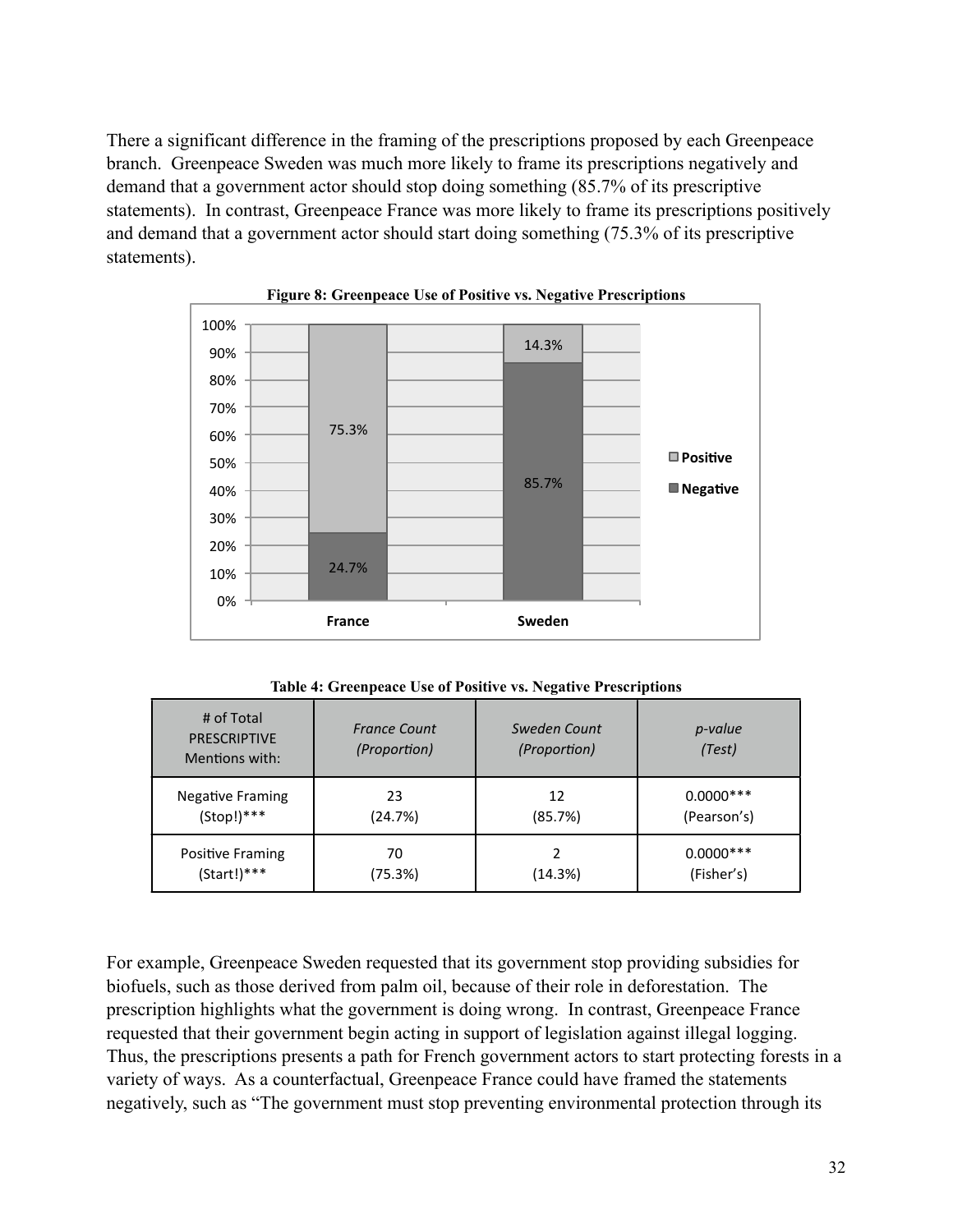There a significant difference in the framing of the prescriptions proposed by each Greenpeace branch. Greenpeace Sweden was much more likely to frame its prescriptions negatively and demand that a government actor should stop doing something (85.7% of its prescriptive statements). In contrast, Greenpeace France was more likely to frame its prescriptions positively and demand that a government actor should start doing something (75.3% of its prescriptive statements).

**Figure 8: Greenpeace Use of Positive vs. Negative Prescriptions**

**Table 4: Greenpeace Use of Positive vs. Negative Prescriptions**

| # of Total PRESCRIPTIVE Mentions with: | *France Count (Proportion)* | *Sweden Count (Proportion)* | *p-value (Test)* |
|---|---|---|---|
| Negative Framing (Stop!)*** | 23 (24.7%) | 12 (85.7%) | 0.0000*** (Pearson's) |
| Positive Framing (Start!)*** | 70 (75.3%) | 2 (14.3%) | 0.0000*** (Fisher's) |

For example, Greenpeace Sweden requested that its government stop providing subsidies for biofuels, such as those derived from palm oil, because of their role in deforestation. The prescription highlights what the government is doing wrong. In contrast, Greenpeace France requested that their government begin acting in support of legislation against illegal logging. Thus, the prescriptions presents a path for French government actors to start protecting forests in a variety of ways. As a counterfactual, Greenpeace France could have framed the statements negatively, such as "The government must stop preventing environmental protection through its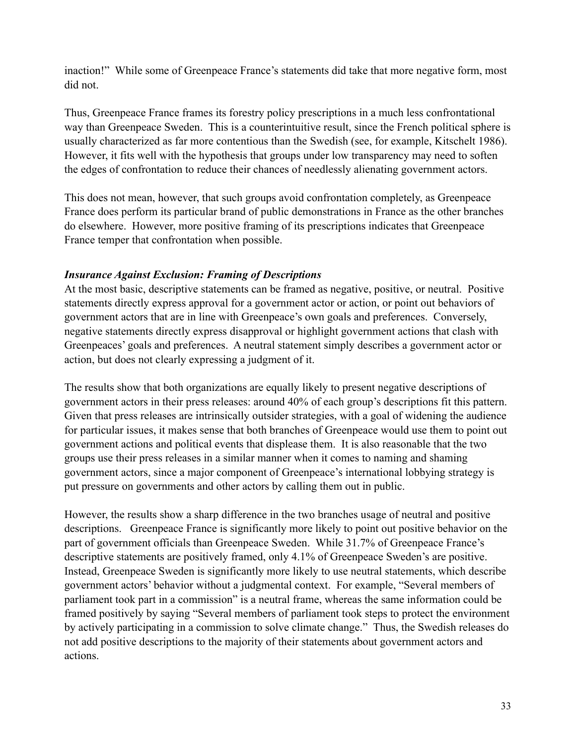inaction!" While some of Greenpeace France's statements did take that more negative form, most did not.

Thus, Greenpeace France frames its forestry policy prescriptions in a much less confrontational way than Greenpeace Sweden. This is a counterintuitive result, since the French political sphere is usually characterized as far more contentious than the Swedish (see, for example, Kitschelt 1986). However, it fits well with the hypothesis that groups under low transparency may need to soften the edges of confrontation to reduce their chances of needlessly alienating government actors.

This does not mean, however, that such groups avoid confrontation completely, as Greenpeace France does perform its particular brand of public demonstrations in France as the other branches do elsewhere. However, more positive framing of its prescriptions indicates that Greenpeace France temper that confrontation when possible.

***Insurance Against Exclusion: Framing of Descriptions***

At the most basic, descriptive statements can be framed as negative, positive, or neutral. Positive statements directly express approval for a government actor or action, or point out behaviors of government actors that are in line with Greenpeace's own goals and preferences. Conversely, negative statements directly express disapproval or highlight government actions that clash with Greenpeaces' goals and preferences. A neutral statement simply describes a government actor or action, but does not clearly expressing a judgment of it.

The results show that both organizations are equally likely to present negative descriptions of government actors in their press releases: around 40% of each group's descriptions fit this pattern. Given that press releases are intrinsically outsider strategies, with a goal of widening the audience for particular issues, it makes sense that both branches of Greenpeace would use them to point out government actions and political events that displease them. It is also reasonable that the two groups use their press releases in a similar manner when it comes to naming and shaming government actors, since a major component of Greenpeace's international lobbying strategy is put pressure on governments and other actors by calling them out in public.

However, the results show a sharp difference in the two branches usage of neutral and positive descriptions. Greenpeace France is significantly more likely to point out positive behavior on the part of government officials than Greenpeace Sweden. While 31.7% of Greenpeace France's descriptive statements are positively framed, only 4.1% of Greenpeace Sweden's are positive. Instead, Greenpeace Sweden is significantly more likely to use neutral statements, which describe government actors' behavior without a judgmental context. For example, "Several members of parliament took part in a commission" is a neutral frame, whereas the same information could be framed positively by saying "Several members of parliament took steps to protect the environment by actively participating in a commission to solve climate change." Thus, the Swedish releases do not add positive descriptions to the majority of their statements about government actors and actions.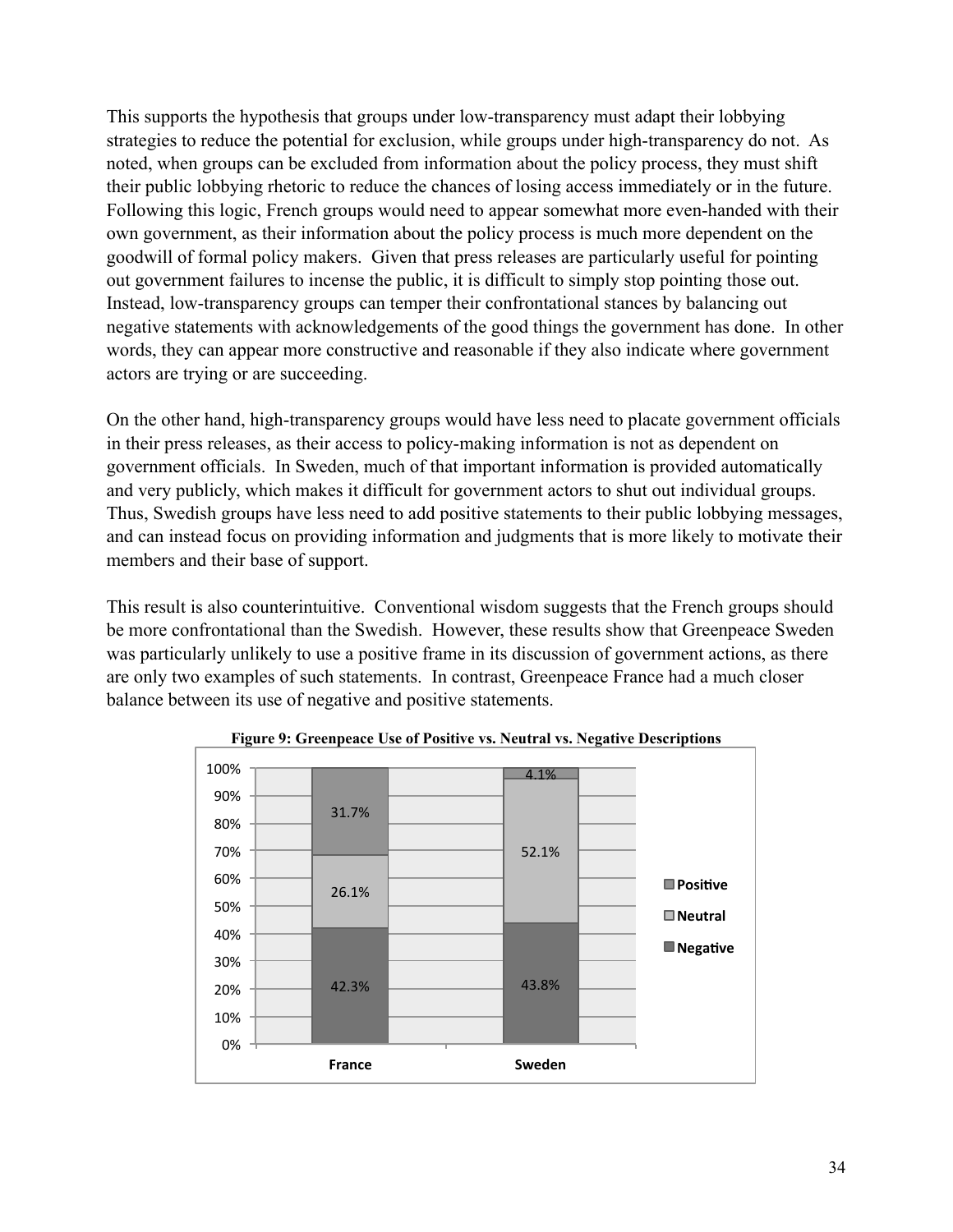This supports the hypothesis that groups under low-transparency must adapt their lobbying strategies to reduce the potential for exclusion, while groups under high-transparency do not. As noted, when groups can be excluded from information about the policy process, they must shift their public lobbying rhetoric to reduce the chances of losing access immediately or in the future. Following this logic, French groups would need to appear somewhat more even-handed with their own government, as their information about the policy process is much more dependent on the goodwill of formal policy makers. Given that press releases are particularly useful for pointing out government failures to incense the public, it is difficult to simply stop pointing those out. Instead, low-transparency groups can temper their confrontational stances by balancing out negative statements with acknowledgements of the good things the government has done. In other words, they can appear more constructive and reasonable if they also indicate where government actors are trying or are succeeding.

On the other hand, high-transparency groups would have less need to placate government officials in their press releases, as their access to policy-making information is not as dependent on government officials. In Sweden, much of that important information is provided automatically and very publicly, which makes it difficult for government actors to shut out individual groups. Thus, Swedish groups have less need to add positive statements to their public lobbying messages, and can instead focus on providing information and judgments that is more likely to motivate their members and their base of support.

This result is also counterintuitive. Conventional wisdom suggests that the French groups should be more confrontational than the Swedish. However, these results show that Greenpeace Sweden was particularly unlikely to use a positive frame in its discussion of government actions, as there are only two examples of such statements. In contrast, Greenpeace France had a much closer balance between its use of negative and positive statements.

**Figure 9: Greenpeace Use of Positive vs. Neutral vs. Negative Descriptions**

| | France | Sweden |
|---|---|---|
| Positive | 31.7% | 4.1% |
| Neutral | 26.1% | 52.1% |
| Negative | 42.3% | 43.8% |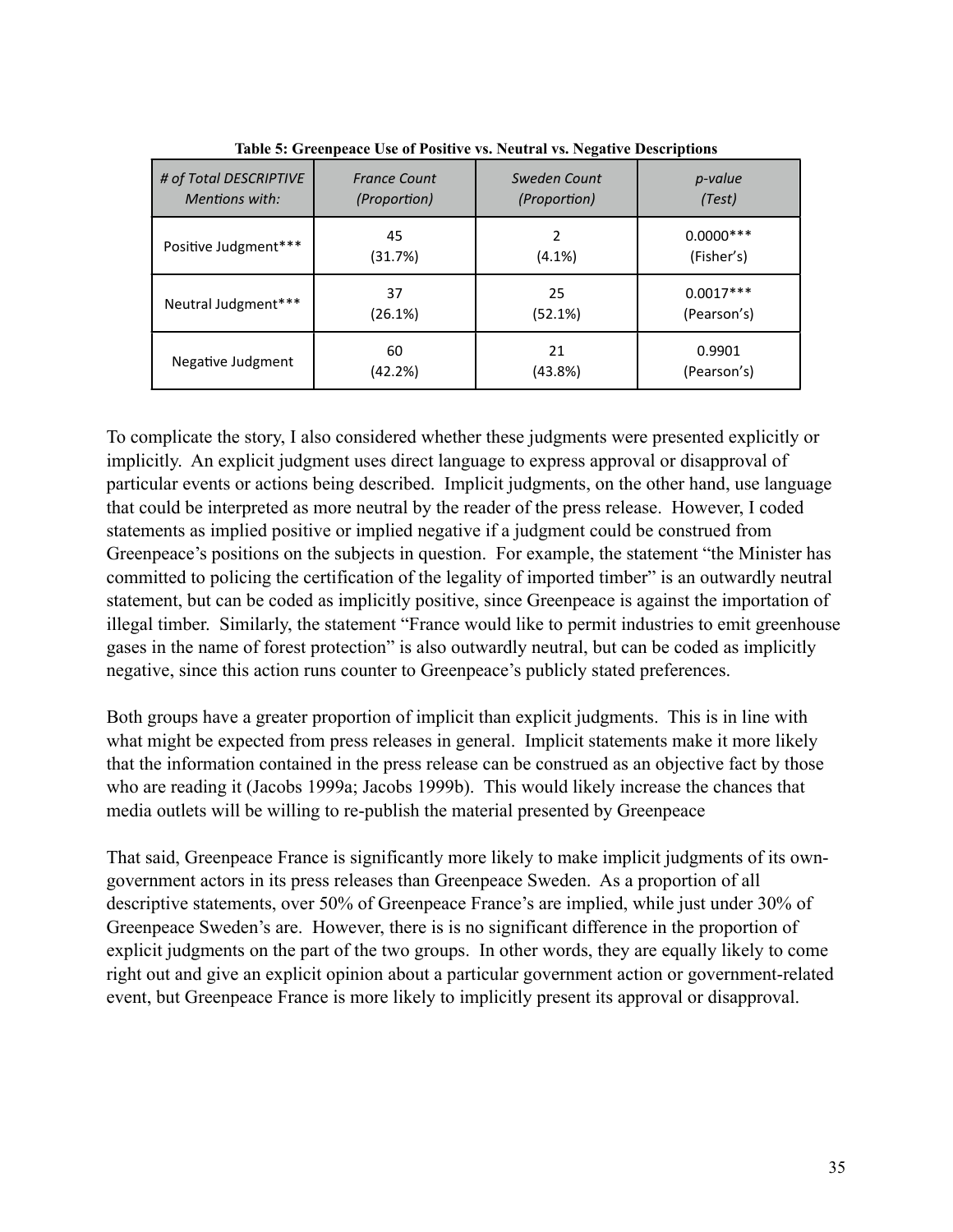**Table 5: Greenpeace Use of Positive vs. Neutral vs. Negative Descriptions**

| *# of Total DESCRIPTIVE Mentions with:* | *France Count (Proportion)* | *Sweden Count (Proportion)* | *p-value (Test)* |
|---|---|---|---|
| Positive Judgment*** | 45 (31.7%) | 2 (4.1%) | 0.0000*** (Fisher's) |
| Neutral Judgment*** | 37 (26.1%) | 25 (52.1%) | 0.0017*** (Pearson's) |
| Negative Judgment | 60 (42.2%) | 21 (43.8%) | 0.9901 (Pearson's) |

To complicate the story, I also considered whether these judgments were presented explicitly or implicitly. An explicit judgment uses direct language to express approval or disapproval of particular events or actions being described. Implicit judgments, on the other hand, use language that could be interpreted as more neutral by the reader of the press release. However, I coded statements as implied positive or implied negative if a judgment could be construed from Greenpeace's positions on the subjects in question. For example, the statement "the Minister has committed to policing the certification of the legality of imported timber" is an outwardly neutral statement, but can be coded as implicitly positive, since Greenpeace is against the importation of illegal timber. Similarly, the statement "France would like to permit industries to emit greenhouse gases in the name of forest protection" is also outwardly neutral, but can be coded as implicitly negative, since this action runs counter to Greenpeace's publicly stated preferences.

Both groups have a greater proportion of implicit than explicit judgments. This is in line with what might be expected from press releases in general. Implicit statements make it more likely that the information contained in the press release can be construed as an objective fact by those who are reading it (Jacobs 1999a; Jacobs 1999b). This would likely increase the chances that media outlets will be willing to re-publish the material presented by Greenpeace

That said, Greenpeace France is significantly more likely to make implicit judgments of its own-government actors in its press releases than Greenpeace Sweden. As a proportion of all descriptive statements, over 50% of Greenpeace France's are implied, while just under 30% of Greenpeace Sweden's are. However, there is is no significant difference in the proportion of explicit judgments on the part of the two groups. In other words, they are equally likely to come right out and give an explicit opinion about a particular government action or government-related event, but Greenpeace France is more likely to implicitly present its approval or disapproval.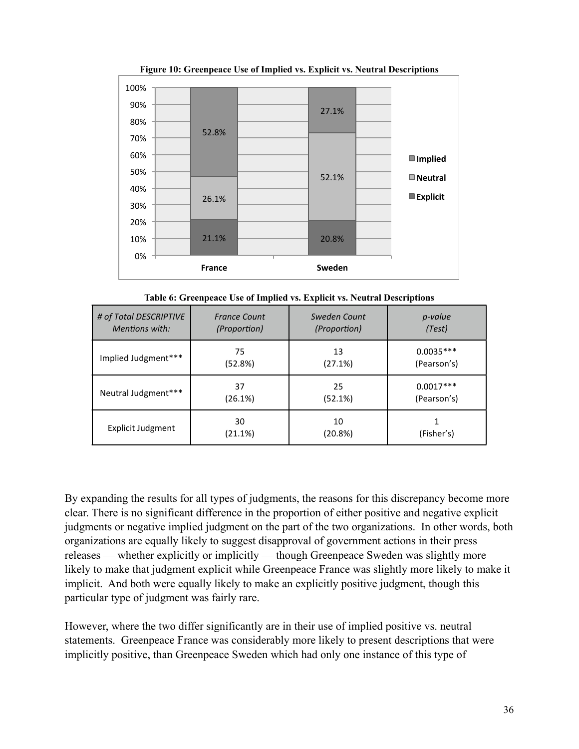**Figure 10: Greenpeace Use of Implied vs. Explicit vs. Neutral Descriptions**

**Table 6: Greenpeace Use of Implied vs. Explicit vs. Neutral Descriptions**

| *# of Total DESCRIPTIVE Mentions with:* | *France Count (Proportion)* | *Sweden Count (Proportion)* | *p-value (Test)* |
|---|---|---|---|
| Implied Judgment*** | 75 (52.8%) | 13 (27.1%) | 0.0035*** (Pearson's) |
| Neutral Judgment*** | 37 (26.1%) | 25 (52.1%) | 0.0017*** (Pearson's) |
| Explicit Judgment | 30 (21.1%) | 10 (20.8%) | 1 (Fisher's) |

By expanding the results for all types of judgments, the reasons for this discrepancy become more clear. There is no significant difference in the proportion of either positive and negative explicit judgments or negative implied judgment on the part of the two organizations. In other words, both organizations are equally likely to suggest disapproval of government actions in their press releases — whether explicitly or implicitly — though Greenpeace Sweden was slightly more likely to make that judgment explicit while Greenpeace France was slightly more likely to make it implicit. And both were equally likely to make an explicitly positive judgment, though this particular type of judgment was fairly rare.

However, where the two differ significantly are in their use of implied positive vs. neutral statements. Greenpeace France was considerably more likely to present descriptions that were implicitly positive, than Greenpeace Sweden which had only one instance of this type of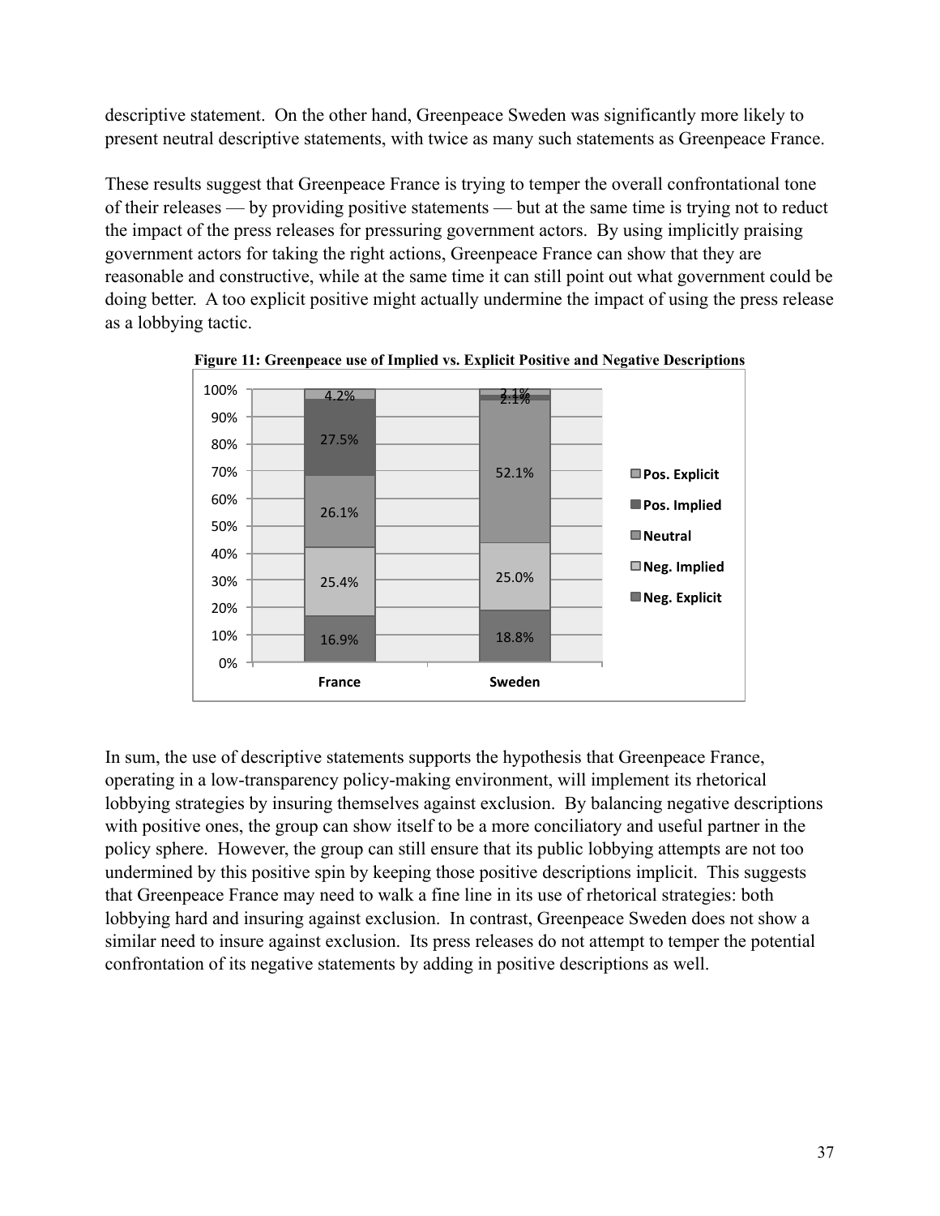descriptive statement. On the other hand, Greenpeace Sweden was significantly more likely to present neutral descriptive statements, with twice as many such statements as Greenpeace France.

These results suggest that Greenpeace France is trying to temper the overall confrontational tone of their releases — by providing positive statements — but at the same time is trying not to reduct the impact of the press releases for pressuring government actors. By using implicitly praising government actors for taking the right actions, Greenpeace France can show that they are reasonable and constructive, while at the same time it can still point out what government could be doing better. A too explicit positive might actually undermine the impact of using the press release as a lobbying tactic.

**Figure 11: Greenpeace use of Implied vs. Explicit Positive and Negative Descriptions**

| | France | Sweden |
| --- | --- | --- |
| Pos. Explicit | 4.2% | 2.1% |
| Pos. Implied | 27.5% | 2.1% |
| Neutral | 26.1% | 52.1% |
| Neg. Implied | 25.4% | 25.0% |
| Neg. Explicit | 16.9% | 18.8% |

In sum, the use of descriptive statements supports the hypothesis that Greenpeace France, operating in a low-transparency policy-making environment, will implement its rhetorical lobbying strategies by insuring themselves against exclusion. By balancing negative descriptions with positive ones, the group can show itself to be a more conciliatory and useful partner in the policy sphere. However, the group can still ensure that its public lobbying attempts are not too undermined by this positive spin by keeping those positive descriptions implicit. This suggests that Greenpeace France may need to walk a fine line in its use of rhetorical strategies: both lobbying hard and insuring against exclusion. In contrast, Greenpeace Sweden does not show a similar need to insure against exclusion. Its press releases do not attempt to temper the potential confrontation of its negative statements by adding in positive descriptions as well.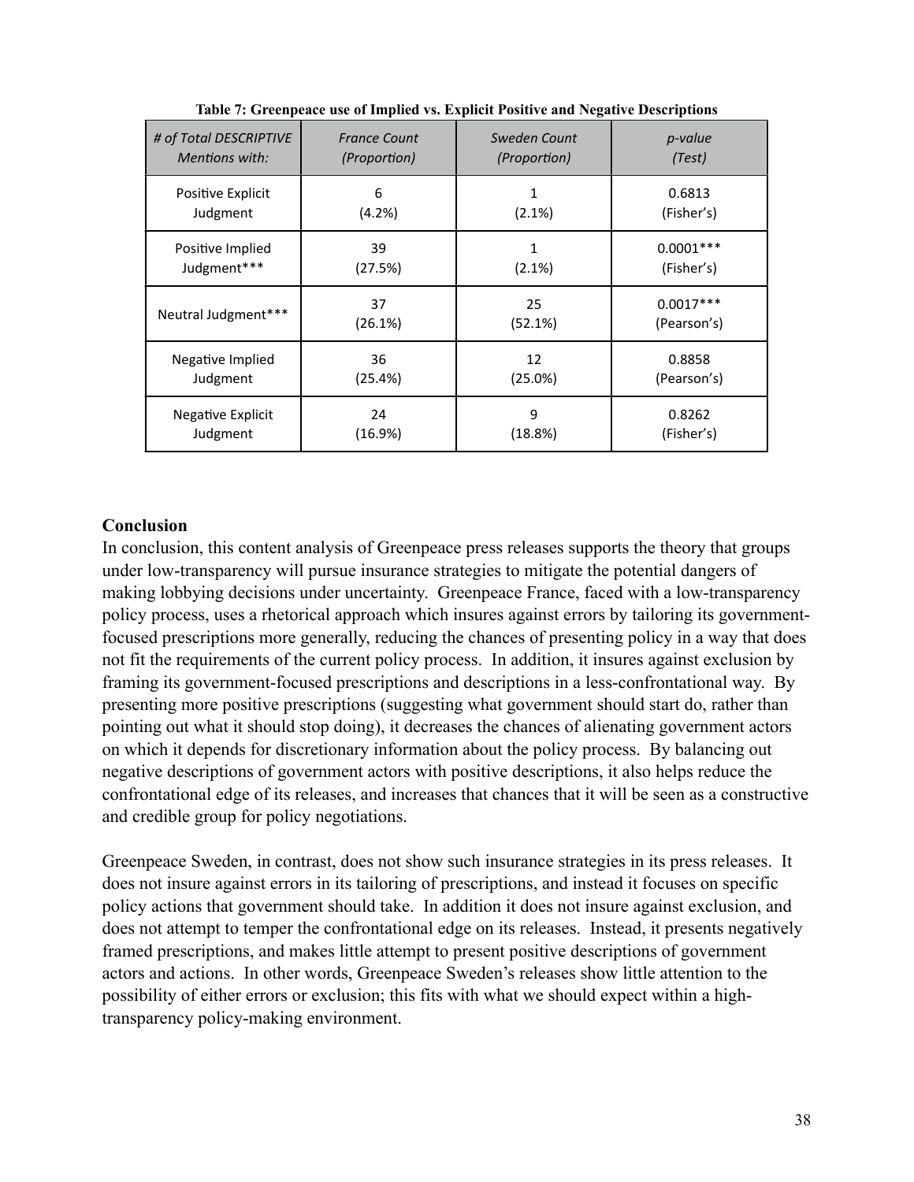**Table 7: Greenpeace use of Implied vs. Explicit Positive and Negative Descriptions**

| *# of Total DESCRIPTIVE Mentions with:* | *France Count (Proportion)* | *Sweden Count (Proportion)* | *p-value (Test)* |
|---|---|---|---|
| Positive Explicit Judgment | 6 (4.2%) | 1 (2.1%) | 0.6813 (Fisher's) |
| Positive Implied Judgment*** | 39 (27.5%) | 1 (2.1%) | 0.0001*** (Fisher's) |
| Neutral Judgment*** | 37 (26.1%) | 25 (52.1%) | 0.0017*** (Pearson's) |
| Negative Implied Judgment | 36 (25.4%) | 12 (25.0%) | 0.8858 (Pearson's) |
| Negative Explicit Judgment | 24 (16.9%) | 9 (18.8%) | 0.8262 (Fisher's) |

**Conclusion**

In conclusion, this content analysis of Greenpeace press releases supports the theory that groups under low-transparency will pursue insurance strategies to mitigate the potential dangers of making lobbying decisions under uncertainty. Greenpeace France, faced with a low-transparency policy process, uses a rhetorical approach which insures against errors by tailoring its government-focused prescriptions more generally, reducing the chances of presenting policy in a way that does not fit the requirements of the current policy process. In addition, it insures against exclusion by framing its government-focused prescriptions and descriptions in a less-confrontational way. By presenting more positive prescriptions (suggesting what government should start do, rather than pointing out what it should stop doing), it decreases the chances of alienating government actors on which it depends for discretionary information about the policy process. By balancing out negative descriptions of government actors with positive descriptions, it also helps reduce the confrontational edge of its releases, and increases that chances that it will be seen as a constructive and credible group for policy negotiations.

Greenpeace Sweden, in contrast, does not show such insurance strategies in its press releases. It does not insure against errors in its tailoring of prescriptions, and instead it focuses on specific policy actions that government should take. In addition it does not insure against exclusion, and does not attempt to temper the confrontational edge on its releases. Instead, it presents negatively framed prescriptions, and makes little attempt to present positive descriptions of government actors and actions. In other words, Greenpeace Sweden's releases show little attention to the possibility of either errors or exclusion; this fits with what we should expect within a high-transparency policy-making environment.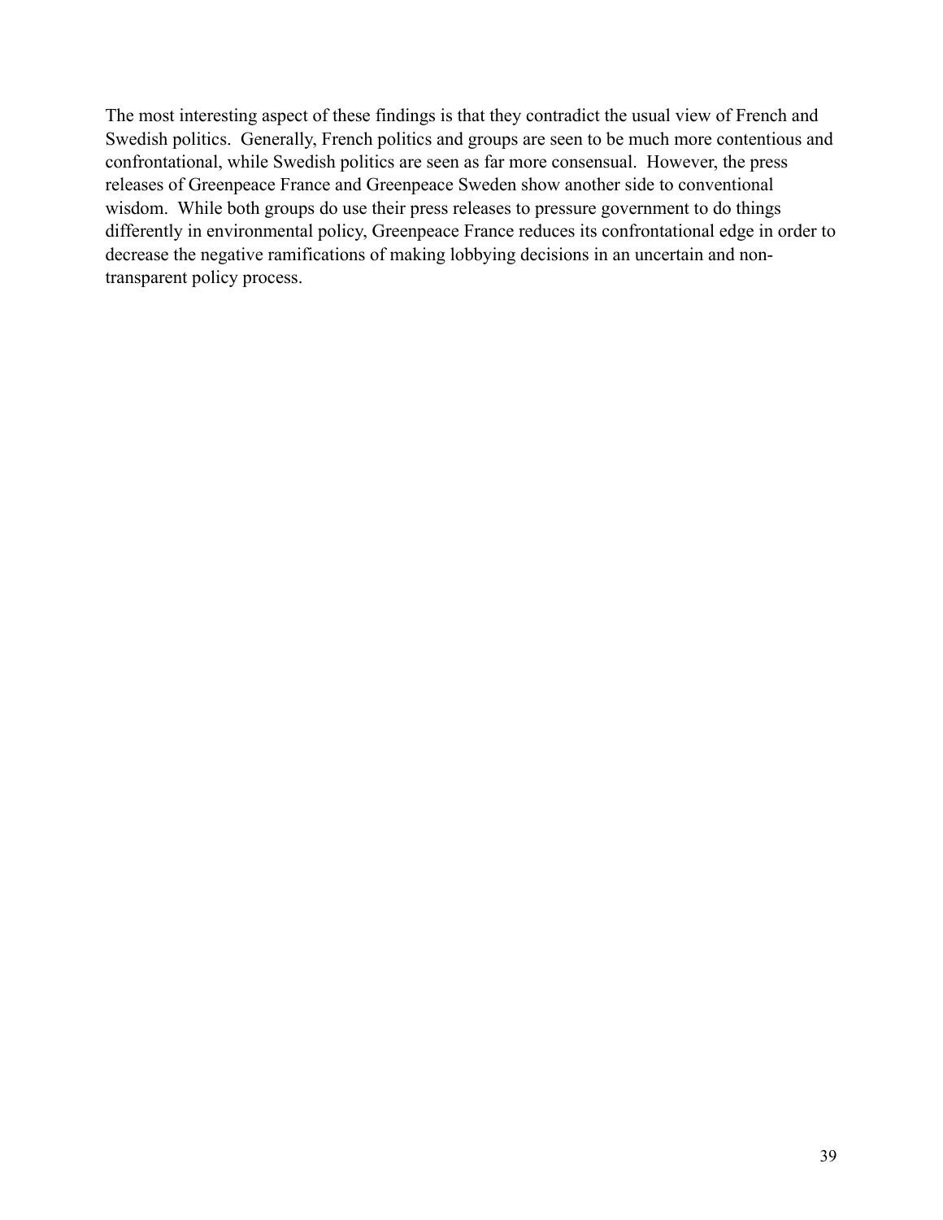The most interesting aspect of these findings is that they contradict the usual view of French and Swedish politics. Generally, French politics and groups are seen to be much more contentious and confrontational, while Swedish politics are seen as far more consensual. However, the press releases of Greenpeace France and Greenpeace Sweden show another side to conventional wisdom. While both groups do use their press releases to pressure government to do things differently in environmental policy, Greenpeace France reduces its confrontational edge in order to decrease the negative ramifications of making lobbying decisions in an uncertain and non-transparent policy process.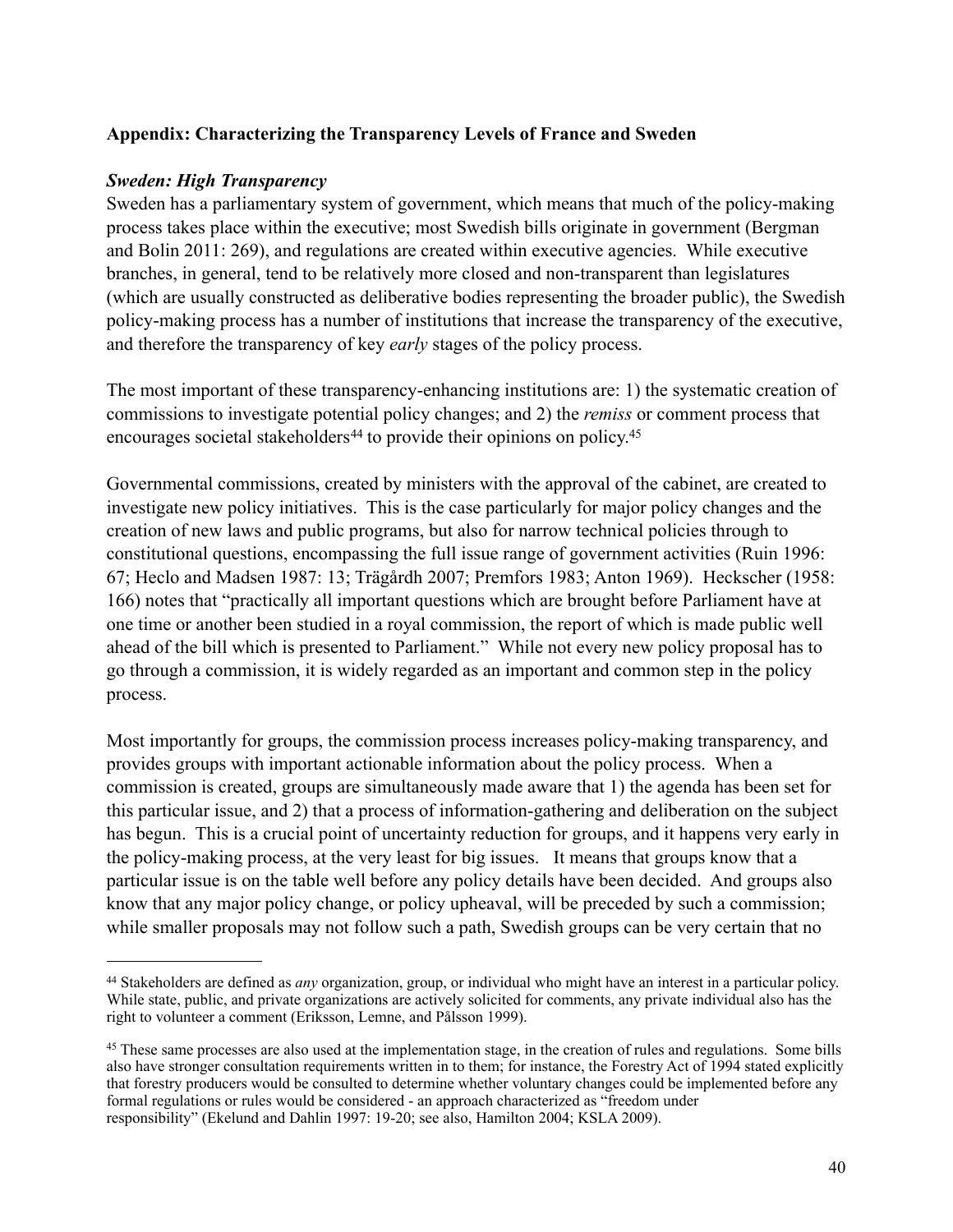**Appendix: Characterizing the Transparency Levels of France and Sweden**

***Sweden: High Transparency***

Sweden has a parliamentary system of government, which means that much of the policy-making process takes place within the executive; most Swedish bills originate in government (Bergman and Bolin 2011: 269), and regulations are created within executive agencies. While executive branches, in general, tend to be relatively more closed and non-transparent than legislatures (which are usually constructed as deliberative bodies representing the broader public), the Swedish policy-making process has a number of institutions that increase the transparency of the executive, and therefore the transparency of key *early* stages of the policy process.

The most important of these transparency-enhancing institutions are: 1) the systematic creation of commissions to investigate potential policy changes; and 2) the *remiss* or comment process that encourages societal stakeholders[44] to provide their opinions on policy.[45]

Governmental commissions, created by ministers with the approval of the cabinet, are created to investigate new policy initiatives. This is the case particularly for major policy changes and the creation of new laws and public programs, but also for narrow technical policies through to constitutional questions, encompassing the full issue range of government activities (Ruin 1996: 67; Heclo and Madsen 1987: 13; Trägårdh 2007; Premfors 1983; Anton 1969). Heckscher (1958: 166) notes that "practically all important questions which are brought before Parliament have at one time or another been studied in a royal commission, the report of which is made public well ahead of the bill which is presented to Parliament." While not every new policy proposal has to go through a commission, it is widely regarded as an important and common step in the policy process.

Most importantly for groups, the commission process increases policy-making transparency, and provides groups with important actionable information about the policy process. When a commission is created, groups are simultaneously made aware that 1) the agenda has been set for this particular issue, and 2) that a process of information-gathering and deliberation on the subject has begun. This is a crucial point of uncertainty reduction for groups, and it happens very early in the policy-making process, at the very least for big issues. It means that groups know that a particular issue is on the table well before any policy details have been decided. And groups also know that any major policy change, or policy upheaval, will be preceded by such a commission; while smaller proposals may not follow such a path, Swedish groups can be very certain that no

---

[44] Stakeholders are defined as *any* organization, group, or individual who might have an interest in a particular policy. While state, public, and private organizations are actively solicited for comments, any private individual also has the right to volunteer a comment (Eriksson, Lemne, and Pålsson 1999).

[45] These same processes are also used at the implementation stage, in the creation of rules and regulations. Some bills also have stronger consultation requirements written in to them; for instance, the Forestry Act of 1994 stated explicitly that forestry producers would be consulted to determine whether voluntary changes could be implemented before any formal regulations or rules would be considered - an approach characterized as "freedom under responsibility" (Ekelund and Dahlin 1997: 19-20; see also, Hamilton 2004; KSLA 2009).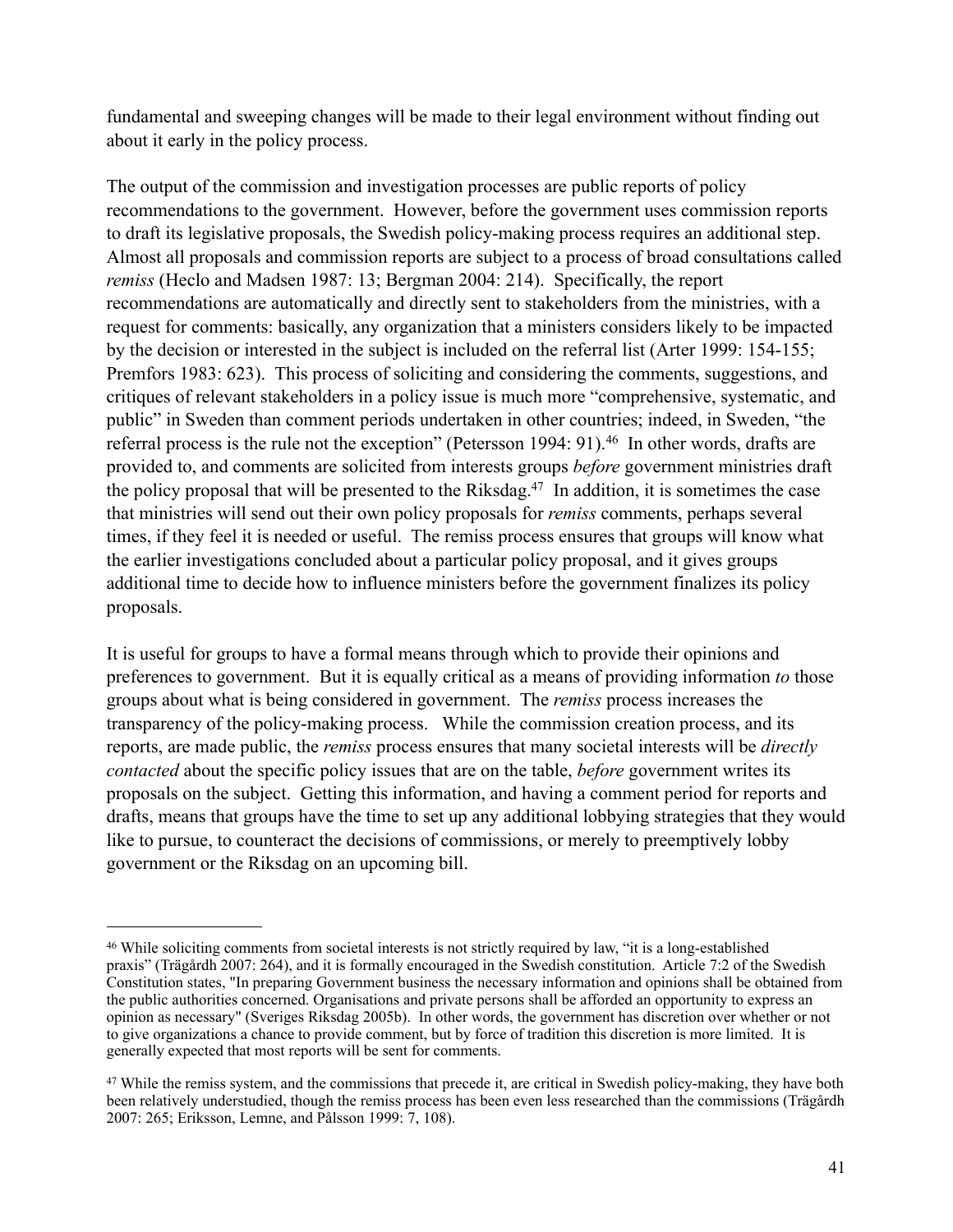fundamental and sweeping changes will be made to their legal environment without finding out about it early in the policy process.

The output of the commission and investigation processes are public reports of policy recommendations to the government. However, before the government uses commission reports to draft its legislative proposals, the Swedish policy-making process requires an additional step. Almost all proposals and commission reports are subject to a process of broad consultations called *remiss* (Heclo and Madsen 1987: 13; Bergman 2004: 214). Specifically, the report recommendations are automatically and directly sent to stakeholders from the ministries, with a request for comments: basically, any organization that a ministers considers likely to be impacted by the decision or interested in the subject is included on the referral list (Arter 1999: 154-155; Premfors 1983: 623). This process of soliciting and considering the comments, suggestions, and critiques of relevant stakeholders in a policy issue is much more "comprehensive, systematic, and public" in Sweden than comment periods undertaken in other countries; indeed, in Sweden, "the referral process is the rule not the exception" (Petersson 1994: 91).[46] In other words, drafts are provided to, and comments are solicited from interests groups *before* government ministries draft the policy proposal that will be presented to the Riksdag.[47] In addition, it is sometimes the case that ministries will send out their own policy proposals for *remiss* comments, perhaps several times, if they feel it is needed or useful. The remiss process ensures that groups will know what the earlier investigations concluded about a particular policy proposal, and it gives groups additional time to decide how to influence ministers before the government finalizes its policy proposals.

It is useful for groups to have a formal means through which to provide their opinions and preferences to government. But it is equally critical as a means of providing information *to* those groups about what is being considered in government. The *remiss* process increases the transparency of the policy-making process. While the commission creation process, and its reports, are made public, the *remiss* process ensures that many societal interests will be *directly contacted* about the specific policy issues that are on the table, *before* government writes its proposals on the subject. Getting this information, and having a comment period for reports and drafts, means that groups have the time to set up any additional lobbying strategies that they would like to pursue, to counteract the decisions of commissions, or merely to preemptively lobby government or the Riksdag on an upcoming bill.

---

[46] While soliciting comments from societal interests is not strictly required by law, "it is a long-established praxis" (Trägårdh 2007: 264), and it is formally encouraged in the Swedish constitution. Article 7:2 of the Swedish Constitution states, "In preparing Government business the necessary information and opinions shall be obtained from the public authorities concerned. Organisations and private persons shall be afforded an opportunity to express an opinion as necessary" (Sveriges Riksdag 2005b). In other words, the government has discretion over whether or not to give organizations a chance to provide comment, but by force of tradition this discretion is more limited. It is generally expected that most reports will be sent for comments.

[47] While the remiss system, and the commissions that precede it, are critical in Swedish policy-making, they have both been relatively understudied, though the remiss process has been even less researched than the commissions (Trägårdh 2007: 265; Eriksson, Lemne, and Pålsson 1999: 7, 108).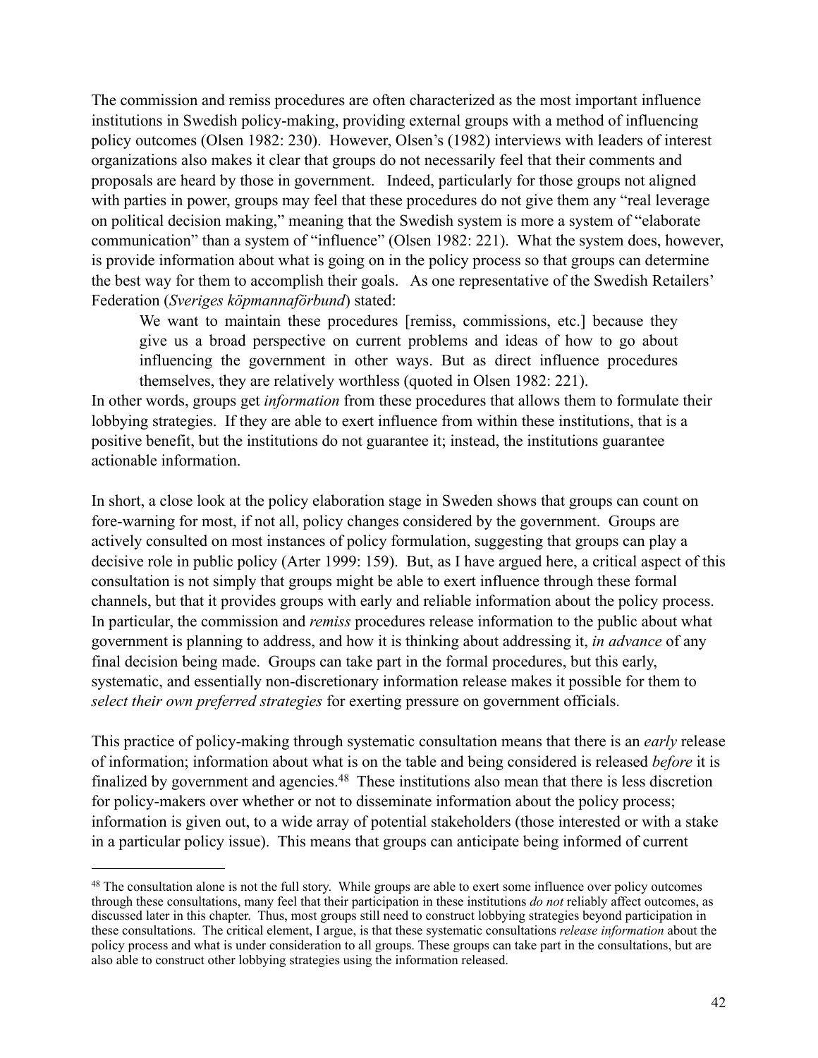The commission and remiss procedures are often characterized as the most important influence institutions in Swedish policy-making, providing external groups with a method of influencing policy outcomes (Olsen 1982: 230). However, Olsen's (1982) interviews with leaders of interest organizations also makes it clear that groups do not necessarily feel that their comments and proposals are heard by those in government. Indeed, particularly for those groups not aligned with parties in power, groups may feel that these procedures do not give them any "real leverage on political decision making," meaning that the Swedish system is more a system of "elaborate communication" than a system of "influence" (Olsen 1982: 221). What the system does, however, is provide information about what is going on in the policy process so that groups can determine the best way for them to accomplish their goals. As one representative of the Swedish Retailers' Federation (*Sveriges köpmannaförbund*) stated:

> We want to maintain these procedures [remiss, commissions, etc.] because they give us a broad perspective on current problems and ideas of how to go about influencing the government in other ways. But as direct influence procedures themselves, they are relatively worthless (quoted in Olsen 1982: 221).

In other words, groups get *information* from these procedures that allows them to formulate their lobbying strategies. If they are able to exert influence from within these institutions, that is a positive benefit, but the institutions do not guarantee it; instead, the institutions guarantee actionable information.

In short, a close look at the policy elaboration stage in Sweden shows that groups can count on fore-warning for most, if not all, policy changes considered by the government. Groups are actively consulted on most instances of policy formulation, suggesting that groups can play a decisive role in public policy (Arter 1999: 159). But, as I have argued here, a critical aspect of this consultation is not simply that groups might be able to exert influence through these formal channels, but that it provides groups with early and reliable information about the policy process. In particular, the commission and *remiss* procedures release information to the public about what government is planning to address, and how it is thinking about addressing it, *in advance* of any final decision being made. Groups can take part in the formal procedures, but this early, systematic, and essentially non-discretionary information release makes it possible for them to *select their own preferred strategies* for exerting pressure on government officials.

This practice of policy-making through systematic consultation means that there is an *early* release of information; information about what is on the table and being considered is released *before* it is finalized by government and agencies.[48] These institutions also mean that there is less discretion for policy-makers over whether or not to disseminate information about the policy process; information is given out, to a wide array of potential stakeholders (those interested or with a stake in a particular policy issue). This means that groups can anticipate being informed of current

[48] The consultation alone is not the full story. While groups are able to exert some influence over policy outcomes through these consultations, many feel that their participation in these institutions *do not* reliably affect outcomes, as discussed later in this chapter. Thus, most groups still need to construct lobbying strategies beyond participation in these consultations. The critical element, I argue, is that these systematic consultations *release information* about the policy process and what is under consideration to all groups. These groups can take part in the consultations, but are also able to construct other lobbying strategies using the information released.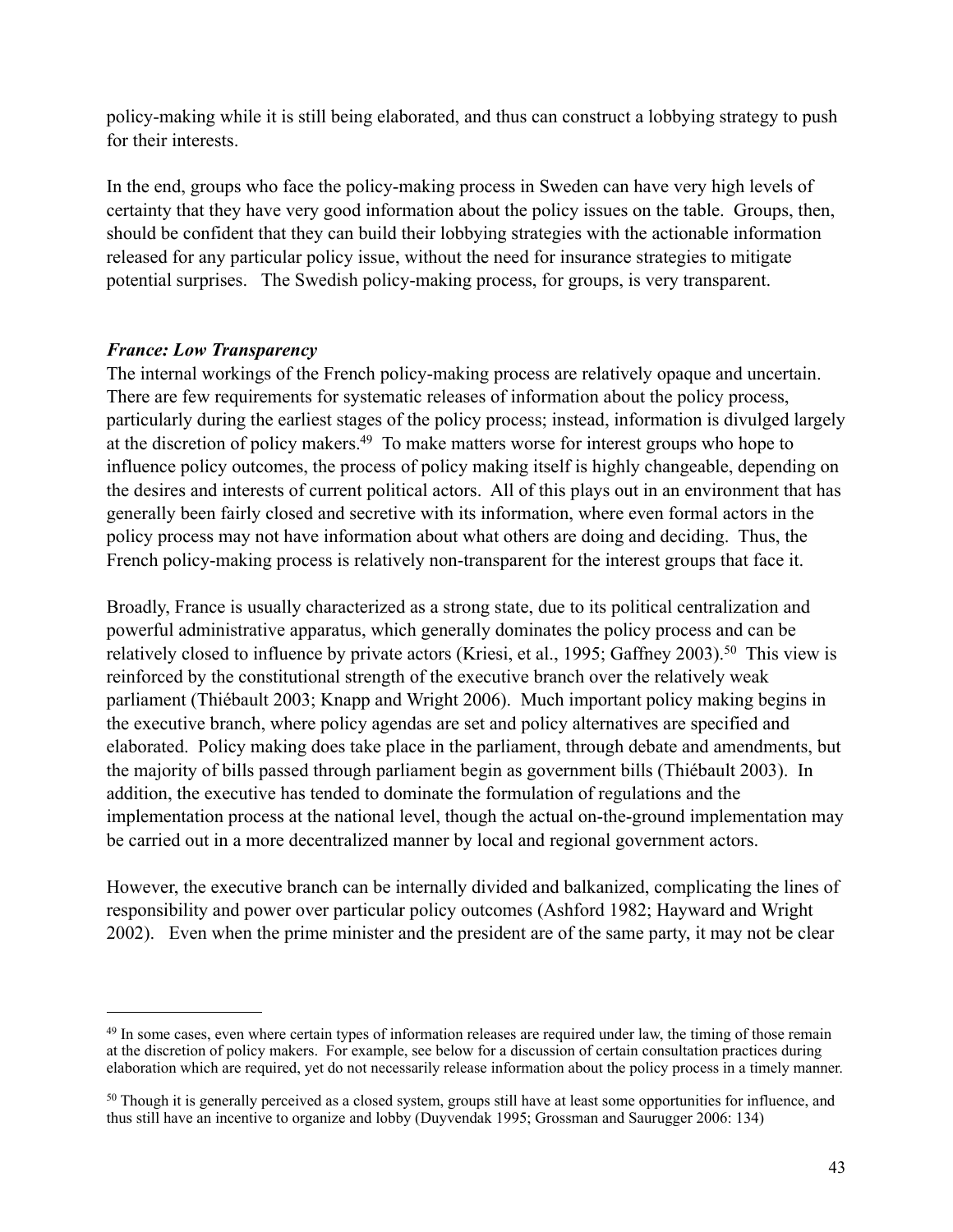policy-making while it is still being elaborated, and thus can construct a lobbying strategy to push for their interests.

In the end, groups who face the policy-making process in Sweden can have very high levels of certainty that they have very good information about the policy issues on the table. Groups, then, should be confident that they can build their lobbying strategies with the actionable information released for any particular policy issue, without the need for insurance strategies to mitigate potential surprises. The Swedish policy-making process, for groups, is very transparent.

***France: Low Transparency***

The internal workings of the French policy-making process are relatively opaque and uncertain. There are few requirements for systematic releases of information about the policy process, particularly during the earliest stages of the policy process; instead, information is divulged largely at the discretion of policy makers.[49] To make matters worse for interest groups who hope to influence policy outcomes, the process of policy making itself is highly changeable, depending on the desires and interests of current political actors. All of this plays out in an environment that has generally been fairly closed and secretive with its information, where even formal actors in the policy process may not have information about what others are doing and deciding. Thus, the French policy-making process is relatively non-transparent for the interest groups that face it.

Broadly, France is usually characterized as a strong state, due to its political centralization and powerful administrative apparatus, which generally dominates the policy process and can be relatively closed to influence by private actors (Kriesi, et al., 1995; Gaffney 2003).[50] This view is reinforced by the constitutional strength of the executive branch over the relatively weak parliament (Thiébault 2003; Knapp and Wright 2006). Much important policy making begins in the executive branch, where policy agendas are set and policy alternatives are specified and elaborated. Policy making does take place in the parliament, through debate and amendments, but the majority of bills passed through parliament begin as government bills (Thiébault 2003). In addition, the executive has tended to dominate the formulation of regulations and the implementation process at the national level, though the actual on-the-ground implementation may be carried out in a more decentralized manner by local and regional government actors.

However, the executive branch can be internally divided and balkanized, complicating the lines of responsibility and power over particular policy outcomes (Ashford 1982; Hayward and Wright 2002). Even when the prime minister and the president are of the same party, it may not be clear

---

[49] In some cases, even where certain types of information releases are required under law, the timing of those remain at the discretion of policy makers. For example, see below for a discussion of certain consultation practices during elaboration which are required, yet do not necessarily release information about the policy process in a timely manner.

[50] Though it is generally perceived as a closed system, groups still have at least some opportunities for influence, and thus still have an incentive to organize and lobby (Duyvendak 1995; Grossman and Saurugger 2006: 134)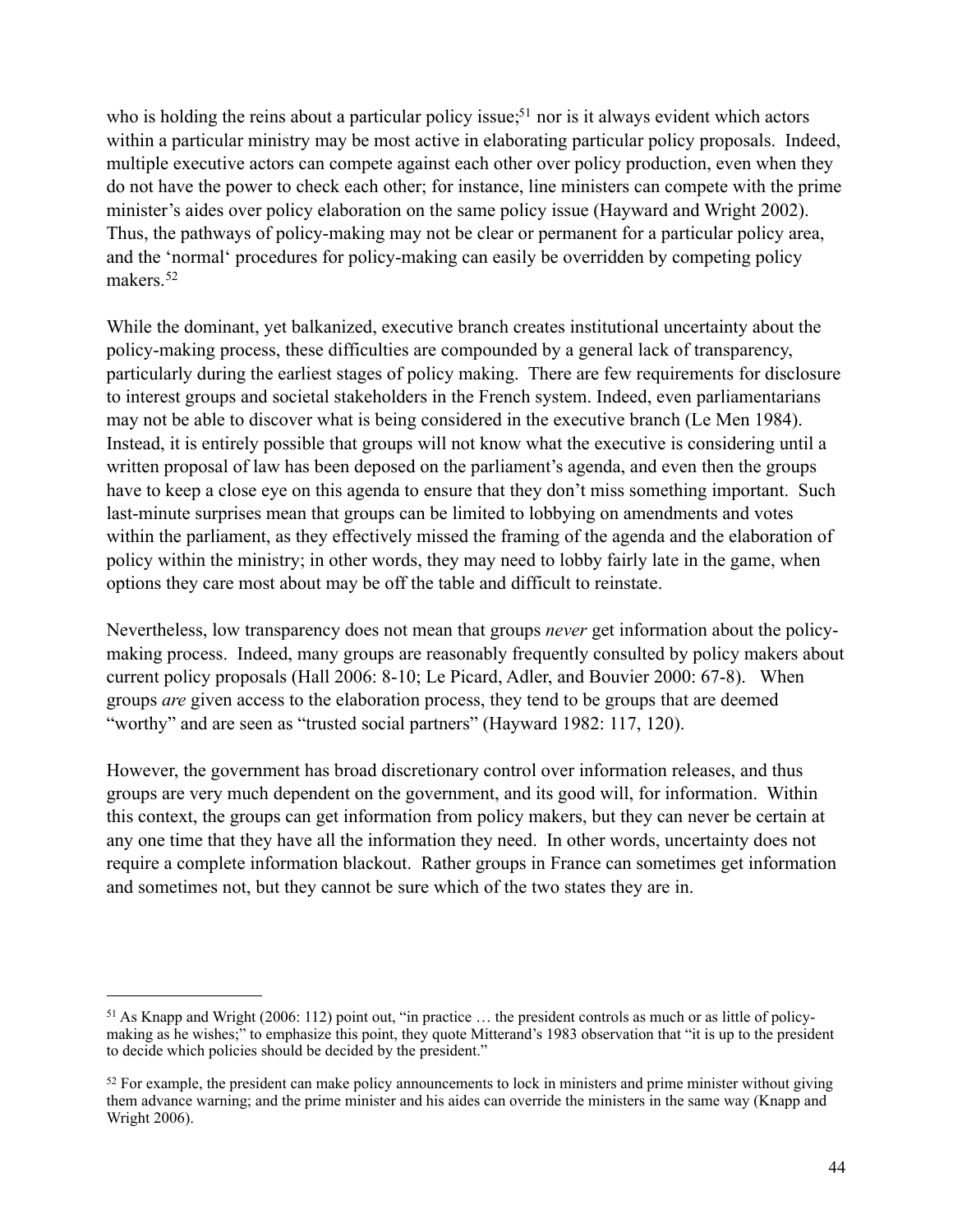who is holding the reins about a particular policy issue;[51] nor is it always evident which actors within a particular ministry may be most active in elaborating particular policy proposals. Indeed, multiple executive actors can compete against each other over policy production, even when they do not have the power to check each other; for instance, line ministers can compete with the prime minister's aides over policy elaboration on the same policy issue (Hayward and Wright 2002). Thus, the pathways of policy-making may not be clear or permanent for a particular policy area, and the 'normal' procedures for policy-making can easily be overridden by competing policy makers.[52]

While the dominant, yet balkanized, executive branch creates institutional uncertainty about the policy-making process, these difficulties are compounded by a general lack of transparency, particularly during the earliest stages of policy making. There are few requirements for disclosure to interest groups and societal stakeholders in the French system. Indeed, even parliamentarians may not be able to discover what is being considered in the executive branch (Le Men 1984). Instead, it is entirely possible that groups will not know what the executive is considering until a written proposal of law has been deposed on the parliament's agenda, and even then the groups have to keep a close eye on this agenda to ensure that they don't miss something important. Such last-minute surprises mean that groups can be limited to lobbying on amendments and votes within the parliament, as they effectively missed the framing of the agenda and the elaboration of policy within the ministry; in other words, they may need to lobby fairly late in the game, when options they care most about may be off the table and difficult to reinstate.

Nevertheless, low transparency does not mean that groups *never* get information about the policy-making process. Indeed, many groups are reasonably frequently consulted by policy makers about current policy proposals (Hall 2006: 8-10; Le Picard, Adler, and Bouvier 2000: 67-8). When groups *are* given access to the elaboration process, they tend to be groups that are deemed "worthy" and are seen as "trusted social partners" (Hayward 1982: 117, 120).

However, the government has broad discretionary control over information releases, and thus groups are very much dependent on the government, and its good will, for information. Within this context, the groups can get information from policy makers, but they can never be certain at any one time that they have all the information they need. In other words, uncertainty does not require a complete information blackout. Rather groups in France can sometimes get information and sometimes not, but they cannot be sure which of the two states they are in.

---

[51] As Knapp and Wright (2006: 112) point out, "in practice … the president controls as much or as little of policy-making as he wishes;" to emphasize this point, they quote Mitterand's 1983 observation that "it is up to the president to decide which policies should be decided by the president."

[52] For example, the president can make policy announcements to lock in ministers and prime minister without giving them advance warning; and the prime minister and his aides can override the ministers in the same way (Knapp and Wright 2006).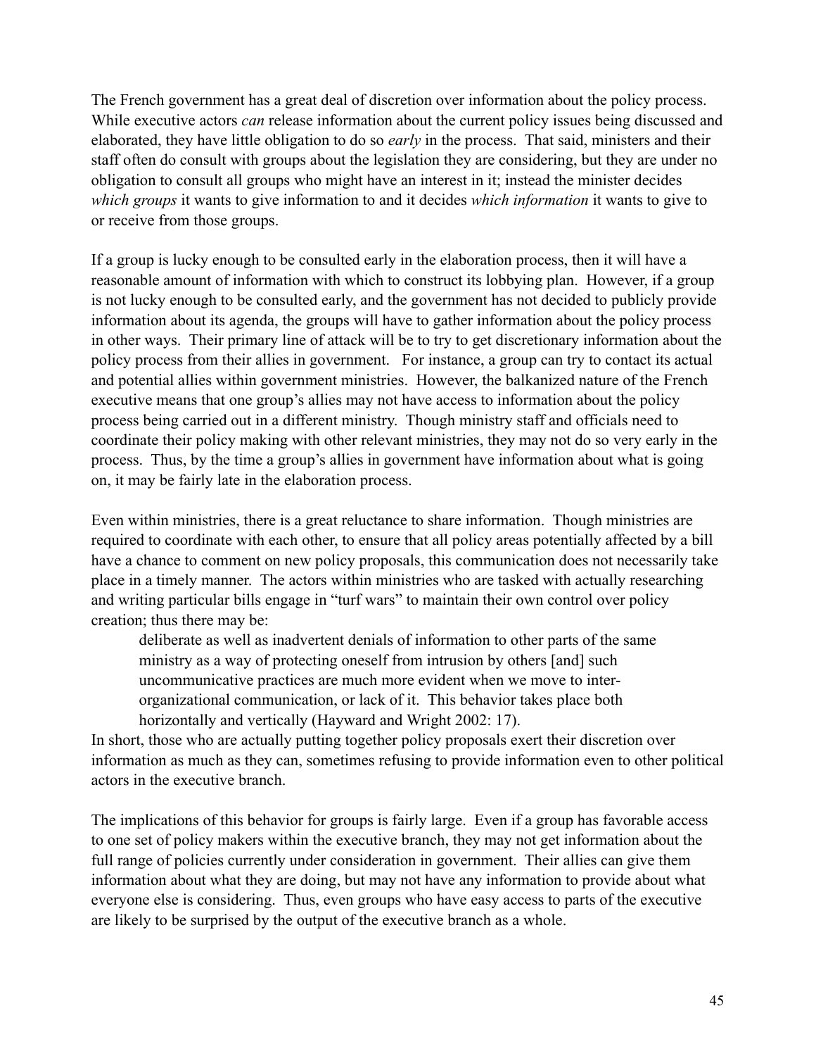The French government has a great deal of discretion over information about the policy process. While executive actors *can* release information about the current policy issues being discussed and elaborated, they have little obligation to do so *early* in the process. That said, ministers and their staff often do consult with groups about the legislation they are considering, but they are under no obligation to consult all groups who might have an interest in it; instead the minister decides *which groups* it wants to give information to and it decides *which information* it wants to give to or receive from those groups.

If a group is lucky enough to be consulted early in the elaboration process, then it will have a reasonable amount of information with which to construct its lobbying plan. However, if a group is not lucky enough to be consulted early, and the government has not decided to publicly provide information about its agenda, the groups will have to gather information about the policy process in other ways. Their primary line of attack will be to try to get discretionary information about the policy process from their allies in government. For instance, a group can try to contact its actual and potential allies within government ministries. However, the balkanized nature of the French executive means that one group's allies may not have access to information about the policy process being carried out in a different ministry. Though ministry staff and officials need to coordinate their policy making with other relevant ministries, they may not do so very early in the process. Thus, by the time a group's allies in government have information about what is going on, it may be fairly late in the elaboration process.

Even within ministries, there is a great reluctance to share information. Though ministries are required to coordinate with each other, to ensure that all policy areas potentially affected by a bill have a chance to comment on new policy proposals, this communication does not necessarily take place in a timely manner. The actors within ministries who are tasked with actually researching and writing particular bills engage in "turf wars" to maintain their own control over policy creation; thus there may be:

> deliberate as well as inadvertent denials of information to other parts of the same ministry as a way of protecting oneself from intrusion by others [and] such uncommunicative practices are much more evident when we move to inter-organizational communication, or lack of it. This behavior takes place both horizontally and vertically (Hayward and Wright 2002: 17).

In short, those who are actually putting together policy proposals exert their discretion over information as much as they can, sometimes refusing to provide information even to other political actors in the executive branch.

The implications of this behavior for groups is fairly large. Even if a group has favorable access to one set of policy makers within the executive branch, they may not get information about the full range of policies currently under consideration in government. Their allies can give them information about what they are doing, but may not have any information to provide about what everyone else is considering. Thus, even groups who have easy access to parts of the executive are likely to be surprised by the output of the executive branch as a whole.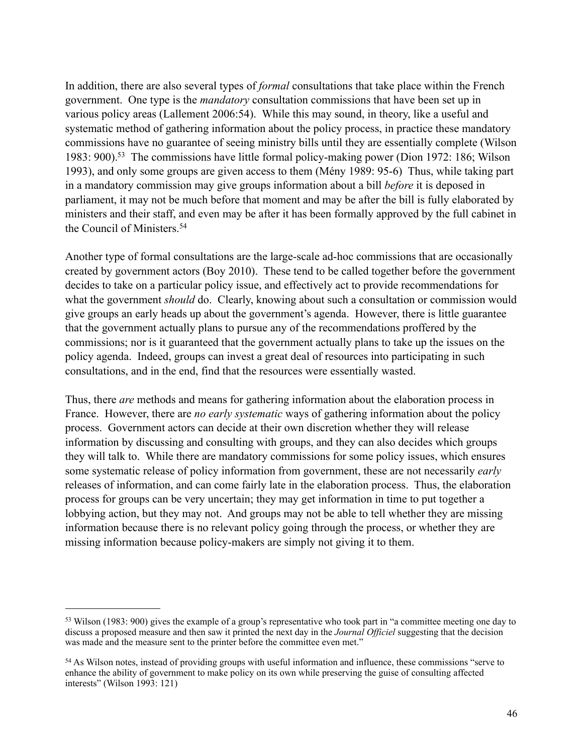In addition, there are also several types of *formal* consultations that take place within the French government. One type is the *mandatory* consultation commissions that have been set up in various policy areas (Lallement 2006:54). While this may sound, in theory, like a useful and systematic method of gathering information about the policy process, in practice these mandatory commissions have no guarantee of seeing ministry bills until they are essentially complete (Wilson 1983: 900).[53] The commissions have little formal policy-making power (Dion 1972: 186; Wilson 1993), and only some groups are given access to them (Mény 1989: 95-6) Thus, while taking part in a mandatory commission may give groups information about a bill *before* it is deposed in parliament, it may not be much before that moment and may be after the bill is fully elaborated by ministers and their staff, and even may be after it has been formally approved by the full cabinet in the Council of Ministers.[54]

Another type of formal consultations are the large-scale ad-hoc commissions that are occasionally created by government actors (Boy 2010). These tend to be called together before the government decides to take on a particular policy issue, and effectively act to provide recommendations for what the government *should* do. Clearly, knowing about such a consultation or commission would give groups an early heads up about the government's agenda. However, there is little guarantee that the government actually plans to pursue any of the recommendations proffered by the commissions; nor is it guaranteed that the government actually plans to take up the issues on the policy agenda. Indeed, groups can invest a great deal of resources into participating in such consultations, and in the end, find that the resources were essentially wasted.

Thus, there *are* methods and means for gathering information about the elaboration process in France. However, there are *no early systematic* ways of gathering information about the policy process. Government actors can decide at their own discretion whether they will release information by discussing and consulting with groups, and they can also decides which groups they will talk to. While there are mandatory commissions for some policy issues, which ensures some systematic release of policy information from government, these are not necessarily *early* releases of information, and can come fairly late in the elaboration process. Thus, the elaboration process for groups can be very uncertain; they may get information in time to put together a lobbying action, but they may not. And groups may not be able to tell whether they are missing information because there is no relevant policy going through the process, or whether they are missing information because policy-makers are simply not giving it to them.

---

[53] Wilson (1983: 900) gives the example of a group's representative who took part in "a committee meeting one day to discuss a proposed measure and then saw it printed the next day in the *Journal Officiel* suggesting that the decision was made and the measure sent to the printer before the committee even met."

[54] As Wilson notes, instead of providing groups with useful information and influence, these commissions "serve to enhance the ability of government to make policy on its own while preserving the guise of consulting affected interests" (Wilson 1993: 121)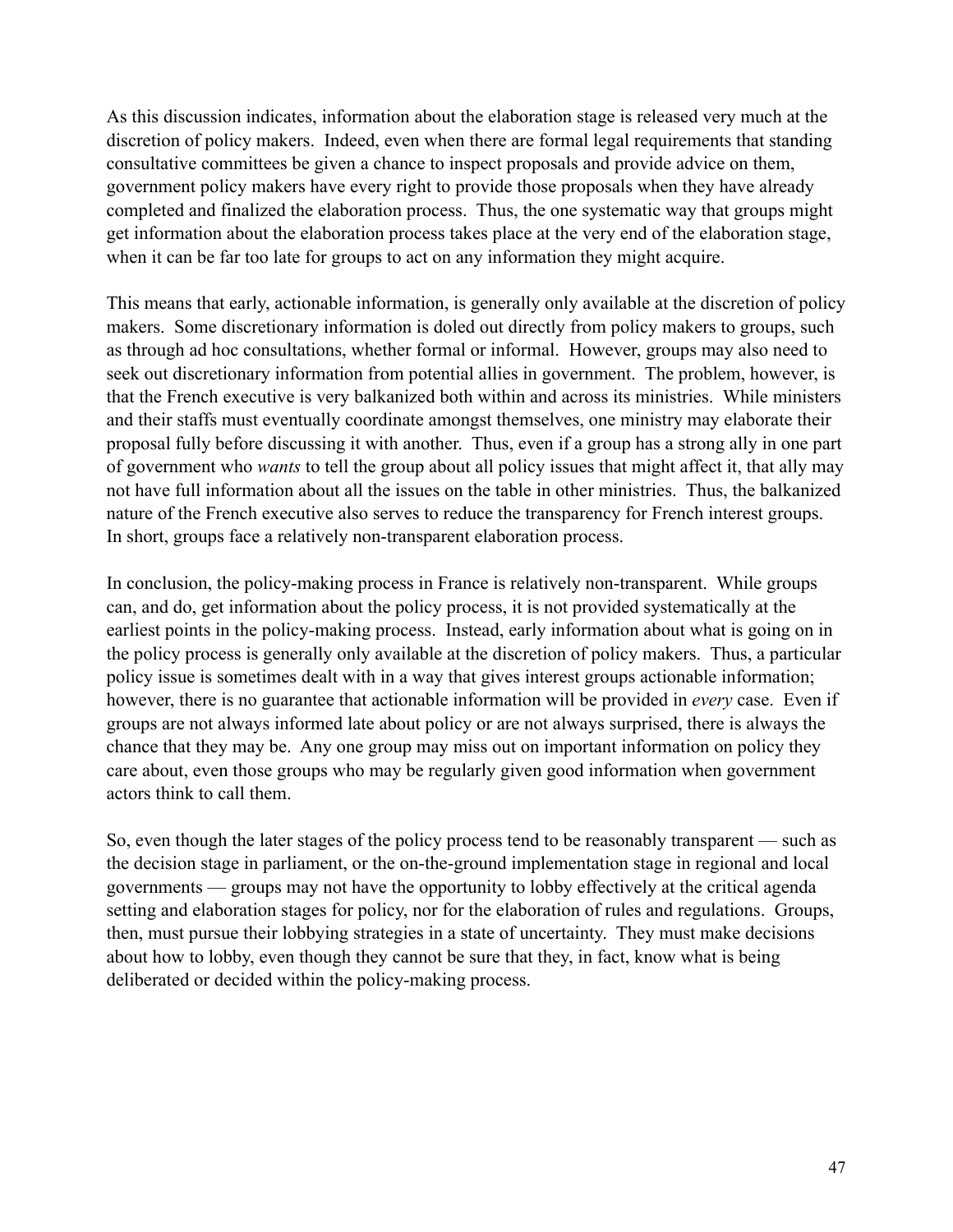As this discussion indicates, information about the elaboration stage is released very much at the discretion of policy makers. Indeed, even when there are formal legal requirements that standing consultative committees be given a chance to inspect proposals and provide advice on them, government policy makers have every right to provide those proposals when they have already completed and finalized the elaboration process. Thus, the one systematic way that groups might get information about the elaboration process takes place at the very end of the elaboration stage, when it can be far too late for groups to act on any information they might acquire.

This means that early, actionable information, is generally only available at the discretion of policy makers. Some discretionary information is doled out directly from policy makers to groups, such as through ad hoc consultations, whether formal or informal. However, groups may also need to seek out discretionary information from potential allies in government. The problem, however, is that the French executive is very balkanized both within and across its ministries. While ministers and their staffs must eventually coordinate amongst themselves, one ministry may elaborate their proposal fully before discussing it with another. Thus, even if a group has a strong ally in one part of government who *wants* to tell the group about all policy issues that might affect it, that ally may not have full information about all the issues on the table in other ministries. Thus, the balkanized nature of the French executive also serves to reduce the transparency for French interest groups. In short, groups face a relatively non-transparent elaboration process.

In conclusion, the policy-making process in France is relatively non-transparent. While groups can, and do, get information about the policy process, it is not provided systematically at the earliest points in the policy-making process. Instead, early information about what is going on in the policy process is generally only available at the discretion of policy makers. Thus, a particular policy issue is sometimes dealt with in a way that gives interest groups actionable information; however, there is no guarantee that actionable information will be provided in *every* case. Even if groups are not always informed late about policy or are not always surprised, there is always the chance that they may be. Any one group may miss out on important information on policy they care about, even those groups who may be regularly given good information when government actors think to call them.

So, even though the later stages of the policy process tend to be reasonably transparent — such as the decision stage in parliament, or the on-the-ground implementation stage in regional and local governments — groups may not have the opportunity to lobby effectively at the critical agenda setting and elaboration stages for policy, nor for the elaboration of rules and regulations. Groups, then, must pursue their lobbying strategies in a state of uncertainty. They must make decisions about how to lobby, even though they cannot be sure that they, in fact, know what is being deliberated or decided within the policy-making process.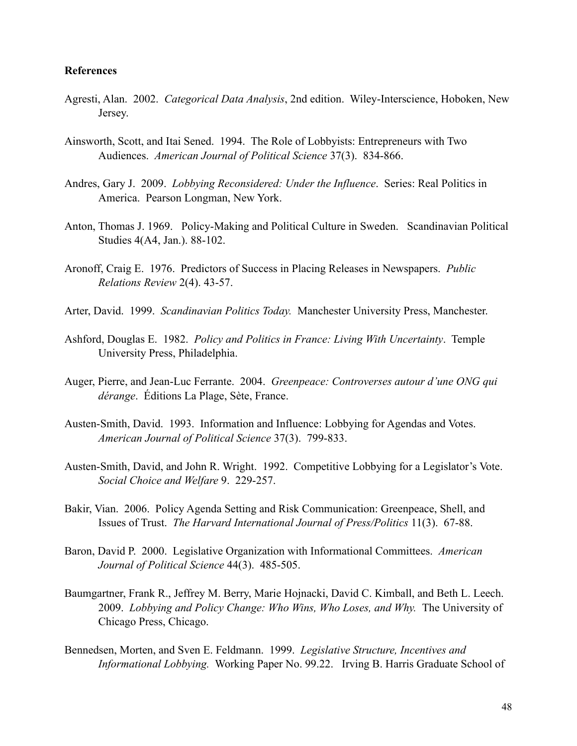**References**

Agresti, Alan. 2002. *Categorical Data Analysis*, 2nd edition. Wiley-Interscience, Hoboken, New Jersey.

Ainsworth, Scott, and Itai Sened. 1994. The Role of Lobbyists: Entrepreneurs with Two Audiences. *American Journal of Political Science* 37(3). 834-866.

Andres, Gary J. 2009. *Lobbying Reconsidered: Under the Influence*. Series: Real Politics in America. Pearson Longman, New York.

Anton, Thomas J. 1969. Policy-Making and Political Culture in Sweden. Scandinavian Political Studies 4(A4, Jan.). 88-102.

Aronoff, Craig E. 1976. Predictors of Success in Placing Releases in Newspapers. *Public Relations Review* 2(4). 43-57.

Arter, David. 1999. *Scandinavian Politics Today.* Manchester University Press, Manchester.

Ashford, Douglas E. 1982. *Policy and Politics in France: Living With Uncertainty*. Temple University Press, Philadelphia.

Auger, Pierre, and Jean-Luc Ferrante. 2004. *Greenpeace: Controverses autour d'une ONG qui dérange*. Éditions La Plage, Sète, France.

Austen-Smith, David. 1993. Information and Influence: Lobbying for Agendas and Votes. *American Journal of Political Science* 37(3). 799-833.

Austen-Smith, David, and John R. Wright. 1992. Competitive Lobbying for a Legislator's Vote. *Social Choice and Welfare* 9. 229-257.

Bakir, Vian. 2006. Policy Agenda Setting and Risk Communication: Greenpeace, Shell, and Issues of Trust. *The Harvard International Journal of Press/Politics* 11(3). 67-88.

Baron, David P. 2000. Legislative Organization with Informational Committees. *American Journal of Political Science* 44(3). 485-505.

Baumgartner, Frank R., Jeffrey M. Berry, Marie Hojnacki, David C. Kimball, and Beth L. Leech. 2009. *Lobbying and Policy Change: Who Wins, Who Loses, and Why.* The University of Chicago Press, Chicago.

Bennedsen, Morten, and Sven E. Feldmann. 1999. *Legislative Structure, Incentives and Informational Lobbying.* Working Paper No. 99.22. Irving B. Harris Graduate School of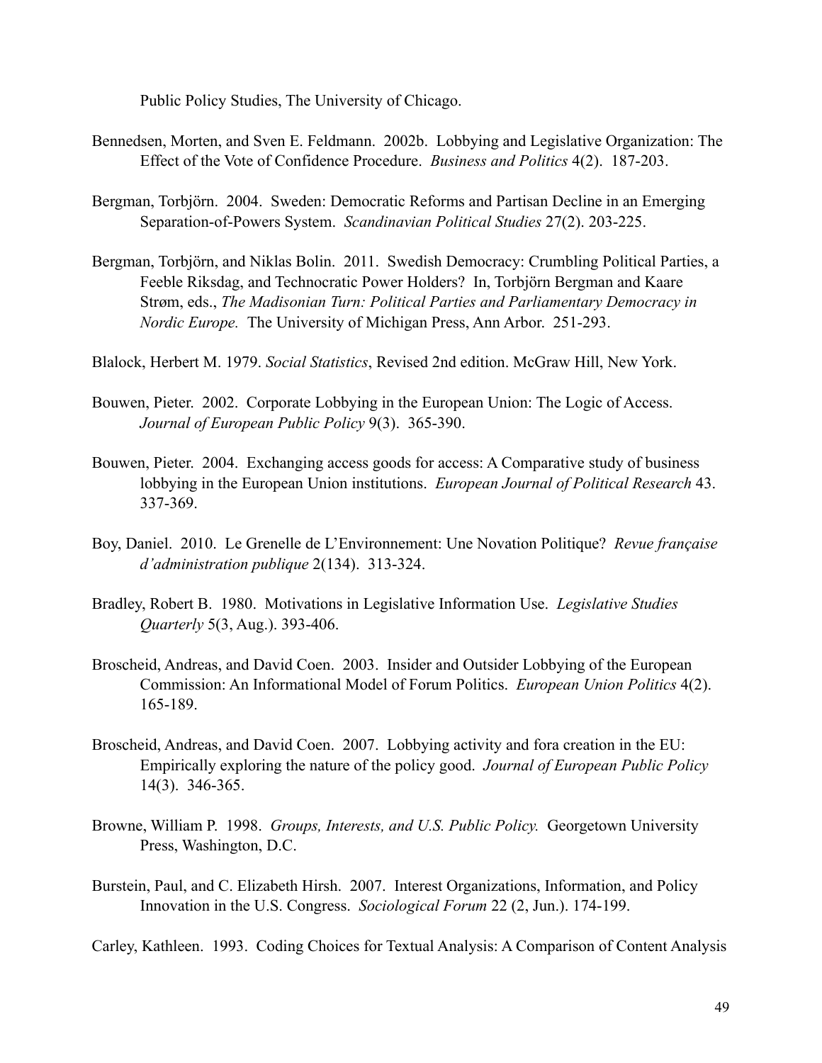Public Policy Studies, The University of Chicago.

Bennedsen, Morten, and Sven E. Feldmann. 2002b. Lobbying and Legislative Organization: The Effect of the Vote of Confidence Procedure. *Business and Politics* 4(2). 187-203.

Bergman, Torbjörn. 2004. Sweden: Democratic Reforms and Partisan Decline in an Emerging Separation-of-Powers System. *Scandinavian Political Studies* 27(2). 203-225.

Bergman, Torbjörn, and Niklas Bolin. 2011. Swedish Democracy: Crumbling Political Parties, a Feeble Riksdag, and Technocratic Power Holders? In, Torbjörn Bergman and Kaare Strøm, eds., *The Madisonian Turn: Political Parties and Parliamentary Democracy in Nordic Europe.* The University of Michigan Press, Ann Arbor. 251-293.

Blalock, Herbert M. 1979. *Social Statistics*, Revised 2nd edition. McGraw Hill, New York.

Bouwen, Pieter. 2002. Corporate Lobbying in the European Union: The Logic of Access. *Journal of European Public Policy* 9(3). 365-390.

Bouwen, Pieter. 2004. Exchanging access goods for access: A Comparative study of business lobbying in the European Union institutions. *European Journal of Political Research* 43. 337-369.

Boy, Daniel. 2010. Le Grenelle de L'Environnement: Une Novation Politique? *Revue française d'administration publique* 2(134). 313-324.

Bradley, Robert B. 1980. Motivations in Legislative Information Use. *Legislative Studies Quarterly* 5(3, Aug.). 393-406.

Broscheid, Andreas, and David Coen. 2003. Insider and Outsider Lobbying of the European Commission: An Informational Model of Forum Politics. *European Union Politics* 4(2). 165-189.

Broscheid, Andreas, and David Coen. 2007. Lobbying activity and fora creation in the EU: Empirically exploring the nature of the policy good. *Journal of European Public Policy* 14(3). 346-365.

Browne, William P. 1998. *Groups, Interests, and U.S. Public Policy.* Georgetown University Press, Washington, D.C.

Burstein, Paul, and C. Elizabeth Hirsh. 2007. Interest Organizations, Information, and Policy Innovation in the U.S. Congress. *Sociological Forum* 22 (2, Jun.). 174-199.

Carley, Kathleen. 1993. Coding Choices for Textual Analysis: A Comparison of Content Analysis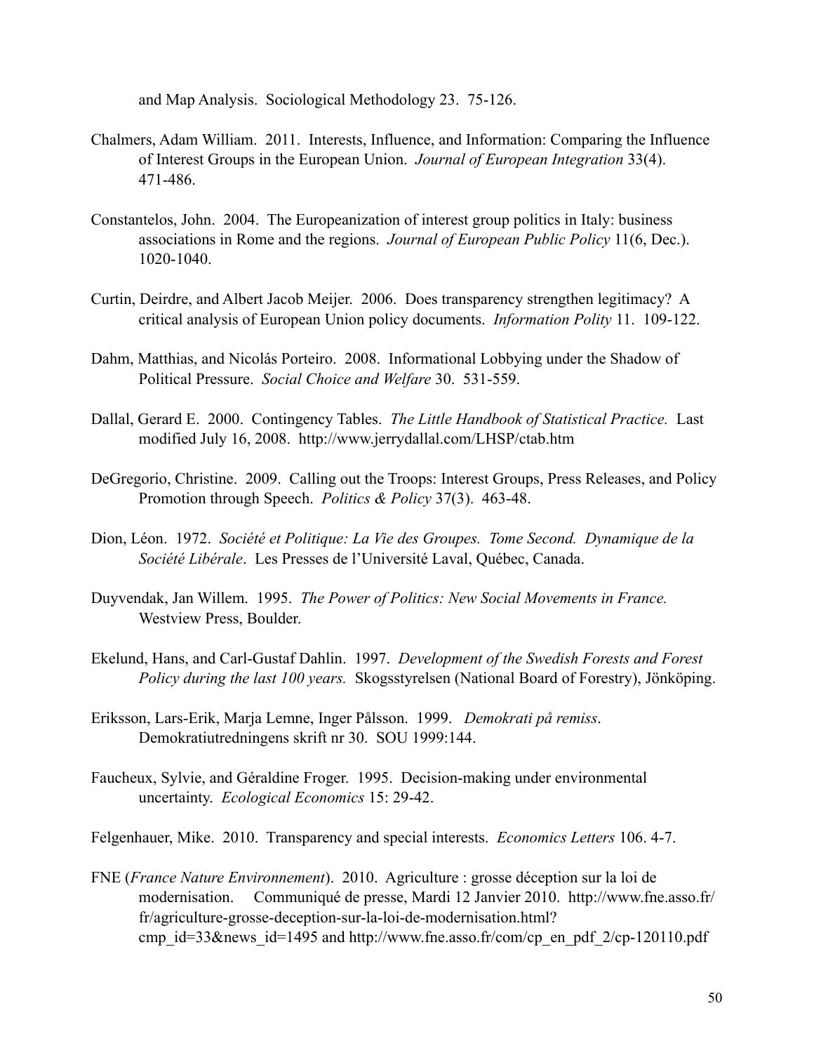and Map Analysis. Sociological Methodology 23. 75-126.

Chalmers, Adam William. 2011. Interests, Influence, and Information: Comparing the Influence of Interest Groups in the European Union. *Journal of European Integration* 33(4). 471-486.

Constantelos, John. 2004. The Europeanization of interest group politics in Italy: business associations in Rome and the regions. *Journal of European Public Policy* 11(6, Dec.). 1020-1040.

Curtin, Deirdre, and Albert Jacob Meijer. 2006. Does transparency strengthen legitimacy? A critical analysis of European Union policy documents. *Information Polity* 11. 109-122.

Dahm, Matthias, and Nicolás Porteiro. 2008. Informational Lobbying under the Shadow of Political Pressure. *Social Choice and Welfare* 30. 531-559.

Dallal, Gerard E. 2000. Contingency Tables. *The Little Handbook of Statistical Practice.* Last modified July 16, 2008. http://www.jerrydallal.com/LHSP/ctab.htm

DeGregorio, Christine. 2009. Calling out the Troops: Interest Groups, Press Releases, and Policy Promotion through Speech. *Politics & Policy* 37(3). 463-48.

Dion, Léon. 1972. *Société et Politique: La Vie des Groupes. Tome Second. Dynamique de la Société Libérale*. Les Presses de l'Université Laval, Québec, Canada.

Duyvendak, Jan Willem. 1995. *The Power of Politics: New Social Movements in France.* Westview Press, Boulder.

Ekelund, Hans, and Carl-Gustaf Dahlin. 1997. *Development of the Swedish Forests and Forest Policy during the last 100 years.* Skogsstyrelsen (National Board of Forestry), Jönköping.

Eriksson, Lars-Erik, Marja Lemne, Inger Pålsson. 1999. *Demokrati på remiss*. Demokratiutredningens skrift nr 30. SOU 1999:144.

Faucheux, Sylvie, and Géraldine Froger. 1995. Decision-making under environmental uncertainty. *Ecological Economics* 15: 29-42.

Felgenhauer, Mike. 2010. Transparency and special interests. *Economics Letters* 106. 4-7.

FNE (*France Nature Environnement*). 2010. Agriculture : grosse déception sur la loi de modernisation. Communiqué de presse, Mardi 12 Janvier 2010. http://www.fne.asso.fr/fr/agriculture-grosse-deception-sur-la-loi-de-modernisation.html?cmp_id=33&news_id=1495 and http://www.fne.asso.fr/com/cp_en_pdf_2/cp-120110.pdf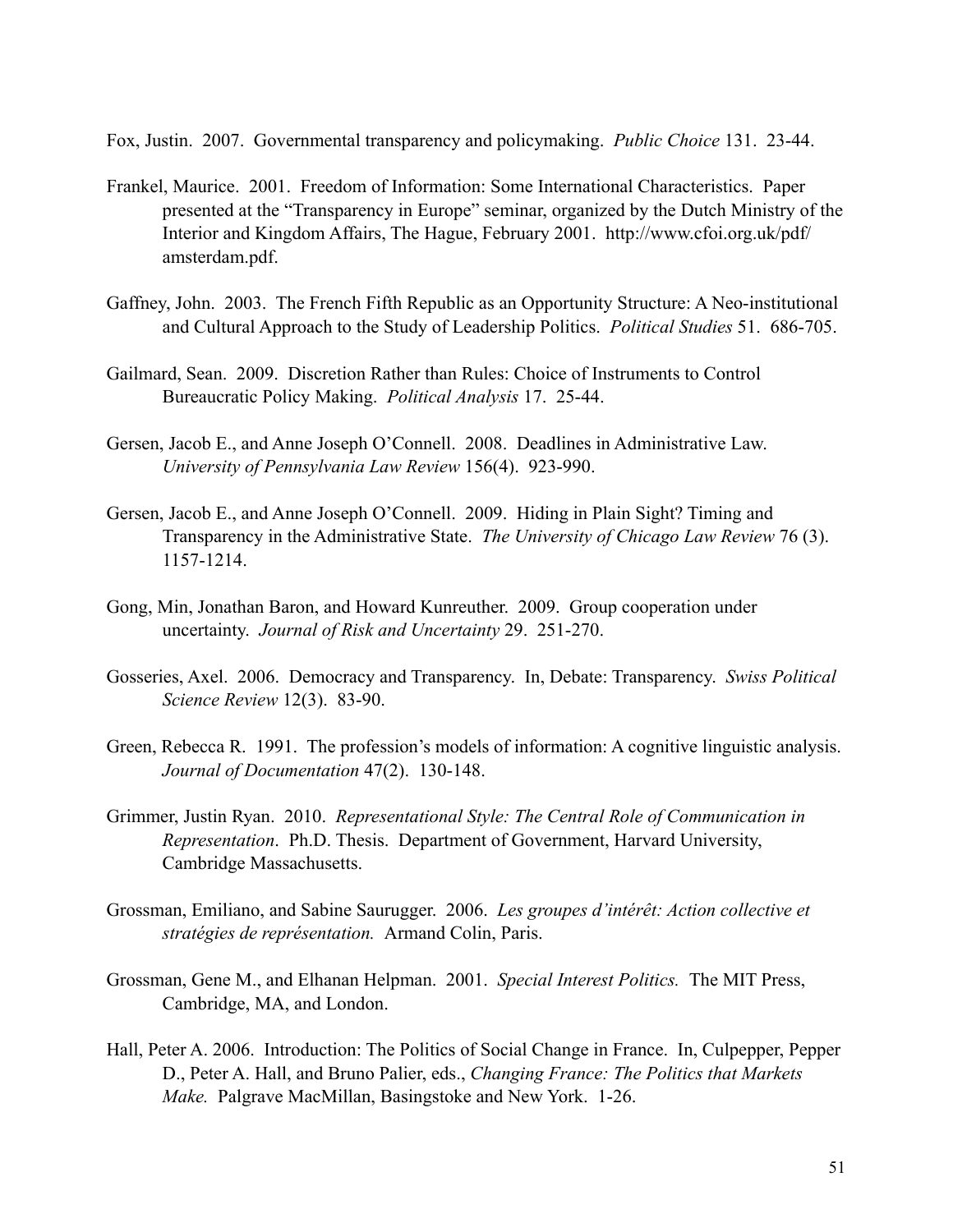Fox, Justin. 2007. Governmental transparency and policymaking. *Public Choice* 131. 23-44.

Frankel, Maurice. 2001. Freedom of Information: Some International Characteristics. Paper presented at the "Transparency in Europe" seminar, organized by the Dutch Ministry of the Interior and Kingdom Affairs, The Hague, February 2001. http://www.cfoi.org.uk/pdf/amsterdam.pdf.

Gaffney, John. 2003. The French Fifth Republic as an Opportunity Structure: A Neo-institutional and Cultural Approach to the Study of Leadership Politics. *Political Studies* 51. 686-705.

Gailmard, Sean. 2009. Discretion Rather than Rules: Choice of Instruments to Control Bureaucratic Policy Making. *Political Analysis* 17. 25-44.

Gersen, Jacob E., and Anne Joseph O'Connell. 2008. Deadlines in Administrative Law. *University of Pennsylvania Law Review* 156(4). 923-990.

Gersen, Jacob E., and Anne Joseph O'Connell. 2009. Hiding in Plain Sight? Timing and Transparency in the Administrative State. *The University of Chicago Law Review* 76 (3). 1157-1214.

Gong, Min, Jonathan Baron, and Howard Kunreuther. 2009. Group cooperation under uncertainty. *Journal of Risk and Uncertainty* 29. 251-270.

Gosseries, Axel. 2006. Democracy and Transparency. In, Debate: Transparency. *Swiss Political Science Review* 12(3). 83-90.

Green, Rebecca R. 1991. The profession's models of information: A cognitive linguistic analysis. *Journal of Documentation* 47(2). 130-148.

Grimmer, Justin Ryan. 2010. *Representational Style: The Central Role of Communication in Representation*. Ph.D. Thesis. Department of Government, Harvard University, Cambridge Massachusetts.

Grossman, Emiliano, and Sabine Saurugger. 2006. *Les groupes d'intérêt: Action collective et stratégies de représentation.* Armand Colin, Paris.

Grossman, Gene M., and Elhanan Helpman. 2001. *Special Interest Politics.* The MIT Press, Cambridge, MA, and London.

Hall, Peter A. 2006. Introduction: The Politics of Social Change in France. In, Culpepper, Pepper D., Peter A. Hall, and Bruno Palier, eds., *Changing France: The Politics that Markets Make.* Palgrave MacMillan, Basingstoke and New York. 1-26.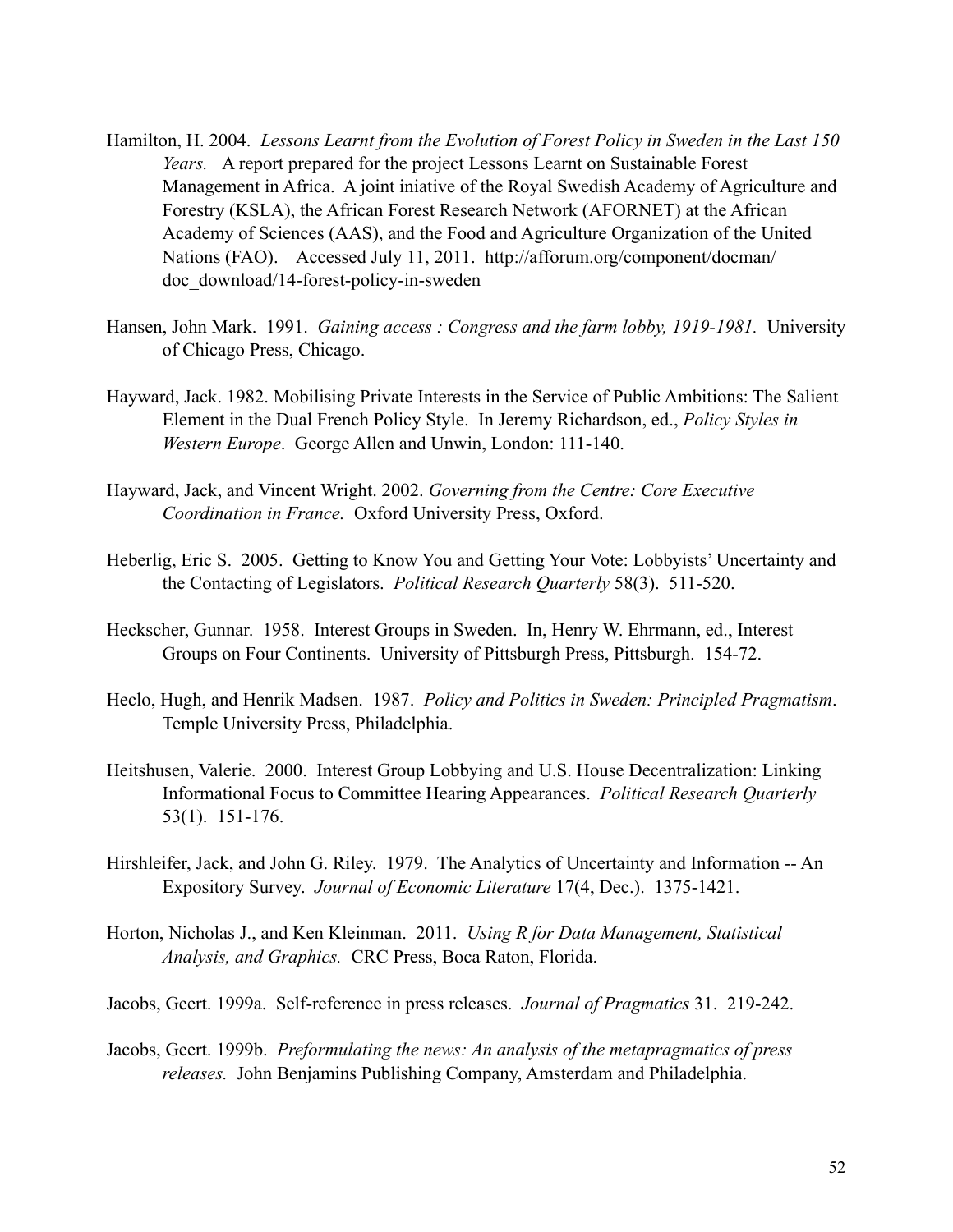Hamilton, H. 2004. *Lessons Learnt from the Evolution of Forest Policy in Sweden in the Last 150 Years.* A report prepared for the project Lessons Learnt on Sustainable Forest Management in Africa. A joint iniative of the Royal Swedish Academy of Agriculture and Forestry (KSLA), the African Forest Research Network (AFORNET) at the African Academy of Sciences (AAS), and the Food and Agriculture Organization of the United Nations (FAO). Accessed July 11, 2011. http://afforum.org/component/docman/doc_download/14-forest-policy-in-sweden

Hansen, John Mark. 1991. *Gaining access : Congress and the farm lobby, 1919-1981.* University of Chicago Press, Chicago.

Hayward, Jack. 1982. Mobilising Private Interests in the Service of Public Ambitions: The Salient Element in the Dual French Policy Style. In Jeremy Richardson, ed., *Policy Styles in Western Europe*. George Allen and Unwin, London: 111-140.

Hayward, Jack, and Vincent Wright. 2002. *Governing from the Centre: Core Executive Coordination in France.* Oxford University Press, Oxford.

Heberlig, Eric S. 2005. Getting to Know You and Getting Your Vote: Lobbyists' Uncertainty and the Contacting of Legislators. *Political Research Quarterly* 58(3). 511-520.

Heckscher, Gunnar. 1958. Interest Groups in Sweden. In, Henry W. Ehrmann, ed., Interest Groups on Four Continents. University of Pittsburgh Press, Pittsburgh. 154-72.

Heclo, Hugh, and Henrik Madsen. 1987. *Policy and Politics in Sweden: Principled Pragmatism*. Temple University Press, Philadelphia.

Heitshusen, Valerie. 2000. Interest Group Lobbying and U.S. House Decentralization: Linking Informational Focus to Committee Hearing Appearances. *Political Research Quarterly* 53(1). 151-176.

Hirshleifer, Jack, and John G. Riley. 1979. The Analytics of Uncertainty and Information -- An Expository Survey. *Journal of Economic Literature* 17(4, Dec.). 1375-1421.

Horton, Nicholas J., and Ken Kleinman. 2011. *Using R for Data Management, Statistical Analysis, and Graphics.* CRC Press, Boca Raton, Florida.

Jacobs, Geert. 1999a. Self-reference in press releases. *Journal of Pragmatics* 31. 219-242.

Jacobs, Geert. 1999b. *Preformulating the news: An analysis of the metapragmatics of press releases.* John Benjamins Publishing Company, Amsterdam and Philadelphia.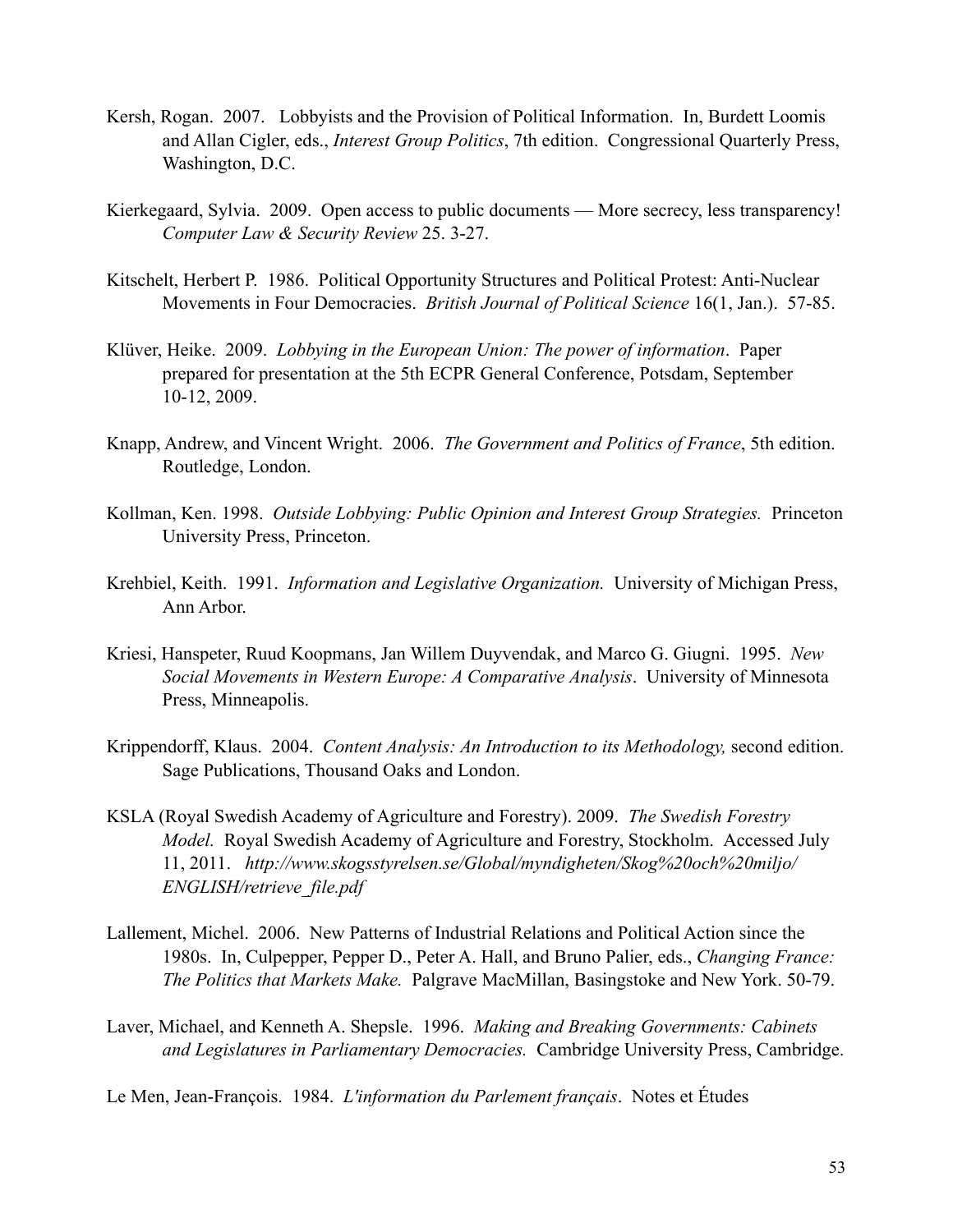Kersh, Rogan. 2007. Lobbyists and the Provision of Political Information. In, Burdett Loomis and Allan Cigler, eds., *Interest Group Politics*, 7th edition. Congressional Quarterly Press, Washington, D.C.

Kierkegaard, Sylvia. 2009. Open access to public documents — More secrecy, less transparency! *Computer Law & Security Review* 25. 3-27.

Kitschelt, Herbert P. 1986. Political Opportunity Structures and Political Protest: Anti-Nuclear Movements in Four Democracies. *British Journal of Political Science* 16(1, Jan.). 57-85.

Klüver, Heike. 2009. *Lobbying in the European Union: The power of information*. Paper prepared for presentation at the 5th ECPR General Conference, Potsdam, September 10-12, 2009.

Knapp, Andrew, and Vincent Wright. 2006. *The Government and Politics of France*, 5th edition. Routledge, London.

Kollman, Ken. 1998. *Outside Lobbying: Public Opinion and Interest Group Strategies.* Princeton University Press, Princeton.

Krehbiel, Keith. 1991. *Information and Legislative Organization.* University of Michigan Press, Ann Arbor.

Kriesi, Hanspeter, Ruud Koopmans, Jan Willem Duyvendak, and Marco G. Giugni. 1995. *New Social Movements in Western Europe: A Comparative Analysis*. University of Minnesota Press, Minneapolis.

Krippendorff, Klaus. 2004. *Content Analysis: An Introduction to its Methodology,* second edition. Sage Publications, Thousand Oaks and London.

KSLA (Royal Swedish Academy of Agriculture and Forestry). 2009. *The Swedish Forestry Model.* Royal Swedish Academy of Agriculture and Forestry, Stockholm. Accessed July 11, 2011. *http://www.skogsstyrelsen.se/Global/myndigheten/Skog%20och%20miljo/ENGLISH/retrieve_file.pdf*

Lallement, Michel. 2006. New Patterns of Industrial Relations and Political Action since the 1980s. In, Culpepper, Pepper D., Peter A. Hall, and Bruno Palier, eds., *Changing France: The Politics that Markets Make.* Palgrave MacMillan, Basingstoke and New York. 50-79.

Laver, Michael, and Kenneth A. Shepsle. 1996. *Making and Breaking Governments: Cabinets and Legislatures in Parliamentary Democracies.* Cambridge University Press, Cambridge.

Le Men, Jean-François. 1984. *L'information du Parlement français*. Notes et Études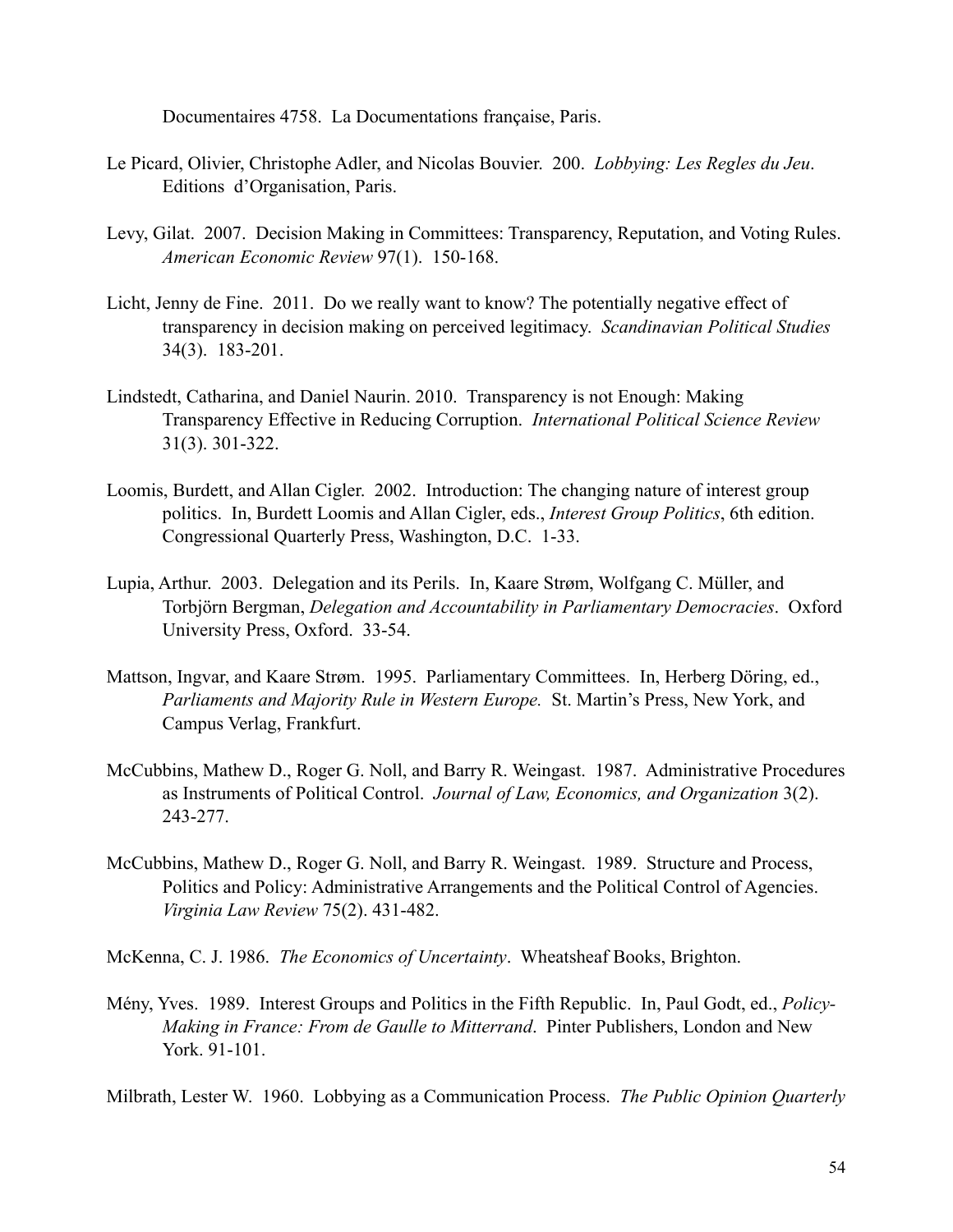Documentaires 4758. La Documentations française, Paris.

Le Picard, Olivier, Christophe Adler, and Nicolas Bouvier. 200. *Lobbying: Les Regles du Jeu*. Editions d'Organisation, Paris.

Levy, Gilat. 2007. Decision Making in Committees: Transparency, Reputation, and Voting Rules. *American Economic Review* 97(1). 150-168.

Licht, Jenny de Fine. 2011. Do we really want to know? The potentially negative effect of transparency in decision making on perceived legitimacy. *Scandinavian Political Studies* 34(3). 183-201.

Lindstedt, Catharina, and Daniel Naurin. 2010. Transparency is not Enough: Making Transparency Effective in Reducing Corruption. *International Political Science Review* 31(3). 301-322.

Loomis, Burdett, and Allan Cigler. 2002. Introduction: The changing nature of interest group politics. In, Burdett Loomis and Allan Cigler, eds., *Interest Group Politics*, 6th edition. Congressional Quarterly Press, Washington, D.C. 1-33.

Lupia, Arthur. 2003. Delegation and its Perils. In, Kaare Strøm, Wolfgang C. Müller, and Torbjörn Bergman, *Delegation and Accountability in Parliamentary Democracies*. Oxford University Press, Oxford. 33-54.

Mattson, Ingvar, and Kaare Strøm. 1995. Parliamentary Committees. In, Herberg Döring, ed., *Parliaments and Majority Rule in Western Europe.* St. Martin's Press, New York, and Campus Verlag, Frankfurt.

McCubbins, Mathew D., Roger G. Noll, and Barry R. Weingast. 1987. Administrative Procedures as Instruments of Political Control. *Journal of Law, Economics, and Organization* 3(2). 243-277.

McCubbins, Mathew D., Roger G. Noll, and Barry R. Weingast. 1989. Structure and Process, Politics and Policy: Administrative Arrangements and the Political Control of Agencies. *Virginia Law Review* 75(2). 431-482.

McKenna, C. J. 1986. *The Economics of Uncertainty*. Wheatsheaf Books, Brighton.

Mény, Yves. 1989. Interest Groups and Politics in the Fifth Republic. In, Paul Godt, ed., *Policy-Making in France: From de Gaulle to Mitterrand*. Pinter Publishers, London and New York. 91-101.

Milbrath, Lester W. 1960. Lobbying as a Communication Process. *The Public Opinion Quarterly*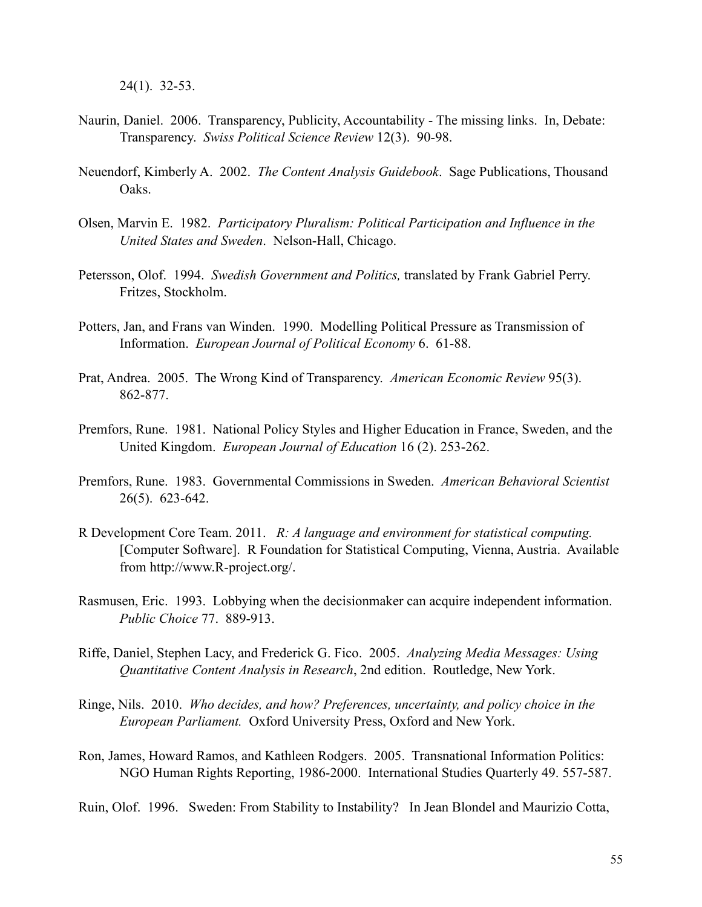24(1). 32-53.

Naurin, Daniel. 2006. Transparency, Publicity, Accountability - The missing links. In, Debate: Transparency. *Swiss Political Science Review* 12(3). 90-98.

Neuendorf, Kimberly A. 2002. *The Content Analysis Guidebook*. Sage Publications, Thousand Oaks.

Olsen, Marvin E. 1982. *Participatory Pluralism: Political Participation and Influence in the United States and Sweden*. Nelson-Hall, Chicago.

Petersson, Olof. 1994. *Swedish Government and Politics,* translated by Frank Gabriel Perry. Fritzes, Stockholm.

Potters, Jan, and Frans van Winden. 1990. Modelling Political Pressure as Transmission of Information. *European Journal of Political Economy* 6. 61-88.

Prat, Andrea. 2005. The Wrong Kind of Transparency. *American Economic Review* 95(3). 862-877.

Premfors, Rune. 1981. National Policy Styles and Higher Education in France, Sweden, and the United Kingdom. *European Journal of Education* 16 (2). 253-262.

Premfors, Rune. 1983. Governmental Commissions in Sweden. *American Behavioral Scientist* 26(5). 623-642.

R Development Core Team. 2011. *R: A language and environment for statistical computing.* [Computer Software]. R Foundation for Statistical Computing, Vienna, Austria. Available from http://www.R-project.org/.

Rasmusen, Eric. 1993. Lobbying when the decisionmaker can acquire independent information. *Public Choice* 77. 889-913.

Riffe, Daniel, Stephen Lacy, and Frederick G. Fico. 2005. *Analyzing Media Messages: Using Quantitative Content Analysis in Research*, 2nd edition. Routledge, New York.

Ringe, Nils. 2010. *Who decides, and how? Preferences, uncertainty, and policy choice in the European Parliament.* Oxford University Press, Oxford and New York.

Ron, James, Howard Ramos, and Kathleen Rodgers. 2005. Transnational Information Politics: NGO Human Rights Reporting, 1986-2000. International Studies Quarterly 49. 557-587.

Ruin, Olof. 1996. Sweden: From Stability to Instability? In Jean Blondel and Maurizio Cotta,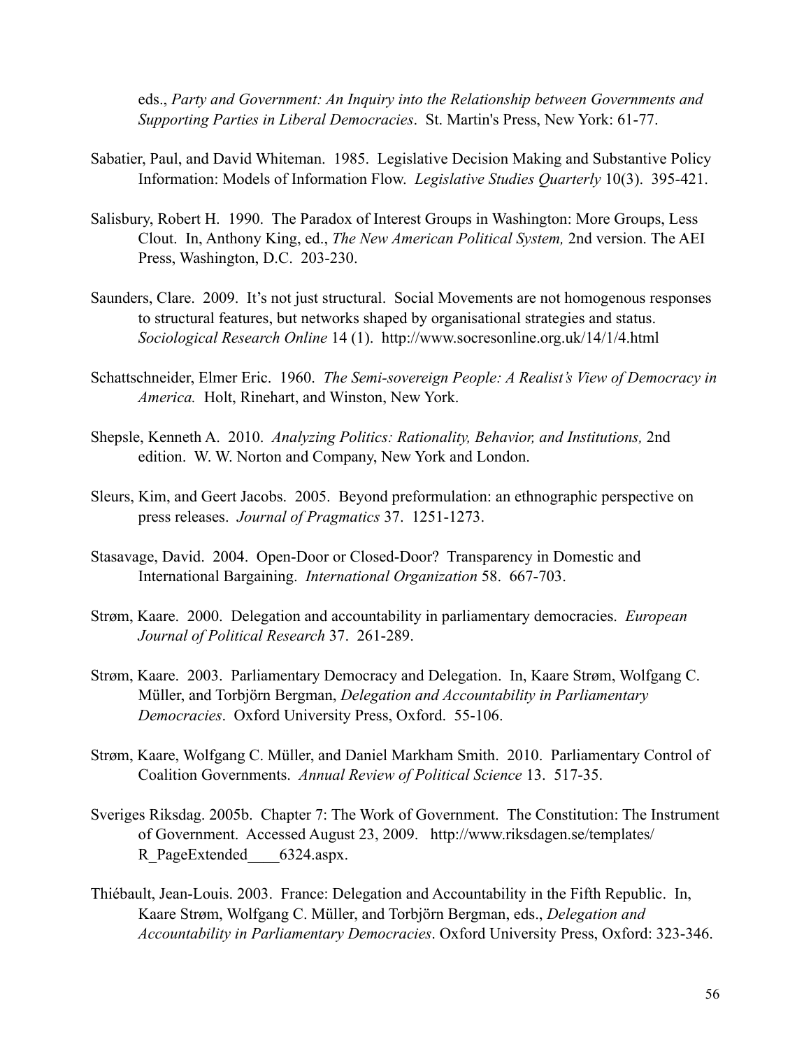eds., *Party and Government: An Inquiry into the Relationship between Governments and Supporting Parties in Liberal Democracies*. St. Martin's Press, New York: 61-77.

Sabatier, Paul, and David Whiteman. 1985. Legislative Decision Making and Substantive Policy Information: Models of Information Flow. *Legislative Studies Quarterly* 10(3). 395-421.

Salisbury, Robert H. 1990. The Paradox of Interest Groups in Washington: More Groups, Less Clout. In, Anthony King, ed., *The New American Political System,* 2nd version. The AEI Press, Washington, D.C. 203-230.

Saunders, Clare. 2009. It's not just structural. Social Movements are not homogenous responses to structural features, but networks shaped by organisational strategies and status. *Sociological Research Online* 14 (1). http://www.socresonline.org.uk/14/1/4.html

Schattschneider, Elmer Eric. 1960. *The Semi-sovereign People: A Realist's View of Democracy in America.* Holt, Rinehart, and Winston, New York.

Shepsle, Kenneth A. 2010. *Analyzing Politics: Rationality, Behavior, and Institutions,* 2nd edition. W. W. Norton and Company, New York and London.

Sleurs, Kim, and Geert Jacobs. 2005. Beyond preformulation: an ethnographic perspective on press releases. *Journal of Pragmatics* 37. 1251-1273.

Stasavage, David. 2004. Open-Door or Closed-Door? Transparency in Domestic and International Bargaining. *International Organization* 58. 667-703.

Strøm, Kaare. 2000. Delegation and accountability in parliamentary democracies. *European Journal of Political Research* 37. 261-289.

Strøm, Kaare. 2003. Parliamentary Democracy and Delegation. In, Kaare Strøm, Wolfgang C. Müller, and Torbjörn Bergman, *Delegation and Accountability in Parliamentary Democracies*. Oxford University Press, Oxford. 55-106.

Strøm, Kaare, Wolfgang C. Müller, and Daniel Markham Smith. 2010. Parliamentary Control of Coalition Governments. *Annual Review of Political Science* 13. 517-35.

Sveriges Riksdag. 2005b. Chapter 7: The Work of Government. The Constitution: The Instrument of Government. Accessed August 23, 2009. http://www.riksdagen.se/templates/R_PageExtended____6324.aspx.

Thiébault, Jean-Louis. 2003. France: Delegation and Accountability in the Fifth Republic. In, Kaare Strøm, Wolfgang C. Müller, and Torbjörn Bergman, eds., *Delegation and Accountability in Parliamentary Democracies*. Oxford University Press, Oxford: 323-346.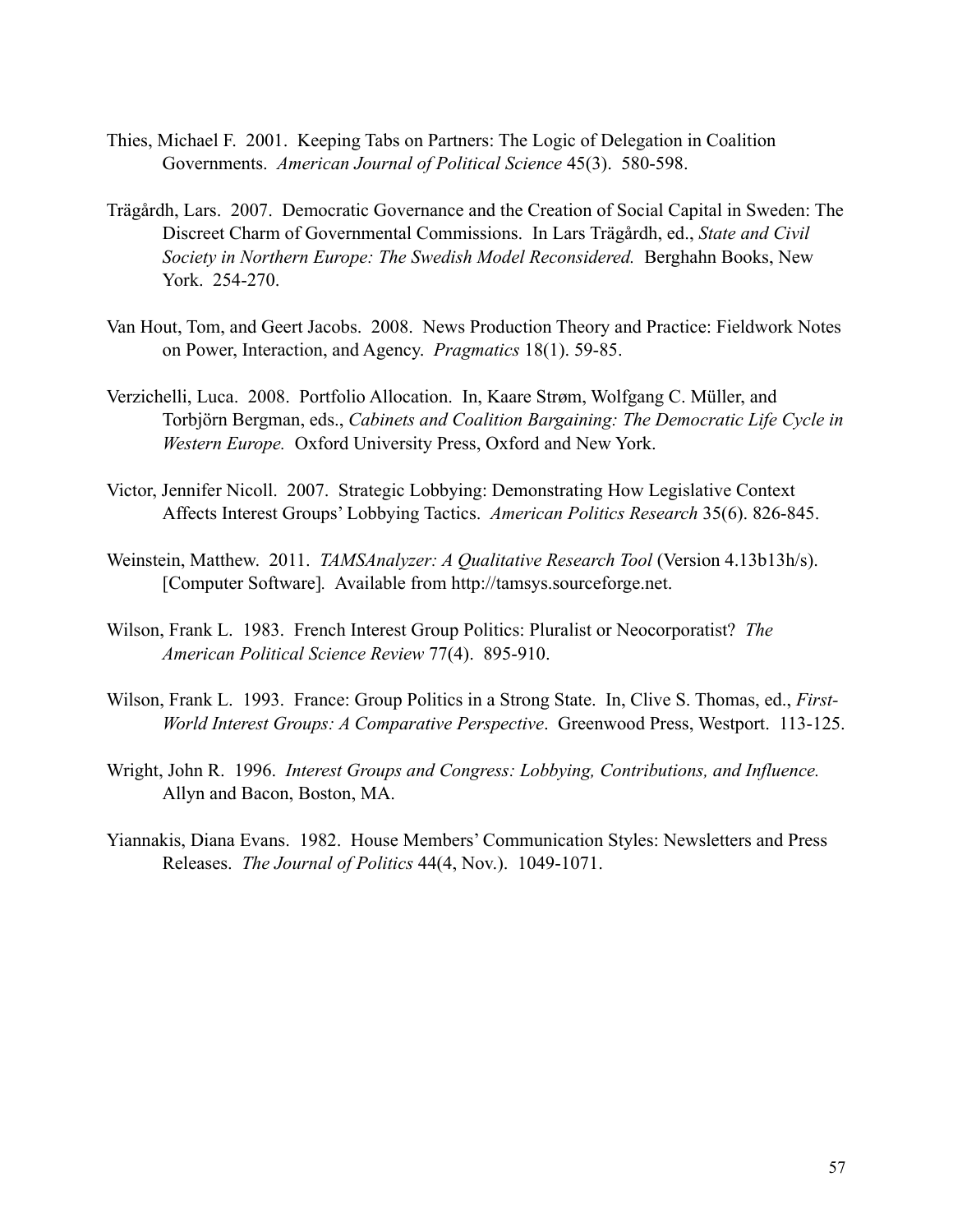Thies, Michael F. 2001. Keeping Tabs on Partners: The Logic of Delegation in Coalition Governments. *American Journal of Political Science* 45(3). 580-598.

Trägårdh, Lars. 2007. Democratic Governance and the Creation of Social Capital in Sweden: The Discreet Charm of Governmental Commissions. In Lars Trägårdh, ed., *State and Civil Society in Northern Europe: The Swedish Model Reconsidered.* Berghahn Books, New York. 254-270.

Van Hout, Tom, and Geert Jacobs. 2008. News Production Theory and Practice: Fieldwork Notes on Power, Interaction, and Agency. *Pragmatics* 18(1). 59-85.

Verzichelli, Luca. 2008. Portfolio Allocation. In, Kaare Strøm, Wolfgang C. Müller, and Torbjörn Bergman, eds., *Cabinets and Coalition Bargaining: The Democratic Life Cycle in Western Europe.* Oxford University Press, Oxford and New York.

Victor, Jennifer Nicoll. 2007. Strategic Lobbying: Demonstrating How Legislative Context Affects Interest Groups' Lobbying Tactics. *American Politics Research* 35(6). 826-845.

Weinstein, Matthew. 2011. *TAMSAnalyzer: A Qualitative Research Tool* (Version 4.13b13h/s). [Computer Software]. Available from http://tamsys.sourceforge.net.

Wilson, Frank L. 1983. French Interest Group Politics: Pluralist or Neocorporatist? *The American Political Science Review* 77(4). 895-910.

Wilson, Frank L. 1993. France: Group Politics in a Strong State. In, Clive S. Thomas, ed., *First-World Interest Groups: A Comparative Perspective*. Greenwood Press, Westport. 113-125.

Wright, John R. 1996. *Interest Groups and Congress: Lobbying, Contributions, and Influence.* Allyn and Bacon, Boston, MA.

Yiannakis, Diana Evans. 1982. House Members' Communication Styles: Newsletters and Press Releases. *The Journal of Politics* 44(4, Nov.). 1049-1071.